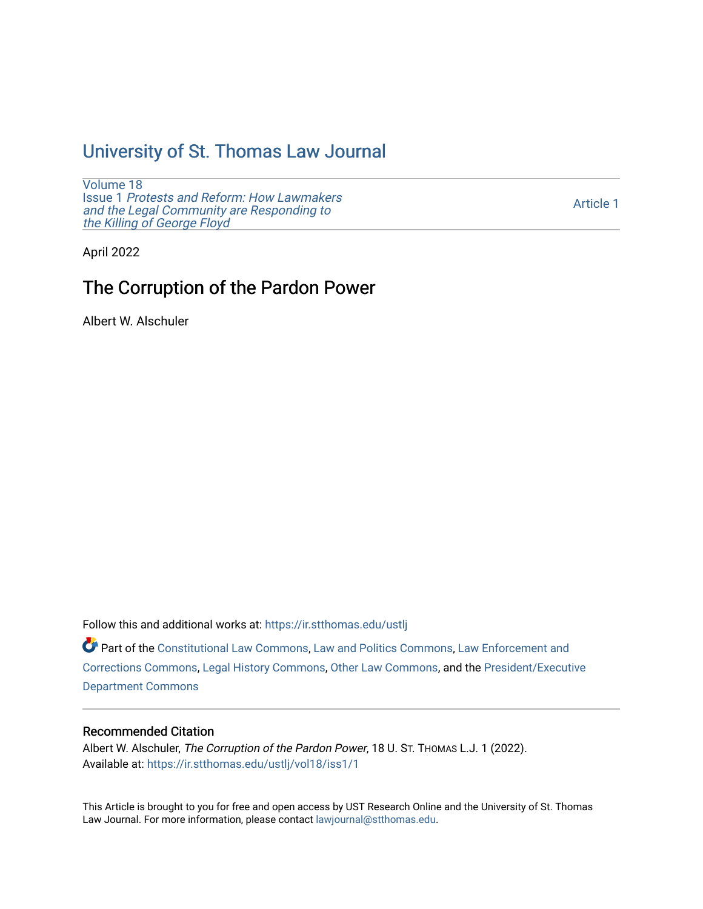# University of St. Thomas Law Journal

Volume 18
Issue 1 *Protests and Reform: How Lawmakers and the Legal Community are Responding to the Killing of George Floyd*

Article 1

April 2022

## The Corruption of the Pardon Power

Albert W. Alschuler

Follow this and additional works at: https://ir.stthomas.edu/ustlj

Part of the Constitutional Law Commons, Law and Politics Commons, Law Enforcement and Corrections Commons, Legal History Commons, Other Law Commons, and the President/Executive Department Commons

### Recommended Citation

Albert W. Alschuler, *The Corruption of the Pardon Power*, 18 U. St. Thomas L.J. 1 (2022).
Available at: https://ir.stthomas.edu/ustlj/vol18/iss1/1

This Article is brought to you for free and open access by UST Research Online and the University of St. Thomas Law Journal. For more information, please contact lawjournal@stthomas.edu.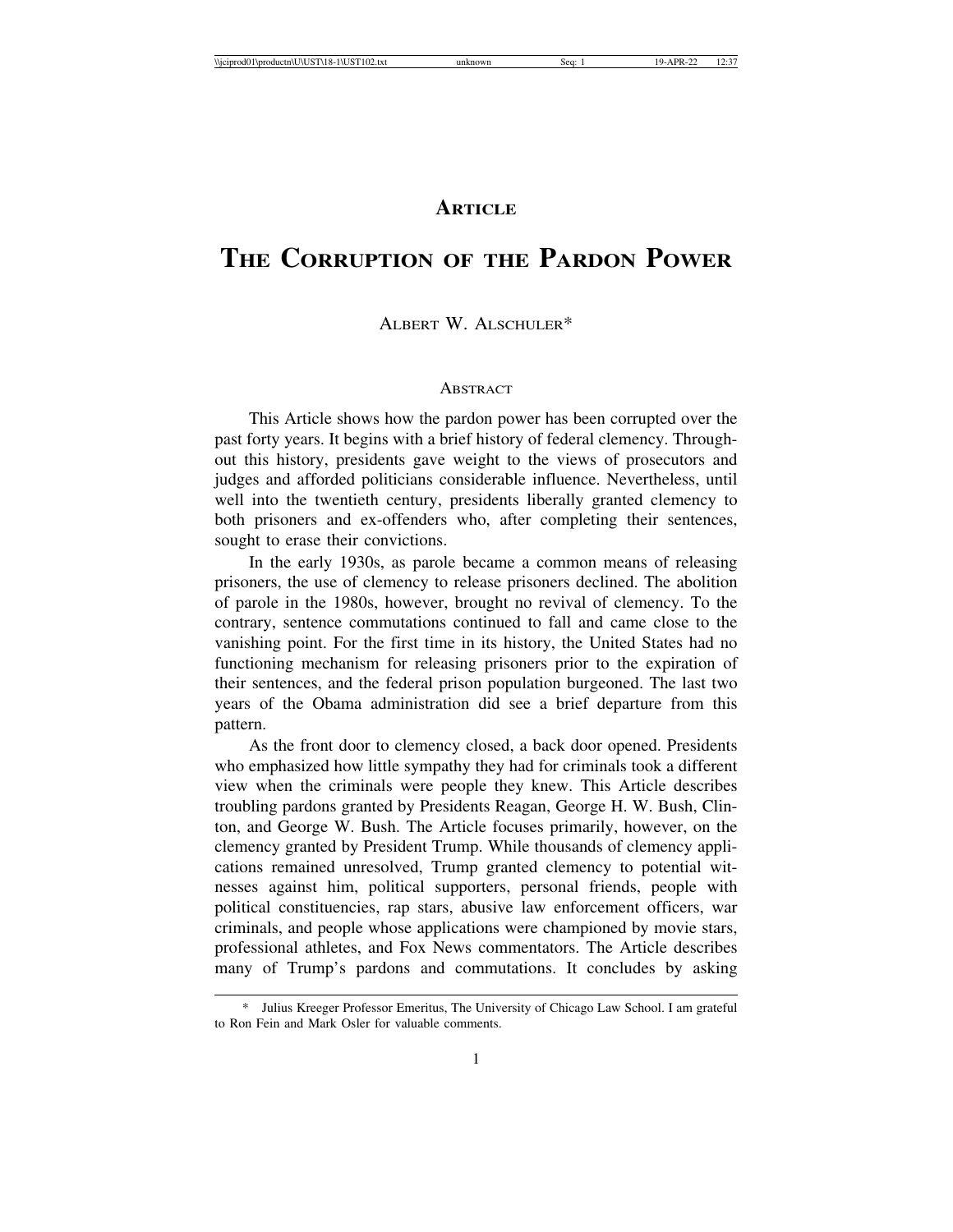## ARTICLE

# THE CORRUPTION OF THE PARDON POWER

ALBERT W. ALSCHULER*

### ABSTRACT

This Article shows how the pardon power has been corrupted over the past forty years. It begins with a brief history of federal clemency. Throughout this history, presidents gave weight to the views of prosecutors and judges and afforded politicians considerable influence. Nevertheless, until well into the twentieth century, presidents liberally granted clemency to both prisoners and ex-offenders who, after completing their sentences, sought to erase their convictions.

In the early 1930s, as parole became a common means of releasing prisoners, the use of clemency to release prisoners declined. The abolition of parole in the 1980s, however, brought no revival of clemency. To the contrary, sentence commutations continued to fall and came close to the vanishing point. For the first time in its history, the United States had no functioning mechanism for releasing prisoners prior to the expiration of their sentences, and the federal prison population burgeoned. The last two years of the Obama administration did see a brief departure from this pattern.

As the front door to clemency closed, a back door opened. Presidents who emphasized how little sympathy they had for criminals took a different view when the criminals were people they knew. This Article describes troubling pardons granted by Presidents Reagan, George H. W. Bush, Clinton, and George W. Bush. The Article focuses primarily, however, on the clemency granted by President Trump. While thousands of clemency applications remained unresolved, Trump granted clemency to potential witnesses against him, political supporters, personal friends, people with political constituencies, rap stars, abusive law enforcement officers, war criminals, and people whose applications were championed by movie stars, professional athletes, and Fox News commentators. The Article describes many of Trump's pardons and commutations. It concludes by asking

---

\* Julius Kreeger Professor Emeritus, The University of Chicago Law School. I am grateful to Ron Fein and Mark Osler for valuable comments.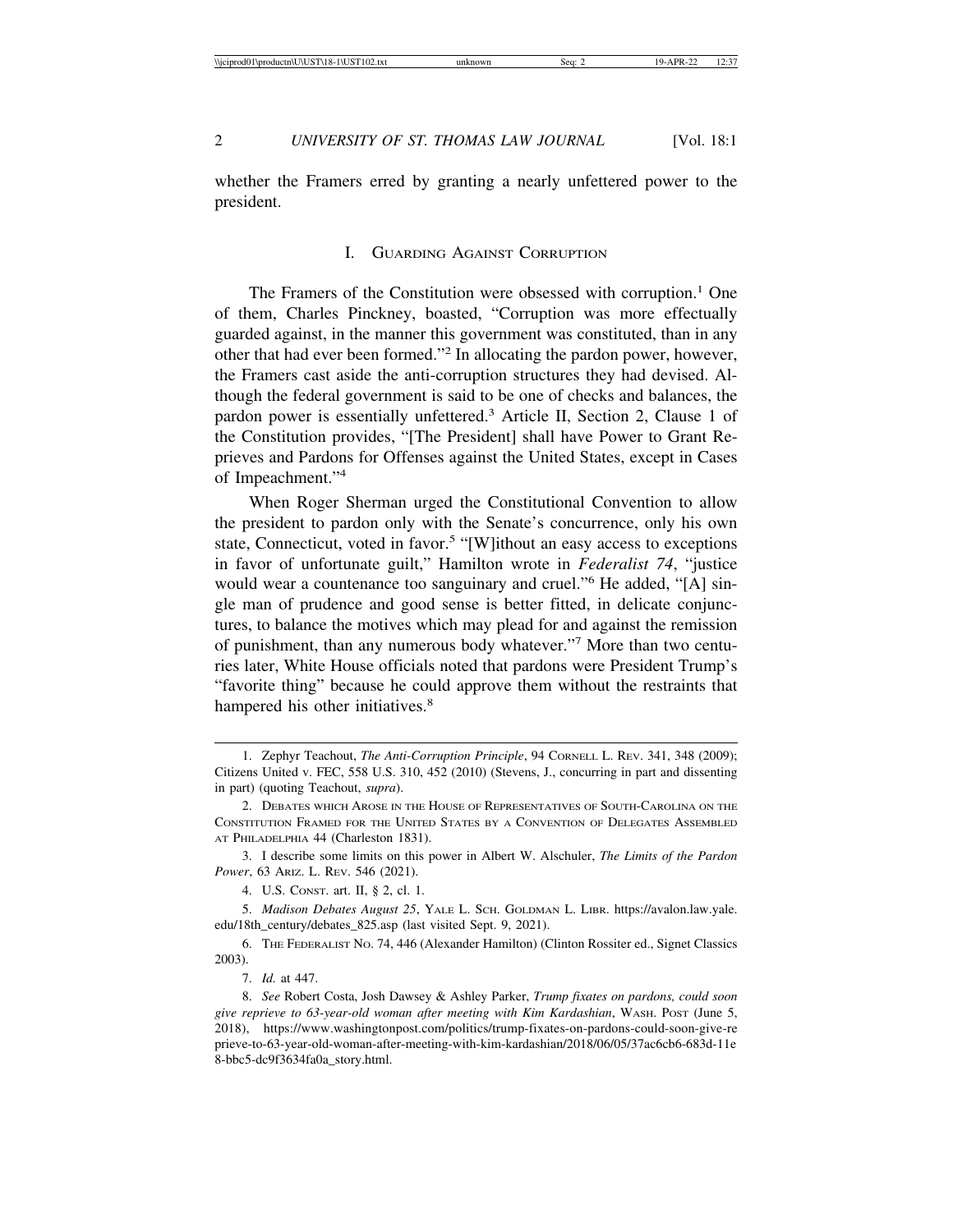whether the Framers erred by granting a nearly unfettered power to the president.

## I. Guarding Against Corruption

The Framers of the Constitution were obsessed with corruption.[1] One of them, Charles Pinckney, boasted, "Corruption was more effectually guarded against, in the manner this government was constituted, than in any other that had ever been formed."[2] In allocating the pardon power, however, the Framers cast aside the anti-corruption structures they had devised. Although the federal government is said to be one of checks and balances, the pardon power is essentially unfettered.[3] Article II, Section 2, Clause 1 of the Constitution provides, "[The President] shall have Power to Grant Reprieves and Pardons for Offenses against the United States, except in Cases of Impeachment."[4]

When Roger Sherman urged the Constitutional Convention to allow the president to pardon only with the Senate's concurrence, only his own state, Connecticut, voted in favor.[5] "[W]ithout an easy access to exceptions in favor of unfortunate guilt," Hamilton wrote in *Federalist 74*, "justice would wear a countenance too sanguinary and cruel."[6] He added, "[A] single man of prudence and good sense is better fitted, in delicate conjunctures, to balance the motives which may plead for and against the remission of punishment, than any numerous body whatever."[7] More than two centuries later, White House officials noted that pardons were President Trump's "favorite thing" because he could approve them without the restraints that hampered his other initiatives.[8]

---

1. Zephyr Teachout, *The Anti-Corruption Principle*, 94 Cornell L. Rev. 341, 348 (2009); Citizens United v. FEC, 558 U.S. 310, 452 (2010) (Stevens, J., concurring in part and dissenting in part) (quoting Teachout, *supra*).

2. Debates which Arose in the House of Representatives of South-Carolina on the Constitution Framed for the United States by a Convention of Delegates Assembled at Philadelphia 44 (Charleston 1831).

3. I describe some limits on this power in Albert W. Alschuler, *The Limits of the Pardon Power*, 63 Ariz. L. Rev. 546 (2021).

4. U.S. Const. art. II, § 2, cl. 1.

5. *Madison Debates August 25*, Yale L. Sch. Goldman L. Libr. https://avalon.law.yale.edu/18th_century/debates_825.asp (last visited Sept. 9, 2021).

6. The Federalist No. 74, 446 (Alexander Hamilton) (Clinton Rossiter ed., Signet Classics 2003).

7. *Id.* at 447.

8. *See* Robert Costa, Josh Dawsey & Ashley Parker, *Trump fixates on pardons, could soon give reprieve to 63-year-old woman after meeting with Kim Kardashian*, Wash. Post (June 5, 2018), https://www.washingtonpost.com/politics/trump-fixates-on-pardons-could-soon-give-reprieve-to-63-year-old-woman-after-meeting-with-kim-kardashian/2018/06/05/37ac6cb6-683d-11e8-bbc5-dc9f3634fa0a_story.html.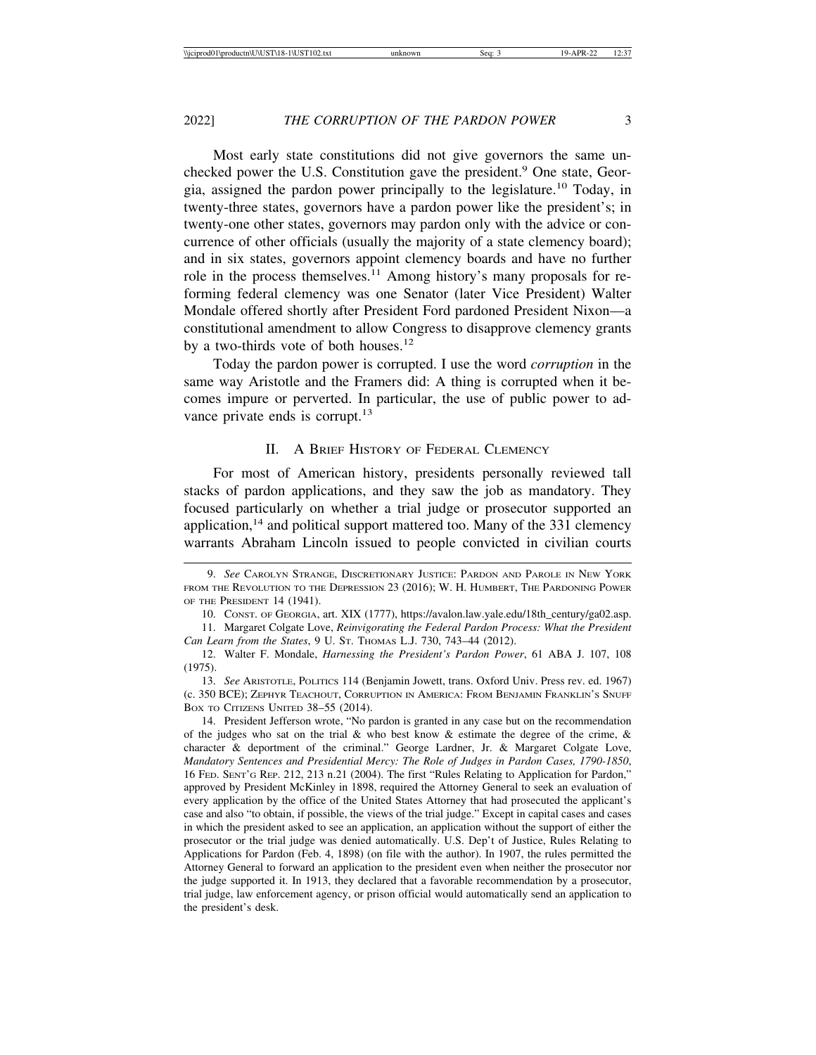Most early state constitutions did not give governors the same unchecked power the U.S. Constitution gave the president.[9] One state, Georgia, assigned the pardon power principally to the legislature.[10] Today, in twenty-three states, governors have a pardon power like the president's; in twenty-one other states, governors may pardon only with the advice or concurrence of other officials (usually the majority of a state clemency board); and in six states, governors appoint clemency boards and have no further role in the process themselves.[11] Among history's many proposals for reforming federal clemency was one Senator (later Vice President) Walter Mondale offered shortly after President Ford pardoned President Nixon—a constitutional amendment to allow Congress to disapprove clemency grants by a two-thirds vote of both houses.[12]

Today the pardon power is corrupted. I use the word *corruption* in the same way Aristotle and the Framers did: A thing is corrupted when it becomes impure or perverted. In particular, the use of public power to advance private ends is corrupt.[13]

## II. A Brief History of Federal Clemency

For most of American history, presidents personally reviewed tall stacks of pardon applications, and they saw the job as mandatory. They focused particularly on whether a trial judge or prosecutor supported an application,[14] and political support mattered too. Many of the 331 clemency warrants Abraham Lincoln issued to people convicted in civilian courts

---

9. *See* Carolyn Strange, Discretionary Justice: Pardon and Parole in New York from the Revolution to the Depression 23 (2016); W. H. Humbert, The Pardoning Power of the President 14 (1941).

10. Const. of Georgia, art. XIX (1777), https://avalon.law.yale.edu/18th_century/ga02.asp.

11. Margaret Colgate Love, *Reinvigorating the Federal Pardon Process: What the President Can Learn from the States*, 9 U. St. Thomas L.J. 730, 743–44 (2012).

12. Walter F. Mondale, *Harnessing the President's Pardon Power*, 61 ABA J. 107, 108 (1975).

13. *See* Aristotle, Politics 114 (Benjamin Jowett, trans. Oxford Univ. Press rev. ed. 1967) (c. 350 BCE); Zephyr Teachout, Corruption in America: From Benjamin Franklin's Snuff Box to Citizens United 38–55 (2014).

14. President Jefferson wrote, "No pardon is granted in any case but on the recommendation of the judges who sat on the trial & who best know & estimate the degree of the crime, & character & deportment of the criminal." George Lardner, Jr. & Margaret Colgate Love, *Mandatory Sentences and Presidential Mercy: The Role of Judges in Pardon Cases, 1790-1850*, 16 Fed. Sent'g Rep. 212, 213 n.21 (2004). The first "Rules Relating to Application for Pardon," approved by President McKinley in 1898, required the Attorney General to seek an evaluation of every application by the office of the United States Attorney that had prosecuted the applicant's case and also "to obtain, if possible, the views of the trial judge." Except in capital cases and cases in which the president asked to see an application, an application without the support of either the prosecutor or the trial judge was denied automatically. U.S. Dep't of Justice, Rules Relating to Applications for Pardon (Feb. 4, 1898) (on file with the author). In 1907, the rules permitted the Attorney General to forward an application to the president even when neither the prosecutor nor the judge supported it. In 1913, they declared that a favorable recommendation by a prosecutor, trial judge, law enforcement agency, or prison official would automatically send an application to the president's desk.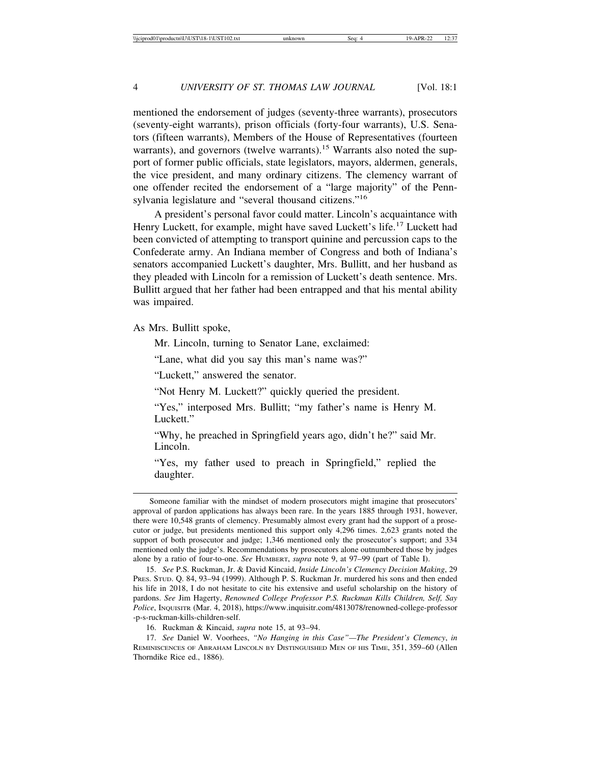mentioned the endorsement of judges (seventy-three warrants), prosecutors (seventy-eight warrants), prison officials (forty-four warrants), U.S. Senators (fifteen warrants), Members of the House of Representatives (fourteen warrants), and governors (twelve warrants).[15] Warrants also noted the support of former public officials, state legislators, mayors, aldermen, generals, the vice president, and many ordinary citizens. The clemency warrant of one offender recited the endorsement of a "large majority" of the Pennsylvania legislature and "several thousand citizens."[16]

A president's personal favor could matter. Lincoln's acquaintance with Henry Luckett, for example, might have saved Luckett's life.[17] Luckett had been convicted of attempting to transport quinine and percussion caps to the Confederate army. An Indiana member of Congress and both of Indiana's senators accompanied Luckett's daughter, Mrs. Bullitt, and her husband as they pleaded with Lincoln for a remission of Luckett's death sentence. Mrs. Bullitt argued that her father had been entrapped and that his mental ability was impaired.

As Mrs. Bullitt spoke,

> Mr. Lincoln, turning to Senator Lane, exclaimed:
>
> "Lane, what did you say this man's name was?"
>
> "Luckett," answered the senator.
>
> "Not Henry M. Luckett?" quickly queried the president.
>
> "Yes," interposed Mrs. Bullitt; "my father's name is Henry M. Luckett."
>
> "Why, he preached in Springfield years ago, didn't he?" said Mr. Lincoln.
>
> "Yes, my father used to preach in Springfield," replied the daughter.

---

Someone familiar with the mindset of modern prosecutors might imagine that prosecutors' approval of pardon applications has always been rare. In the years 1885 through 1931, however, there were 10,548 grants of clemency. Presumably almost every grant had the support of a prosecutor or judge, but presidents mentioned this support only 4,296 times. 2,623 grants noted the support of both prosecutor and judge; 1,346 mentioned only the prosecutor's support; and 334 mentioned only the judge's. Recommendations by prosecutors alone outnumbered those by judges alone by a ratio of four-to-one. *See* Humbert, *supra* note 9, at 97–99 (part of Table I).

15. *See* P.S. Ruckman, Jr. & David Kincaid, *Inside Lincoln's Clemency Decision Making*, 29 Pres. Stud. Q. 84, 93–94 (1999). Although P. S. Ruckman Jr. murdered his sons and then ended his life in 2018, I do not hesitate to cite his extensive and useful scholarship on the history of pardons. *See* Jim Hagerty, *Renowned College Professor P.S. Ruckman Kills Children, Self, Say Police*, Inquisitr (Mar. 4, 2018), https://www.inquisitr.com/4813078/renowned-college-professor-p-s-ruckman-kills-children-self.

16. Ruckman & Kincaid, *supra* note 15, at 93–94.

17. *See* Daniel W. Voorhees, *"No Hanging in this Case"—The President's Clemency*, *in* Reminiscences of Abraham Lincoln by Distinguished Men of his Time, 351, 359–60 (Allen Thorndike Rice ed., 1886).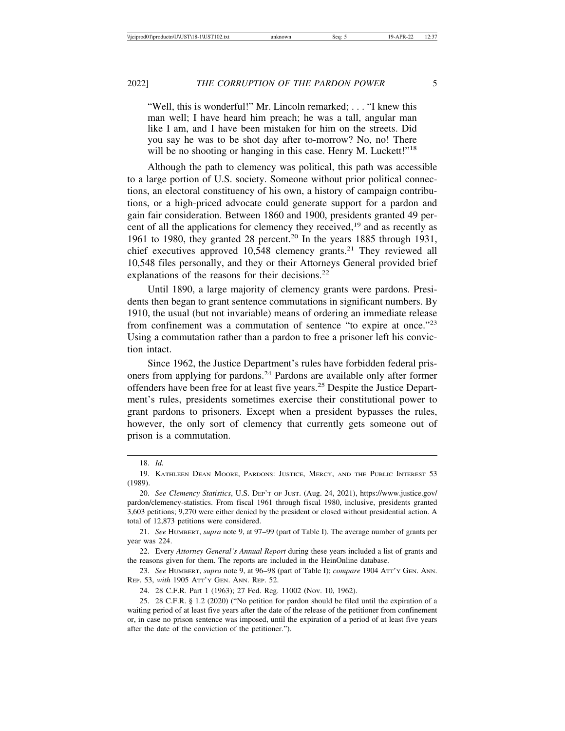> "Well, this is wonderful!" Mr. Lincoln remarked; . . . "I knew this man well; I have heard him preach; he was a tall, angular man like I am, and I have been mistaken for him on the streets. Did you say he was to be shot day after to-morrow? No, no! There will be no shooting or hanging in this case. Henry M. Luckett!"[18]

Although the path to clemency was political, this path was accessible to a large portion of U.S. society. Someone without prior political connections, an electoral constituency of his own, a history of campaign contributions, or a high-priced advocate could generate support for a pardon and gain fair consideration. Between 1860 and 1900, presidents granted 49 percent of all the applications for clemency they received,[19] and as recently as 1961 to 1980, they granted 28 percent.[20] In the years 1885 through 1931, chief executives approved 10,548 clemency grants.[21] They reviewed all 10,548 files personally, and they or their Attorneys General provided brief explanations of the reasons for their decisions.[22]

Until 1890, a large majority of clemency grants were pardons. Presidents then began to grant sentence commutations in significant numbers. By 1910, the usual (but not invariable) means of ordering an immediate release from confinement was a commutation of sentence "to expire at once."[23] Using a commutation rather than a pardon to free a prisoner left his conviction intact.

Since 1962, the Justice Department's rules have forbidden federal prisoners from applying for pardons.[24] Pardons are available only after former offenders have been free for at least five years.[25] Despite the Justice Department's rules, presidents sometimes exercise their constitutional power to grant pardons to prisoners. Except when a president bypasses the rules, however, the only sort of clemency that currently gets someone out of prison is a commutation.

---

18. *Id.*

19. Kathleen Dean Moore, Pardons: Justice, Mercy, and the Public Interest 53 (1989).

20. *See Clemency Statistics*, U.S. Dep't of Just. (Aug. 24, 2021), https://www.justice.gov/pardon/clemency-statistics. From fiscal 1961 through fiscal 1980, inclusive, presidents granted 3,603 petitions; 9,270 were either denied by the president or closed without presidential action. A total of 12,873 petitions were considered.

21. *See* Humbert, *supra* note 9, at 97–99 (part of Table I). The average number of grants per year was 224.

22. Every *Attorney General's Annual Report* during these years included a list of grants and the reasons given for them. The reports are included in the HeinOnline database.

23. *See* Humbert, *supra* note 9, at 96–98 (part of Table I); *compare* 1904 Att'y Gen. Ann. Rep. 53, *with* 1905 Att'y Gen. Ann. Rep. 52.

24. 28 C.F.R. Part 1 (1963); 27 Fed. Reg. 11002 (Nov. 10, 1962).

25. 28 C.F.R. § 1.2 (2020) ("No petition for pardon should be filed until the expiration of a waiting period of at least five years after the date of the release of the petitioner from confinement or, in case no prison sentence was imposed, until the expiration of a period of at least five years after the date of the conviction of the petitioner.").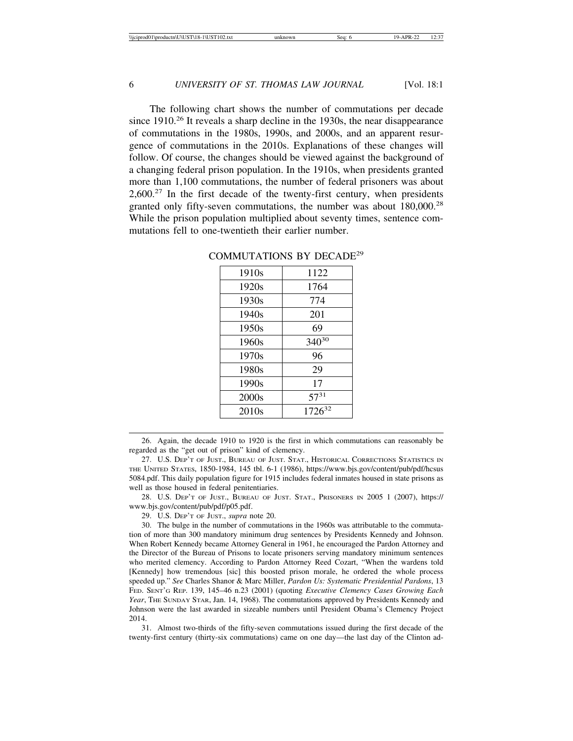The following chart shows the number of commutations per decade since 1910.[26] It reveals a sharp decline in the 1930s, the near disappearance of commutations in the 1980s, 1990s, and 2000s, and an apparent resurgence of commutations in the 2010s. Explanations of these changes will follow. Of course, the changes should be viewed against the background of a changing federal prison population. In the 1910s, when presidents granted more than 1,100 commutations, the number of federal prisoners was about 2,600.[27] In the first decade of the twenty-first century, when presidents granted only fifty-seven commutations, the number was about 180,000.[28] While the prison population multiplied about seventy times, sentence commutations fell to one-twentieth their earlier number.

COMMUTATIONS BY DECADE[29]

| Decade | Commutations |
| --- | --- |
| 1910s | 1122 |
| 1920s | 1764 |
| 1930s | 774 |
| 1940s | 201 |
| 1950s | 69 |
| 1960s | 340[30] |
| 1970s | 96 |
| 1980s | 29 |
| 1990s | 17 |
| 2000s | 57[31] |
| 2010s | 1726[32] |

26. Again, the decade 1910 to 1920 is the first in which commutations can reasonably be regarded as the "get out of prison" kind of clemency.

27. U.S. Dep't of Just., Bureau of Just. Stat., Historical Corrections Statistics in the United States, 1850-1984, 145 tbl. 6-1 (1986), https://www.bjs.gov/content/pub/pdf/hcsus5084.pdf. This daily population figure for 1915 includes federal inmates housed in state prisons as well as those housed in federal penitentiaries.

28. U.S. Dep't of Just., Bureau of Just. Stat., Prisoners in 2005 1 (2007), https://www.bjs.gov/content/pub/pdf/p05.pdf.

29. U.S. Dep't of Just., *supra* note 20.

30. The bulge in the number of commutations in the 1960s was attributable to the commutation of more than 300 mandatory minimum drug sentences by Presidents Kennedy and Johnson. When Robert Kennedy became Attorney General in 1961, he encouraged the Pardon Attorney and the Director of the Bureau of Prisons to locate prisoners serving mandatory minimum sentences who merited clemency. According to Pardon Attorney Reed Cozart, "When the wardens told [Kennedy] how tremendous [sic] this boosted prison morale, he ordered the whole process speeded up." *See* Charles Shanor & Marc Miller, *Pardon Us: Systematic Presidential Pardons*, 13 Fed. Sent'g Rep. 139, 145–46 n.23 (2001) (quoting *Executive Clemency Cases Growing Each Year*, The Sunday Star, Jan. 14, 1968). The commutations approved by Presidents Kennedy and Johnson were the last awarded in sizeable numbers until President Obama's Clemency Project 2014.

31. Almost two-thirds of the fifty-seven commutations issued during the first decade of the twenty-first century (thirty-six commutations) came on one day—the last day of the Clinton ad-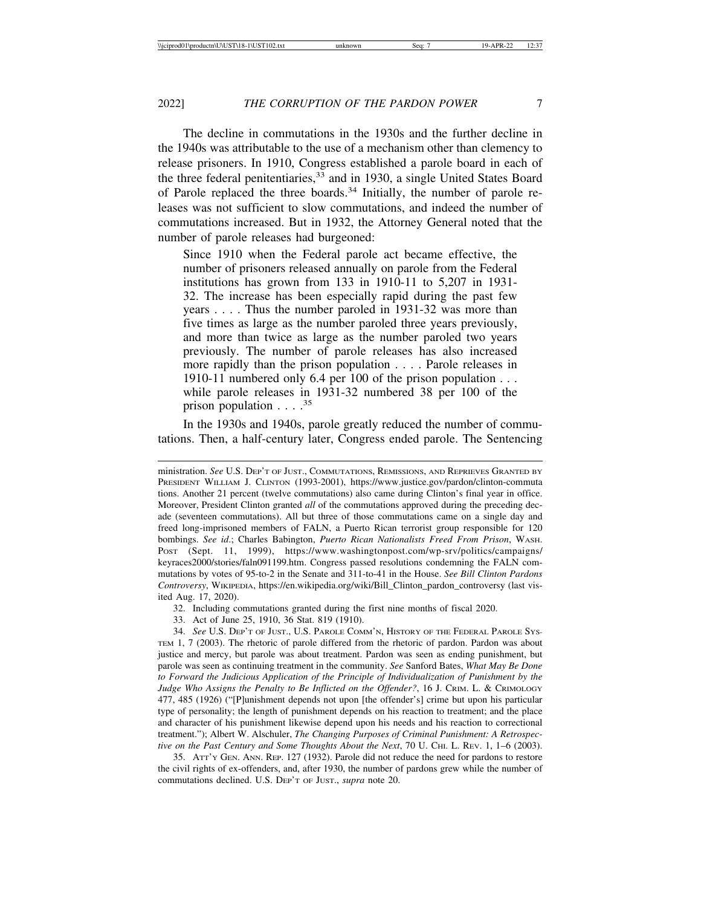The decline in commutations in the 1930s and the further decline in the 1940s was attributable to the use of a mechanism other than clemency to release prisoners. In 1910, Congress established a parole board in each of the three federal penitentiaries,[33] and in 1930, a single United States Board of Parole replaced the three boards.[34] Initially, the number of parole releases was not sufficient to slow commutations, and indeed the number of commutations increased. But in 1932, the Attorney General noted that the number of parole releases had burgeoned:

> Since 1910 when the Federal parole act became effective, the number of prisoners released annually on parole from the Federal institutions has grown from 133 in 1910-11 to 5,207 in 1931-32. The increase has been especially rapid during the past few years . . . . Thus the number paroled in 1931-32 was more than five times as large as the number paroled three years previously, and more than twice as large as the number paroled two years previously. The number of parole releases has also increased more rapidly than the prison population . . . . Parole releases in 1910-11 numbered only 6.4 per 100 of the prison population . . . while parole releases in 1931-32 numbered 38 per 100 of the prison population . . . .[35]

In the 1930s and 1940s, parole greatly reduced the number of commutations. Then, a half-century later, Congress ended parole. The Sentencing

---

ministration. *See* U.S. DEP'T OF JUST., COMMUTATIONS, REMISSIONS, AND REPRIEVES GRANTED BY PRESIDENT WILLIAM J. CLINTON (1993-2001), https://www.justice.gov/pardon/clinton-commutations. Another 21 percent (twelve commutations) also came during Clinton's final year in office. Moreover, President Clinton granted *all* of the commutations approved during the preceding decade (seventeen commutations). All but three of those commutations came on a single day and freed long-imprisoned members of FALN, a Puerto Rican terrorist group responsible for 120 bombings. *See id.*; Charles Babington, *Puerto Rican Nationalists Freed From Prison*, WASH. POST (Sept. 11, 1999), https://www.washingtonpost.com/wp-srv/politics/campaigns/keyraces2000/stories/faln091199.htm. Congress passed resolutions condemning the FALN commutations by votes of 95-to-2 in the Senate and 311-to-41 in the House. *See Bill Clinton Pardons Controversy*, WIKIPEDIA, https://en.wikipedia.org/wiki/Bill_Clinton_pardon_controversy (last visited Aug. 17, 2020).

32. Including commutations granted during the first nine months of fiscal 2020.

33. Act of June 25, 1910, 36 Stat. 819 (1910).

34. *See* U.S. DEP'T OF JUST., U.S. PAROLE COMM'N, HISTORY OF THE FEDERAL PAROLE SYSTEM 1, 7 (2003). The rhetoric of parole differed from the rhetoric of pardon. Pardon was about justice and mercy, but parole was about treatment. Pardon was seen as ending punishment, but parole was seen as continuing treatment in the community. *See* Sanford Bates, *What May Be Done to Forward the Judicious Application of the Principle of Individualization of Punishment by the Judge Who Assigns the Penalty to Be Inflicted on the Offender?*, 16 J. CRIM. L. & CRIMOLOGY 477, 485 (1926) ("[P]unishment depends not upon [the offender's] crime but upon his particular type of personality; the length of punishment depends on his reaction to treatment; and the place and character of his punishment likewise depend upon his needs and his reaction to correctional treatment."); Albert W. Alschuler, *The Changing Purposes of Criminal Punishment: A Retrospective on the Past Century and Some Thoughts About the Next*, 70 U. CHI. L. REV. 1, 1–6 (2003).

35. ATT'Y GEN. ANN. REP. 127 (1932). Parole did not reduce the need for pardons to restore the civil rights of ex-offenders, and, after 1930, the number of pardons grew while the number of commutations declined. U.S. DEP'T OF JUST., *supra* note 20.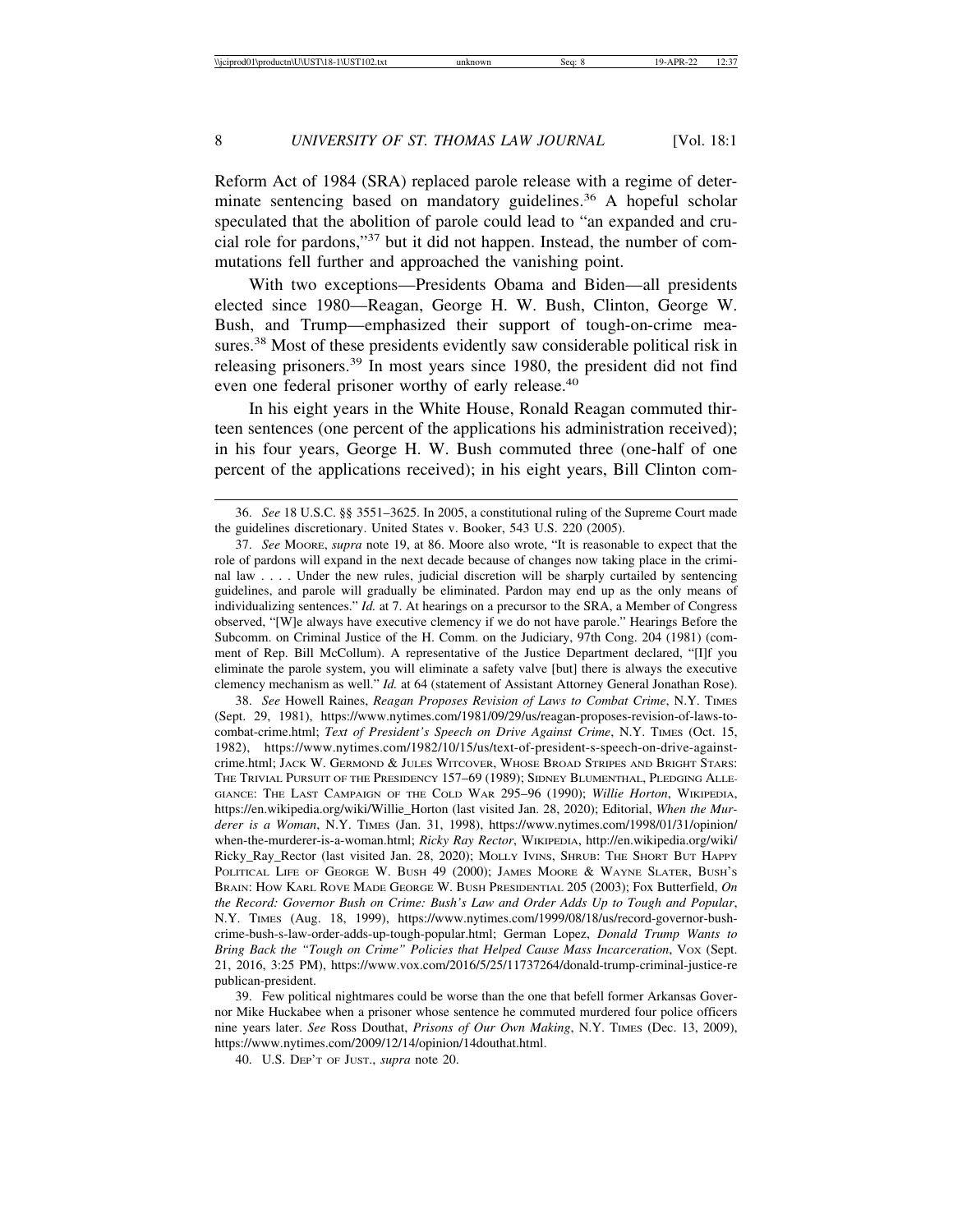Reform Act of 1984 (SRA) replaced parole release with a regime of determinate sentencing based on mandatory guidelines.[36] A hopeful scholar speculated that the abolition of parole could lead to "an expanded and crucial role for pardons,"[37] but it did not happen. Instead, the number of commutations fell further and approached the vanishing point.

With two exceptions—Presidents Obama and Biden—all presidents elected since 1980—Reagan, George H. W. Bush, Clinton, George W. Bush, and Trump—emphasized their support of tough-on-crime measures.[38] Most of these presidents evidently saw considerable political risk in releasing prisoners.[39] In most years since 1980, the president did not find even one federal prisoner worthy of early release.[40]

In his eight years in the White House, Ronald Reagan commuted thirteen sentences (one percent of the applications his administration received); in his four years, George H. W. Bush commuted three (one-half of one percent of the applications received); in his eight years, Bill Clinton com-

---

36. *See* 18 U.S.C. §§ 3551–3625. In 2005, a constitutional ruling of the Supreme Court made the guidelines discretionary. United States v. Booker, 543 U.S. 220 (2005).

37. *See* Moore, *supra* note 19, at 86. Moore also wrote, "It is reasonable to expect that the role of pardons will expand in the next decade because of changes now taking place in the criminal law . . . . Under the new rules, judicial discretion will be sharply curtailed by sentencing guidelines, and parole will gradually be eliminated. Pardon may end up as the only means of individualizing sentences." *Id.* at 7. At hearings on a precursor to the SRA, a Member of Congress observed, "[W]e always have executive clemency if we do not have parole." Hearings Before the Subcomm. on Criminal Justice of the H. Comm. on the Judiciary, 97th Cong. 204 (1981) (comment of Rep. Bill McCollum). A representative of the Justice Department declared, "[I]f you eliminate the parole system, you will eliminate a safety valve [but] there is always the executive clemency mechanism as well." *Id.* at 64 (statement of Assistant Attorney General Jonathan Rose).

38. *See* Howell Raines, *Reagan Proposes Revision of Laws to Combat Crime*, N.Y. Times (Sept. 29, 1981), https://www.nytimes.com/1981/09/29/us/reagan-proposes-revision-of-laws-to-combat-crime.html; *Text of President's Speech on Drive Against Crime*, N.Y. Times (Oct. 15, 1982), https://www.nytimes.com/1982/10/15/us/text-of-president-s-speech-on-drive-against-crime.html; Jack W. Germond & Jules Witcover, Whose Broad Stripes and Bright Stars: The Trivial Pursuit of the Presidency 157–69 (1989); Sidney Blumenthal, Pledging Allegiance: The Last Campaign of the Cold War 295–96 (1990); *Willie Horton*, Wikipedia, https://en.wikipedia.org/wiki/Willie_Horton (last visited Jan. 28, 2020); Editorial, *When the Murderer is a Woman*, N.Y. Times (Jan. 31, 1998), https://www.nytimes.com/1998/01/31/opinion/when-the-murderer-is-a-woman.html; *Ricky Ray Rector*, Wikipedia, http://en.wikipedia.org/wiki/Ricky_Ray_Rector (last visited Jan. 28, 2020); Molly Ivins, Shrub: The Short But Happy Political Life of George W. Bush 49 (2000); James Moore & Wayne Slater, Bush's Brain: How Karl Rove Made George W. Bush Presidential 205 (2003); Fox Butterfield, *On the Record: Governor Bush on Crime: Bush's Law and Order Adds Up to Tough and Popular*, N.Y. Times (Aug. 18, 1999), https://www.nytimes.com/1999/08/18/us/record-governor-bush-crime-bush-s-law-order-adds-up-tough-popular.html; German Lopez, *Donald Trump Wants to Bring Back the "Tough on Crime" Policies that Helped Cause Mass Incarceration*, Vox (Sept. 21, 2016, 3:25 PM), https://www.vox.com/2016/5/25/11737264/donald-trump-criminal-justice-republican-president.

39. Few political nightmares could be worse than the one that befell former Arkansas Governor Mike Huckabee when a prisoner whose sentence he commuted murdered four police officers nine years later. *See* Ross Douthat, *Prisons of Our Own Making*, N.Y. Times (Dec. 13, 2009), https://www.nytimes.com/2009/12/14/opinion/14douthat.html.

40. U.S. Dep't of Just., *supra* note 20.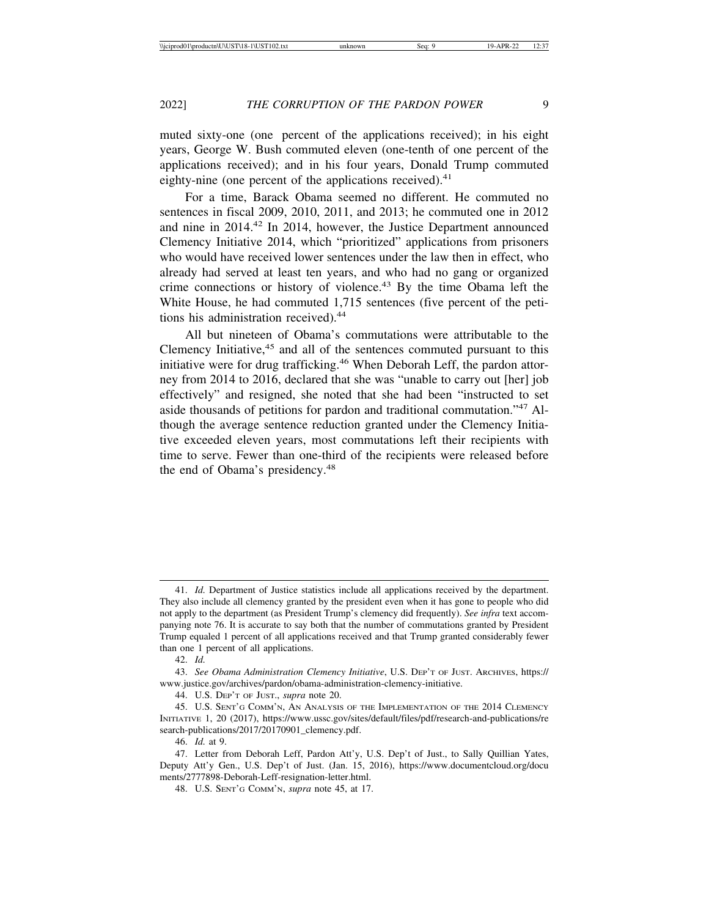muted sixty-one (one percent of the applications received); in his eight years, George W. Bush commuted eleven (one-tenth of one percent of the applications received); and in his four years, Donald Trump commuted eighty-nine (one percent of the applications received).[41]

For a time, Barack Obama seemed no different. He commuted no sentences in fiscal 2009, 2010, 2011, and 2013; he commuted one in 2012 and nine in 2014.[42] In 2014, however, the Justice Department announced Clemency Initiative 2014, which "prioritized" applications from prisoners who would have received lower sentences under the law then in effect, who already had served at least ten years, and who had no gang or organized crime connections or history of violence.[43] By the time Obama left the White House, he had commuted 1,715 sentences (five percent of the petitions his administration received).[44]

All but nineteen of Obama's commutations were attributable to the Clemency Initiative,[45] and all of the sentences commuted pursuant to this initiative were for drug trafficking.[46] When Deborah Leff, the pardon attorney from 2014 to 2016, declared that she was "unable to carry out [her] job effectively" and resigned, she noted that she had been "instructed to set aside thousands of petitions for pardon and traditional commutation."[47] Although the average sentence reduction granted under the Clemency Initiative exceeded eleven years, most commutations left their recipients with time to serve. Fewer than one-third of the recipients were released before the end of Obama's presidency.[48]

---

41. *Id.* Department of Justice statistics include all applications received by the department. They also include all clemency granted by the president even when it has gone to people who did not apply to the department (as President Trump's clemency did frequently). *See infra* text accompanying note 76. It is accurate to say both that the number of commutations granted by President Trump equaled 1 percent of all applications received and that Trump granted considerably fewer than one 1 percent of all applications.

42. *Id.*

43. *See Obama Administration Clemency Initiative*, U.S. DEP'T OF JUST. ARCHIVES, https://www.justice.gov/archives/pardon/obama-administration-clemency-initiative.

44. U.S. DEP'T OF JUST., *supra* note 20.

45. U.S. SENT'G COMM'N, AN ANALYSIS OF THE IMPLEMENTATION OF THE 2014 CLEMENCY INITIATIVE 1, 20 (2017), https://www.ussc.gov/sites/default/files/pdf/research-and-publications/research-publications/2017/20170901_clemency.pdf.

46. *Id.* at 9.

47. Letter from Deborah Leff, Pardon Att'y, U.S. Dep't of Just., to Sally Quillian Yates, Deputy Att'y Gen., U.S. Dep't of Just. (Jan. 15, 2016), https://www.documentcloud.org/documents/2777898-Deborah-Leff-resignation-letter.html.

48. U.S. SENT'G COMM'N, *supra* note 45, at 17.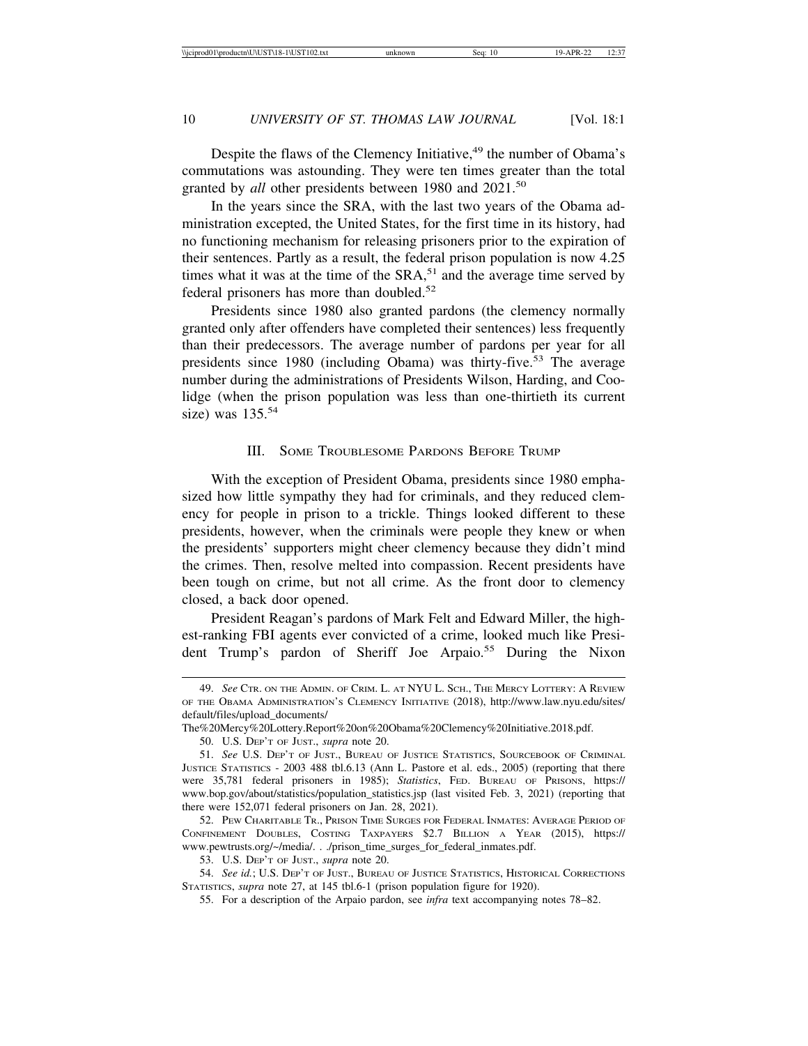Despite the flaws of the Clemency Initiative,[49] the number of Obama's commutations was astounding. They were ten times greater than the total granted by *all* other presidents between 1980 and 2021.[50]

In the years since the SRA, with the last two years of the Obama administration excepted, the United States, for the first time in its history, had no functioning mechanism for releasing prisoners prior to the expiration of their sentences. Partly as a result, the federal prison population is now 4.25 times what it was at the time of the SRA,[51] and the average time served by federal prisoners has more than doubled.[52]

Presidents since 1980 also granted pardons (the clemency normally granted only after offenders have completed their sentences) less frequently than their predecessors. The average number of pardons per year for all presidents since 1980 (including Obama) was thirty-five.[53] The average number during the administrations of Presidents Wilson, Harding, and Coolidge (when the prison population was less than one-thirtieth its current size) was 135.[54]

## III. Some Troublesome Pardons Before Trump

With the exception of President Obama, presidents since 1980 emphasized how little sympathy they had for criminals, and they reduced clemency for people in prison to a trickle. Things looked different to these presidents, however, when the criminals were people they knew or when the presidents' supporters might cheer clemency because they didn't mind the crimes. Then, resolve melted into compassion. Recent presidents have been tough on crime, but not all crime. As the front door to clemency closed, a back door opened.

President Reagan's pardons of Mark Felt and Edward Miller, the highest-ranking FBI agents ever convicted of a crime, looked much like President Trump's pardon of Sheriff Joe Arpaio.[55] During the Nixon

---

49. *See* Ctr. on the Admin. of Crim. L. at NYU L. Sch., The Mercy Lottery: A Review of the Obama Administration's Clemency Initiative (2018), http://www.law.nyu.edu/sites/default/files/upload_documents/The%20Mercy%20Lottery.Report%20on%20Obama%20Clemency%20Initiative.2018.pdf.

50. U.S. Dep't of Just., *supra* note 20.

51. *See* U.S. Dep't of Just., Bureau of Justice Statistics, Sourcebook of Criminal Justice Statistics - 2003 488 tbl.6.13 (Ann L. Pastore et al. eds., 2005) (reporting that there were 35,781 federal prisoners in 1985); *Statistics*, Fed. Bureau of Prisons, https://www.bop.gov/about/statistics/population_statistics.jsp (last visited Feb. 3, 2021) (reporting that there were 152,071 federal prisoners on Jan. 28, 2021).

52. Pew Charitable Tr., Prison Time Surges for Federal Inmates: Average Period of Confinement Doubles, Costing Taxpayers $2.7 Billion a Year (2015), https://www.pewtrusts.org/~/media/. . ./prison_time_surges_for_federal_inmates.pdf.

53. U.S. Dep't of Just., *supra* note 20.

54. *See id.*; U.S. Dep't of Just., Bureau of Justice Statistics, Historical Corrections Statistics, *supra* note 27, at 145 tbl.6-1 (prison population figure for 1920).

55. For a description of the Arpaio pardon, see *infra* text accompanying notes 78–82.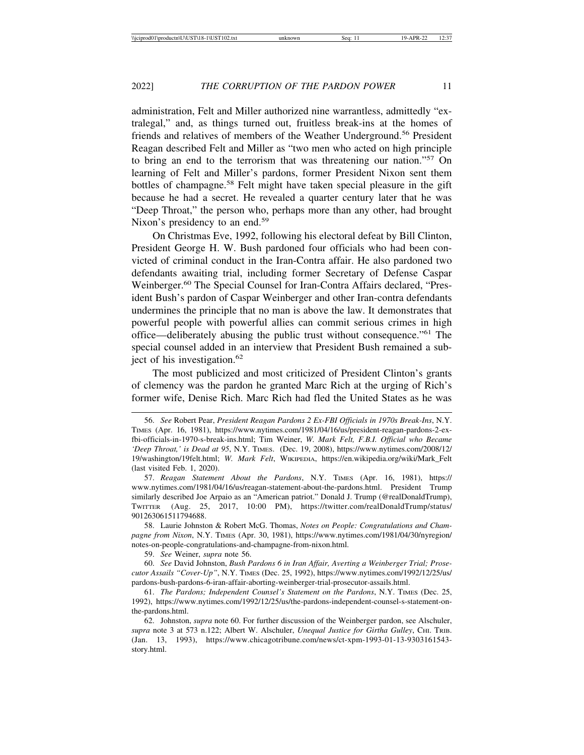administration, Felt and Miller authorized nine warrantless, admittedly "extralegal," and, as things turned out, fruitless break-ins at the homes of friends and relatives of members of the Weather Underground.[56] President Reagan described Felt and Miller as "two men who acted on high principle to bring an end to the terrorism that was threatening our nation."[57] On learning of Felt and Miller's pardons, former President Nixon sent them bottles of champagne.[58] Felt might have taken special pleasure in the gift because he had a secret. He revealed a quarter century later that he was "Deep Throat," the person who, perhaps more than any other, had brought Nixon's presidency to an end.[59]

On Christmas Eve, 1992, following his electoral defeat by Bill Clinton, President George H. W. Bush pardoned four officials who had been convicted of criminal conduct in the Iran-Contra affair. He also pardoned two defendants awaiting trial, including former Secretary of Defense Caspar Weinberger.[60] The Special Counsel for Iran-Contra Affairs declared, "President Bush's pardon of Caspar Weinberger and other Iran-contra defendants undermines the principle that no man is above the law. It demonstrates that powerful people with powerful allies can commit serious crimes in high office—deliberately abusing the public trust without consequence."[61] The special counsel added in an interview that President Bush remained a subject of his investigation.[62]

The most publicized and most criticized of President Clinton's grants of clemency was the pardon he granted Marc Rich at the urging of Rich's former wife, Denise Rich. Marc Rich had fled the United States as he was

---

56. *See* Robert Pear, *President Reagan Pardons 2 Ex-FBI Officials in 1970s Break-Ins*, N.Y. Times (Apr. 16, 1981), https://www.nytimes.com/1981/04/16/us/president-reagan-pardons-2-ex-fbi-officials-in-1970-s-break-ins.html; Tim Weiner, *W. Mark Felt, F.B.I. Official who Became 'Deep Throat,' is Dead at 95*, N.Y. Times. (Dec. 19, 2008), https://www.nytimes.com/2008/12/19/washington/19felt.html; *W. Mark Felt*, Wikipedia, https://en.wikipedia.org/wiki/Mark_Felt (last visited Feb. 1, 2020).

57. *Reagan Statement About the Pardons*, N.Y. Times (Apr. 16, 1981), https://www.nytimes.com/1981/04/16/us/reagan-statement-about-the-pardons.html. President Trump similarly described Joe Arpaio as an "American patriot." Donald J. Trump (@realDonaldTrump), Twitter (Aug. 25, 2017, 10:00 PM), https://twitter.com/realDonaldTrump/status/901263061511794688.

58. Laurie Johnston & Robert McG. Thomas, *Notes on People: Congratulations and Champagne from Nixon*, N.Y. Times (Apr. 30, 1981), https://www.nytimes.com/1981/04/30/nyregion/notes-on-people-congratulations-and-champagne-from-nixon.html.

59. *See* Weiner, *supra* note 56.

60. *See* David Johnston, *Bush Pardons 6 in Iran Affair, Averting a Weinberger Trial; Prosecutor Assails "Cover-Up"*, N.Y. Times (Dec. 25, 1992), https://www.nytimes.com/1992/12/25/us/pardons-bush-pardons-6-iran-affair-aborting-weinberger-trial-prosecutor-assails.html.

61. *The Pardons; Independent Counsel's Statement on the Pardons*, N.Y. Times (Dec. 25, 1992), https://www.nytimes.com/1992/12/25/us/the-pardons-independent-counsel-s-statement-on-the-pardons.html.

62. Johnston, *supra* note 60. For further discussion of the Weinberger pardon, see Alschuler, *supra* note 3 at 573 n.122; Albert W. Alschuler, *Unequal Justice for Girtha Gulley*, Chi. Trib. (Jan. 13, 1993), https://www.chicagotribune.com/news/ct-xpm-1993-01-13-9303161543-story.html.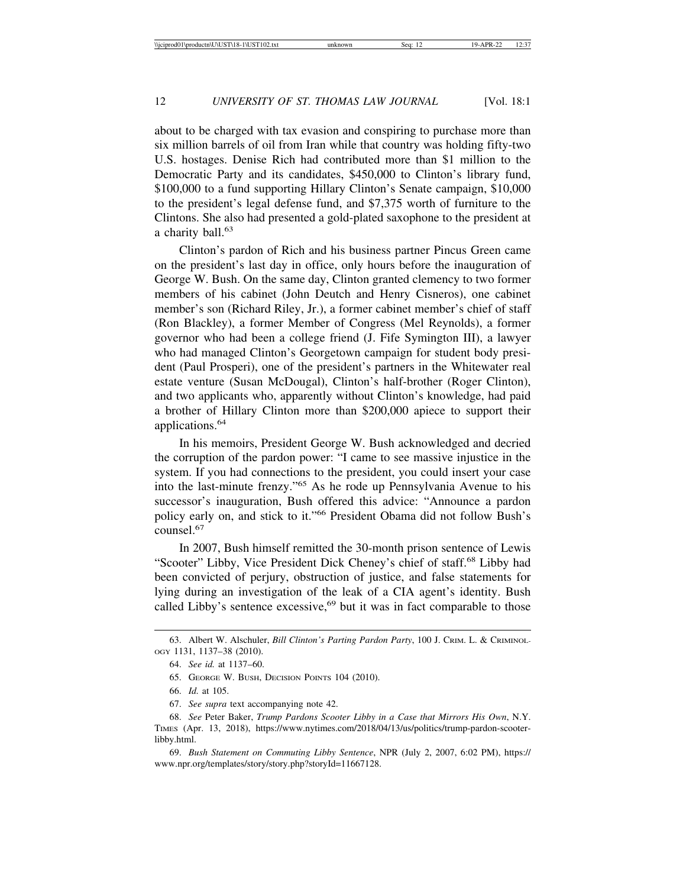about to be charged with tax evasion and conspiring to purchase more than six million barrels of oil from Iran while that country was holding fifty-two U.S. hostages. Denise Rich had contributed more than $1 million to the Democratic Party and its candidates, $450,000 to Clinton's library fund, $100,000 to a fund supporting Hillary Clinton's Senate campaign, $10,000 to the president's legal defense fund, and $7,375 worth of furniture to the Clintons. She also had presented a gold-plated saxophone to the president at a charity ball.[63]

Clinton's pardon of Rich and his business partner Pincus Green came on the president's last day in office, only hours before the inauguration of George W. Bush. On the same day, Clinton granted clemency to two former members of his cabinet (John Deutch and Henry Cisneros), one cabinet member's son (Richard Riley, Jr.), a former cabinet member's chief of staff (Ron Blackley), a former Member of Congress (Mel Reynolds), a former governor who had been a college friend (J. Fife Symington III), a lawyer who had managed Clinton's Georgetown campaign for student body president (Paul Prosperi), one of the president's partners in the Whitewater real estate venture (Susan McDougal), Clinton's half-brother (Roger Clinton), and two applicants who, apparently without Clinton's knowledge, had paid a brother of Hillary Clinton more than $200,000 apiece to support their applications.[64]

In his memoirs, President George W. Bush acknowledged and decried the corruption of the pardon power: "I came to see massive injustice in the system. If you had connections to the president, you could insert your case into the last-minute frenzy."[65] As he rode up Pennsylvania Avenue to his successor's inauguration, Bush offered this advice: "Announce a pardon policy early on, and stick to it."[66] President Obama did not follow Bush's counsel.[67]

In 2007, Bush himself remitted the 30-month prison sentence of Lewis "Scooter" Libby, Vice President Dick Cheney's chief of staff.[68] Libby had been convicted of perjury, obstruction of justice, and false statements for lying during an investigation of the leak of a CIA agent's identity. Bush called Libby's sentence excessive,[69] but it was in fact comparable to those

---

63. Albert W. Alschuler, *Bill Clinton's Parting Pardon Party*, 100 J. Crim. L. & Criminology 1131, 1137–38 (2010).

64. *See id.* at 1137–60.

65. George W. Bush, Decision Points 104 (2010).

66. *Id.* at 105.

67. *See supra* text accompanying note 42.

68. *See* Peter Baker, *Trump Pardons Scooter Libby in a Case that Mirrors His Own*, N.Y. Times (Apr. 13, 2018), https://www.nytimes.com/2018/04/13/us/politics/trump-pardon-scooter-libby.html.

69. *Bush Statement on Commuting Libby Sentence*, NPR (July 2, 2007, 6:02 PM), https://www.npr.org/templates/story/story.php?storyId=11667128.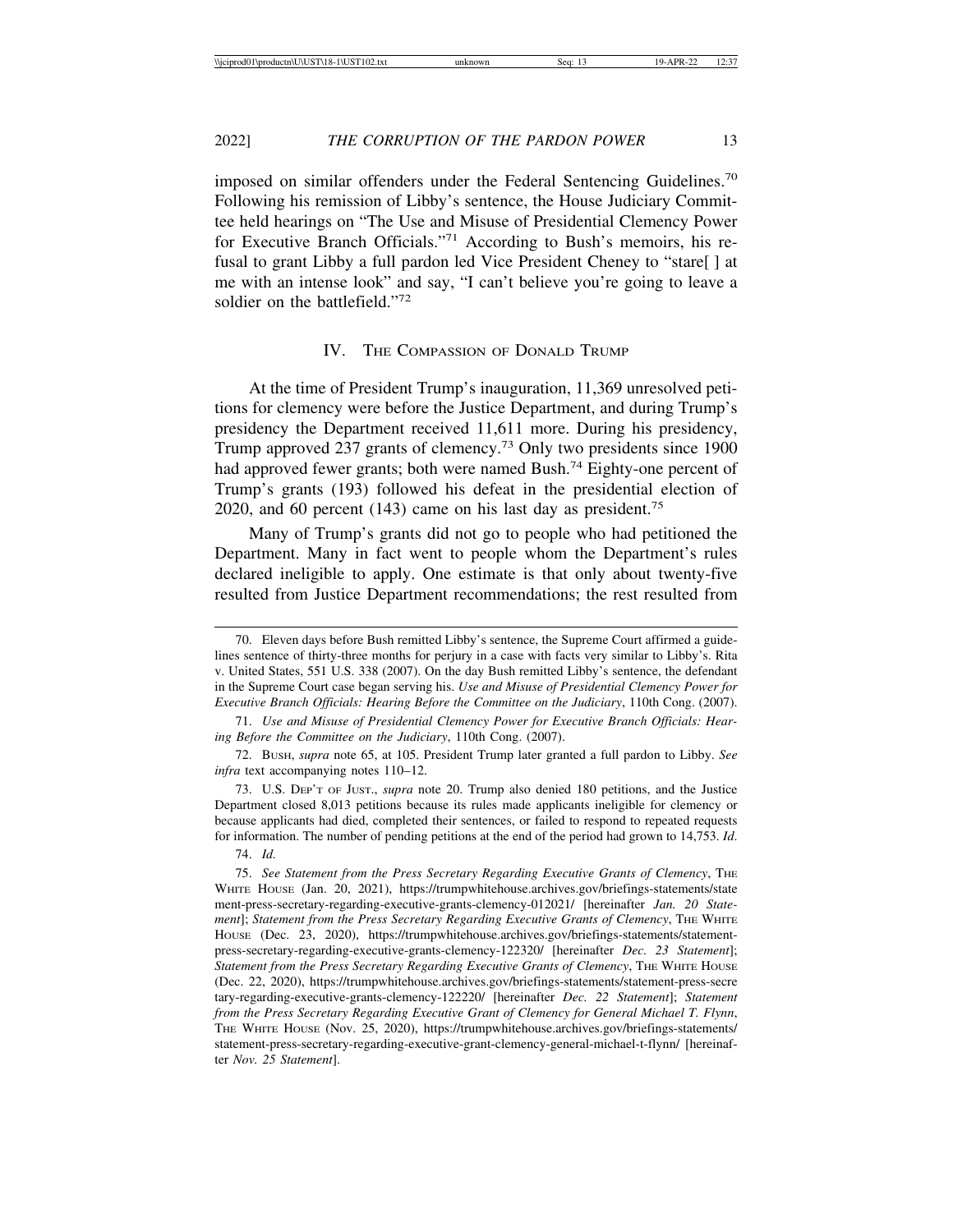imposed on similar offenders under the Federal Sentencing Guidelines.[70] Following his remission of Libby's sentence, the House Judiciary Committee held hearings on "The Use and Misuse of Presidential Clemency Power for Executive Branch Officials."[71] According to Bush's memoirs, his refusal to grant Libby a full pardon led Vice President Cheney to "stare[ ] at me with an intense look" and say, "I can't believe you're going to leave a soldier on the battlefield."[72]

## IV. The Compassion of Donald Trump

At the time of President Trump's inauguration, 11,369 unresolved petitions for clemency were before the Justice Department, and during Trump's presidency the Department received 11,611 more. During his presidency, Trump approved 237 grants of clemency.[73] Only two presidents since 1900 had approved fewer grants; both were named Bush.[74] Eighty-one percent of Trump's grants (193) followed his defeat in the presidential election of 2020, and 60 percent (143) came on his last day as president.[75]

Many of Trump's grants did not go to people who had petitioned the Department. Many in fact went to people whom the Department's rules declared ineligible to apply. One estimate is that only about twenty-five resulted from Justice Department recommendations; the rest resulted from

---

70. Eleven days before Bush remitted Libby's sentence, the Supreme Court affirmed a guidelines sentence of thirty-three months for perjury in a case with facts very similar to Libby's. Rita v. United States, 551 U.S. 338 (2007). On the day Bush remitted Libby's sentence, the defendant in the Supreme Court case began serving his. *Use and Misuse of Presidential Clemency Power for Executive Branch Officials: Hearing Before the Committee on the Judiciary*, 110th Cong. (2007).

71. *Use and Misuse of Presidential Clemency Power for Executive Branch Officials: Hearing Before the Committee on the Judiciary*, 110th Cong. (2007).

72. Bush, *supra* note 65, at 105. President Trump later granted a full pardon to Libby. *See infra* text accompanying notes 110–12.

73. U.S. Dep't of Just., *supra* note 20. Trump also denied 180 petitions, and the Justice Department closed 8,013 petitions because its rules made applicants ineligible for clemency or because applicants had died, completed their sentences, or failed to respond to repeated requests for information. The number of pending petitions at the end of the period had grown to 14,753. *Id*.

74. *Id.*

75. *See Statement from the Press Secretary Regarding Executive Grants of Clemency*, The White House (Jan. 20, 2021), https://trumpwhitehouse.archives.gov/briefings-statements/statement-press-secretary-regarding-executive-grants-clemency-012021/ [hereinafter *Jan. 20 Statement*]; *Statement from the Press Secretary Regarding Executive Grants of Clemency*, The White House (Dec. 23, 2020), https://trumpwhitehouse.archives.gov/briefings-statements/statement-press-secretary-regarding-executive-grants-clemency-122320/ [hereinafter *Dec. 23 Statement*]; *Statement from the Press Secretary Regarding Executive Grants of Clemency*, The White House (Dec. 22, 2020), https://trumpwhitehouse.archives.gov/briefings-statements/statement-press-secretary-regarding-executive-grants-clemency-122220/ [hereinafter *Dec. 22 Statement*]; *Statement from the Press Secretary Regarding Executive Grant of Clemency for General Michael T. Flynn*, The White House (Nov. 25, 2020), https://trumpwhitehouse.archives.gov/briefings-statements/statement-press-secretary-regarding-executive-grant-clemency-general-michael-t-flynn/ [hereinafter *Nov. 25 Statement*].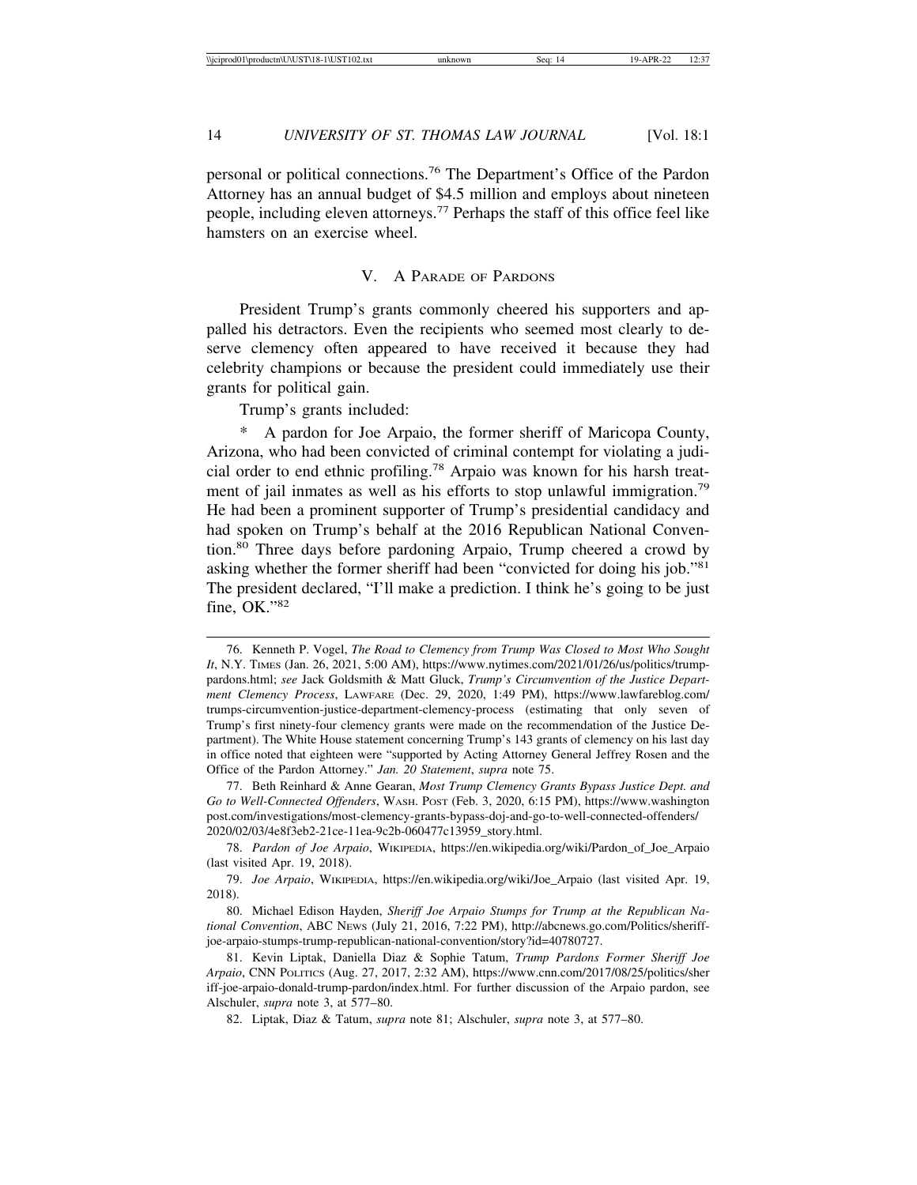personal or political connections.[76] The Department's Office of the Pardon Attorney has an annual budget of $4.5 million and employs about nineteen people, including eleven attorneys.[77] Perhaps the staff of this office feel like hamsters on an exercise wheel.

## V. A Parade of Pardons

President Trump's grants commonly cheered his supporters and appalled his detractors. Even the recipients who seemed most clearly to deserve clemency often appeared to have received it because they had celebrity champions or because the president could immediately use their grants for political gain.

Trump's grants included:

\* A pardon for Joe Arpaio, the former sheriff of Maricopa County, Arizona, who had been convicted of criminal contempt for violating a judicial order to end ethnic profiling.[78] Arpaio was known for his harsh treatment of jail inmates as well as his efforts to stop unlawful immigration.[79] He had been a prominent supporter of Trump's presidential candidacy and had spoken on Trump's behalf at the 2016 Republican National Convention.[80] Three days before pardoning Arpaio, Trump cheered a crowd by asking whether the former sheriff had been "convicted for doing his job."[81] The president declared, "I'll make a prediction. I think he's going to be just fine, OK."[82]

---

76. Kenneth P. Vogel, *The Road to Clemency from Trump Was Closed to Most Who Sought It*, N.Y. Times (Jan. 26, 2021, 5:00 AM), https://www.nytimes.com/2021/01/26/us/politics/trump-pardons.html; *see* Jack Goldsmith & Matt Gluck, *Trump's Circumvention of the Justice Department Clemency Process*, Lawfare (Dec. 29, 2020, 1:49 PM), https://www.lawfareblog.com/trumps-circumvention-justice-department-clemency-process (estimating that only seven of Trump's first ninety-four clemency grants were made on the recommendation of the Justice Department). The White House statement concerning Trump's 143 grants of clemency on his last day in office noted that eighteen were "supported by Acting Attorney General Jeffrey Rosen and the Office of the Pardon Attorney." *Jan. 20 Statement*, *supra* note 75.

77. Beth Reinhard & Anne Gearan, *Most Trump Clemency Grants Bypass Justice Dept. and Go to Well-Connected Offenders*, Wash. Post (Feb. 3, 2020, 6:15 PM), https://www.washingtonpost.com/investigations/most-clemency-grants-bypass-doj-and-go-to-well-connected-offenders/2020/02/03/4e8f3eb2-21ce-11ea-9c2b-060477c13959_story.html.

78. *Pardon of Joe Arpaio*, Wikipedia, https://en.wikipedia.org/wiki/Pardon_of_Joe_Arpaio (last visited Apr. 19, 2018).

79. *Joe Arpaio*, Wikipedia, https://en.wikipedia.org/wiki/Joe_Arpaio (last visited Apr. 19, 2018).

80. Michael Edison Hayden, *Sheriff Joe Arpaio Stumps for Trump at the Republican National Convention*, ABC News (July 21, 2016, 7:22 PM), http://abcnews.go.com/Politics/sheriff-joe-arpaio-stumps-trump-republican-national-convention/story?id=40780727.

81. Kevin Liptak, Daniella Diaz & Sophie Tatum, *Trump Pardons Former Sheriff Joe Arpaio*, CNN Politics (Aug. 27, 2017, 2:32 AM), https://www.cnn.com/2017/08/25/politics/sheriff-joe-arpaio-donald-trump-pardon/index.html. For further discussion of the Arpaio pardon, see Alschuler, *supra* note 3, at 577–80.

82. Liptak, Diaz & Tatum, *supra* note 81; Alschuler, *supra* note 3, at 577–80.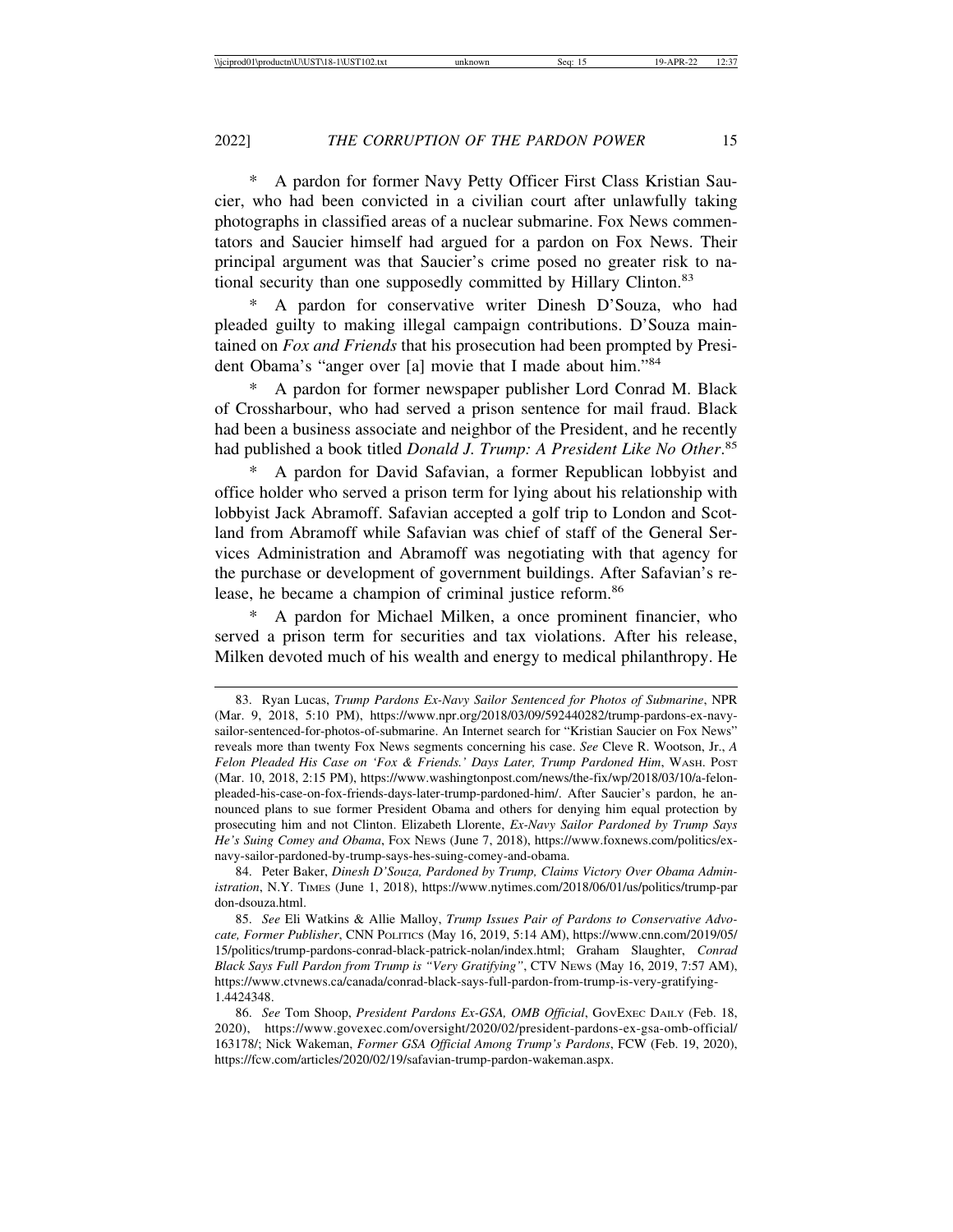\* A pardon for former Navy Petty Officer First Class Kristian Saucier, who had been convicted in a civilian court after unlawfully taking photographs in classified areas of a nuclear submarine. Fox News commentators and Saucier himself had argued for a pardon on Fox News. Their principal argument was that Saucier's crime posed no greater risk to national security than one supposedly committed by Hillary Clinton.[83]

\* A pardon for conservative writer Dinesh D'Souza, who had pleaded guilty to making illegal campaign contributions. D'Souza maintained on *Fox and Friends* that his prosecution had been prompted by President Obama's "anger over [a] movie that I made about him."[84]

\* A pardon for former newspaper publisher Lord Conrad M. Black of Crossharbour, who had served a prison sentence for mail fraud. Black had been a business associate and neighbor of the President, and he recently had published a book titled *Donald J. Trump: A President Like No Other*.[85]

\* A pardon for David Safavian, a former Republican lobbyist and office holder who served a prison term for lying about his relationship with lobbyist Jack Abramoff. Safavian accepted a golf trip to London and Scotland from Abramoff while Safavian was chief of staff of the General Services Administration and Abramoff was negotiating with that agency for the purchase or development of government buildings. After Safavian's release, he became a champion of criminal justice reform.[86]

\* A pardon for Michael Milken, a once prominent financier, who served a prison term for securities and tax violations. After his release, Milken devoted much of his wealth and energy to medical philanthropy. He

---

83. Ryan Lucas, *Trump Pardons Ex-Navy Sailor Sentenced for Photos of Submarine*, NPR (Mar. 9, 2018, 5:10 PM), https://www.npr.org/2018/03/09/592440282/trump-pardons-ex-navy-sailor-sentenced-for-photos-of-submarine. An Internet search for "Kristian Saucier on Fox News" reveals more than twenty Fox News segments concerning his case. *See* Cleve R. Wootson, Jr., *A Felon Pleaded His Case on 'Fox & Friends.' Days Later, Trump Pardoned Him*, WASH. POST (Mar. 10, 2018, 2:15 PM), https://www.washingtonpost.com/news/the-fix/wp/2018/03/10/a-felon-pleaded-his-case-on-fox-friends-days-later-trump-pardoned-him/. After Saucier's pardon, he announced plans to sue former President Obama and others for denying him equal protection by prosecuting him and not Clinton. Elizabeth Llorente, *Ex-Navy Sailor Pardoned by Trump Says He's Suing Comey and Obama*, FOX NEWS (June 7, 2018), https://www.foxnews.com/politics/ex-navy-sailor-pardoned-by-trump-says-hes-suing-comey-and-obama.

84. Peter Baker, *Dinesh D'Souza, Pardoned by Trump, Claims Victory Over Obama Administration*, N.Y. TIMES (June 1, 2018), https://www.nytimes.com/2018/06/01/us/politics/trump-pardon-dsouza.html.

85. *See* Eli Watkins & Allie Malloy, *Trump Issues Pair of Pardons to Conservative Advocate, Former Publisher*, CNN POLITICS (May 16, 2019, 5:14 AM), https://www.cnn.com/2019/05/15/politics/trump-pardons-conrad-black-patrick-nolan/index.html; Graham Slaughter, *Conrad Black Says Full Pardon from Trump is "Very Gratifying"*, CTV NEWS (May 16, 2019, 7:57 AM), https://www.ctvnews.ca/canada/conrad-black-says-full-pardon-from-trump-is-very-gratifying-1.4424348.

86. *See* Tom Shoop, *President Pardons Ex-GSA, OMB Official*, GOVEXEC DAILY (Feb. 18, 2020), https://www.govexec.com/oversight/2020/02/president-pardons-ex-gsa-omb-official/163178/; Nick Wakeman, *Former GSA Official Among Trump's Pardons*, FCW (Feb. 19, 2020), https://fcw.com/articles/2020/02/19/safavian-trump-pardon-wakeman.aspx.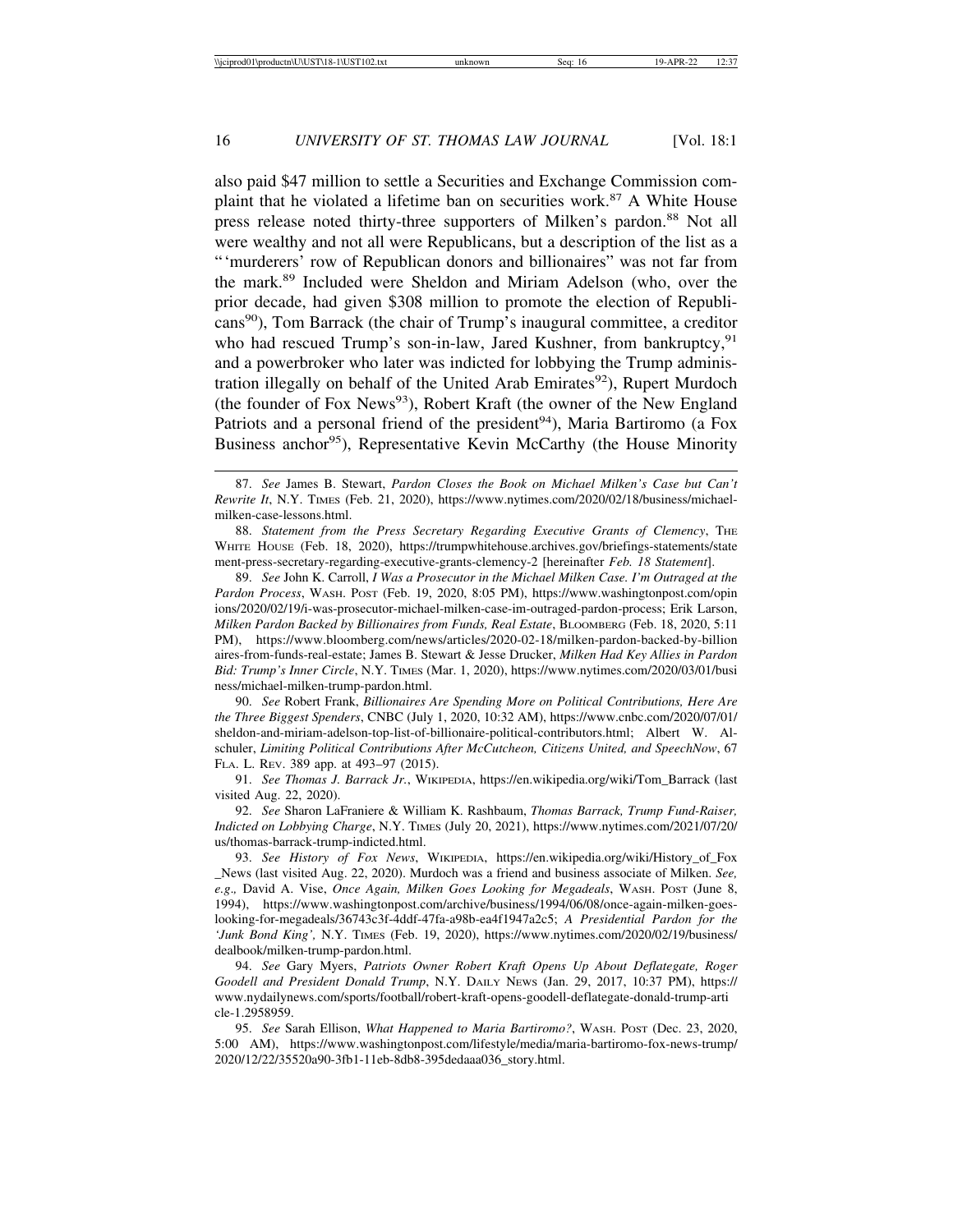also paid $47 million to settle a Securities and Exchange Commission complaint that he violated a lifetime ban on securities work.[87] A White House press release noted thirty-three supporters of Milken's pardon.[88] Not all were wealthy and not all were Republicans, but a description of the list as a "'murderers' row of Republican donors and billionaires" was not far from the mark.[89] Included were Sheldon and Miriam Adelson (who, over the prior decade, had given $308 million to promote the election of Republicans[90]), Tom Barrack (the chair of Trump's inaugural committee, a creditor who had rescued Trump's son-in-law, Jared Kushner, from bankruptcy,[91] and a powerbroker who later was indicted for lobbying the Trump administration illegally on behalf of the United Arab Emirates[92]), Rupert Murdoch (the founder of Fox News[93]), Robert Kraft (the owner of the New England Patriots and a personal friend of the president[94]), Maria Bartiromo (a Fox Business anchor[95]), Representative Kevin McCarthy (the House Minority

---

87. *See* James B. Stewart, *Pardon Closes the Book on Michael Milken's Case but Can't Rewrite It*, N.Y. TIMES (Feb. 21, 2020), https://www.nytimes.com/2020/02/18/business/michael-milken-case-lessons.html.

88. *Statement from the Press Secretary Regarding Executive Grants of Clemency*, THE WHITE HOUSE (Feb. 18, 2020), https://trumpwhitehouse.archives.gov/briefings-statements/statement-press-secretary-regarding-executive-grants-clemency-2 [hereinafter *Feb. 18 Statement*].

89. *See* John K. Carroll, *I Was a Prosecutor in the Michael Milken Case. I'm Outraged at the Pardon Process*, WASH. POST (Feb. 19, 2020, 8:05 PM), https://www.washingtonpost.com/opinions/2020/02/19/i-was-prosecutor-michael-milken-case-im-outraged-pardon-process; Erik Larson, *Milken Pardon Backed by Billionaires from Funds, Real Estate*, BLOOMBERG (Feb. 18, 2020, 5:11 PM), https://www.bloomberg.com/news/articles/2020-02-18/milken-pardon-backed-by-billionaires-from-funds-real-estate; James B. Stewart & Jesse Drucker, *Milken Had Key Allies in Pardon Bid: Trump's Inner Circle*, N.Y. TIMES (Mar. 1, 2020), https://www.nytimes.com/2020/03/01/business/michael-milken-trump-pardon.html.

90. *See* Robert Frank, *Billionaires Are Spending More on Political Contributions, Here Are the Three Biggest Spenders*, CNBC (July 1, 2020, 10:32 AM), https://www.cnbc.com/2020/07/01/sheldon-and-miriam-adelson-top-list-of-billionaire-political-contributors.html; Albert W. Alschuler, *Limiting Political Contributions After McCutcheon, Citizens United, and SpeechNow*, 67 FLA. L. REV. 389 app. at 493–97 (2015).

91. *See Thomas J. Barrack Jr.*, WIKIPEDIA, https://en.wikipedia.org/wiki/Tom_Barrack (last visited Aug. 22, 2020).

92. *See* Sharon LaFraniere & William K. Rashbaum, *Thomas Barrack, Trump Fund-Raiser, Indicted on Lobbying Charge*, N.Y. TIMES (July 20, 2021), https://www.nytimes.com/2021/07/20/us/thomas-barrack-trump-indicted.html.

93. *See History of Fox News*, WIKIPEDIA, https://en.wikipedia.org/wiki/History_of_Fox_News (last visited Aug. 22, 2020). Murdoch was a friend and business associate of Milken. *See, e.g.*, David A. Vise, *Once Again, Milken Goes Looking for Megadeals*, WASH. POST (June 8, 1994), https://www.washingtonpost.com/archive/business/1994/06/08/once-again-milken-goes-looking-for-megadeals/36743c3f-4ddf-47fa-a98b-ea4f1947a2c5; *A Presidential Pardon for the 'Junk Bond King'*, N.Y. TIMES (Feb. 19, 2020), https://www.nytimes.com/2020/02/19/business/dealbook/milken-trump-pardon.html.

94. *See* Gary Myers, *Patriots Owner Robert Kraft Opens Up About Deflategate, Roger Goodell and President Donald Trump*, N.Y. DAILY NEWS (Jan. 29, 2017, 10:37 PM), https://www.nydailynews.com/sports/football/robert-kraft-opens-goodell-deflategate-donald-trump-article-1.2958959.

95. *See* Sarah Ellison, *What Happened to Maria Bartiromo?*, WASH. POST (Dec. 23, 2020, 5:00 AM), https://www.washingtonpost.com/lifestyle/media/maria-bartiromo-fox-news-trump/2020/12/22/35520a90-3fb1-11eb-8db8-395dedaaa036_story.html.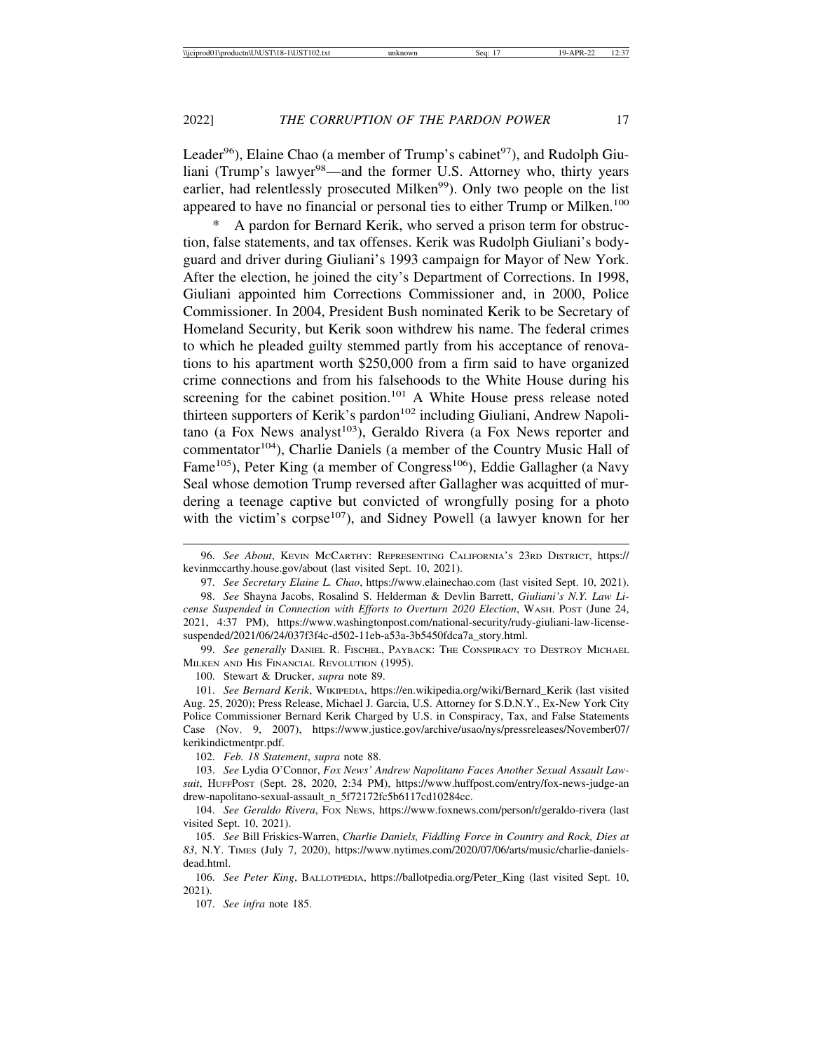Leader[96]), Elaine Chao (a member of Trump's cabinet[97]), and Rudolph Giuliani (Trump's lawyer[98]—and the former U.S. Attorney who, thirty years earlier, had relentlessly prosecuted Milken[99]). Only two people on the list appeared to have no financial or personal ties to either Trump or Milken.[100]

\* A pardon for Bernard Kerik, who served a prison term for obstruction, false statements, and tax offenses. Kerik was Rudolph Giuliani's bodyguard and driver during Giuliani's 1993 campaign for Mayor of New York. After the election, he joined the city's Department of Corrections. In 1998, Giuliani appointed him Corrections Commissioner and, in 2000, Police Commissioner. In 2004, President Bush nominated Kerik to be Secretary of Homeland Security, but Kerik soon withdrew his name. The federal crimes to which he pleaded guilty stemmed partly from his acceptance of renovations to his apartment worth $250,000 from a firm said to have organized crime connections and from his falsehoods to the White House during his screening for the cabinet position.[101] A White House press release noted thirteen supporters of Kerik's pardon[102] including Giuliani, Andrew Napolitano (a Fox News analyst[103]), Geraldo Rivera (a Fox News reporter and commentator[104]), Charlie Daniels (a member of the Country Music Hall of Fame[105]), Peter King (a member of Congress[106]), Eddie Gallagher (a Navy Seal whose demotion Trump reversed after Gallagher was acquitted of murdering a teenage captive but convicted of wrongfully posing for a photo with the victim's corpse[107]), and Sidney Powell (a lawyer known for her

---

96. *See About*, KEVIN MCCARTHY: REPRESENTING CALIFORNIA'S 23RD DISTRICT, https://kevinmccarthy.house.gov/about (last visited Sept. 10, 2021).

97. *See Secretary Elaine L. Chao*, https://www.elainechao.com (last visited Sept. 10, 2021).

98. *See* Shayna Jacobs, Rosalind S. Helderman & Devlin Barrett, *Giuliani's N.Y. Law License Suspended in Connection with Efforts to Overturn 2020 Election*, WASH. POST (June 24, 2021, 4:37 PM), https://www.washingtonpost.com/national-security/rudy-giuliani-law-license-suspended/2021/06/24/037f3f4c-d502-11eb-a53a-3b5450fdca7a_story.html.

99. *See generally* DANIEL R. FISCHEL, PAYBACK: THE CONSPIRACY TO DESTROY MICHAEL MILKEN AND HIS FINANCIAL REVOLUTION (1995).

100. Stewart & Drucker, *supra* note 89.

101. *See Bernard Kerik*, WIKIPEDIA, https://en.wikipedia.org/wiki/Bernard_Kerik (last visited Aug. 25, 2020); Press Release, Michael J. Garcia, U.S. Attorney for S.D.N.Y., Ex-New York City Police Commissioner Bernard Kerik Charged by U.S. in Conspiracy, Tax, and False Statements Case (Nov. 9, 2007), https://www.justice.gov/archive/usao/nys/pressreleases/November07/kerikindictmentpr.pdf.

102. *Feb. 18 Statement*, *supra* note 88.

103. *See* Lydia O'Connor, *Fox News' Andrew Napolitano Faces Another Sexual Assault Lawsuit*, HUFFPOST (Sept. 28, 2020, 2:34 PM), https://www.huffpost.com/entry/fox-news-judge-andrew-napolitano-sexual-assault_n_5f72172fc5b6117cd10284cc.

104. *See Geraldo Rivera*, FOX NEWS, https://www.foxnews.com/person/r/geraldo-rivera (last visited Sept. 10, 2021).

105. *See* Bill Friskics-Warren, *Charlie Daniels, Fiddling Force in Country and Rock, Dies at 83*, N.Y. TIMES (July 7, 2020), https://www.nytimes.com/2020/07/06/arts/music/charlie-daniels-dead.html.

106. *See Peter King*, BALLOTPEDIA, https://ballotpedia.org/Peter_King (last visited Sept. 10, 2021).

107. *See infra* note 185.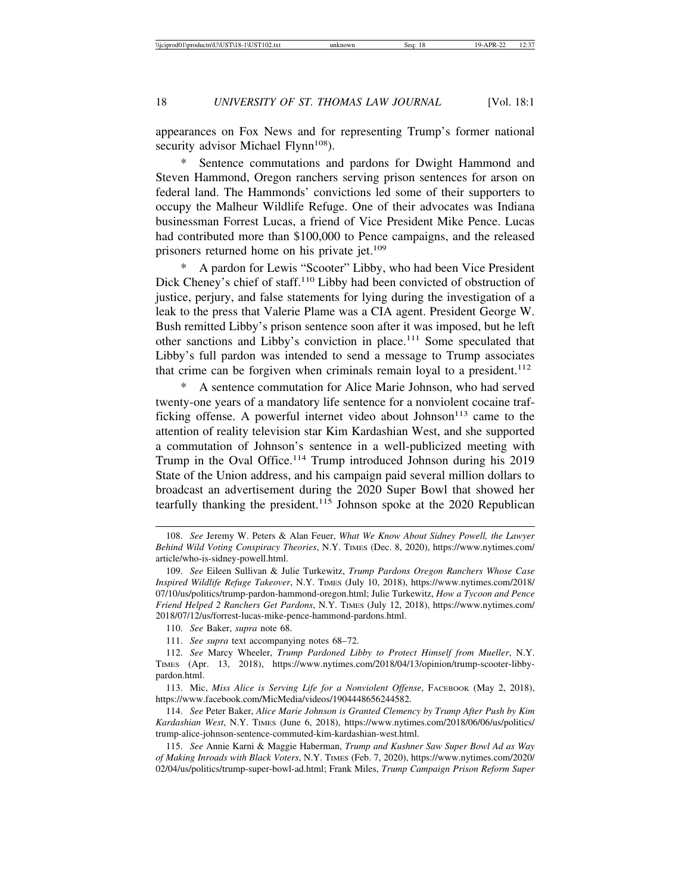appearances on Fox News and for representing Trump's former national security advisor Michael Flynn[108]).

* Sentence commutations and pardons for Dwight Hammond and Steven Hammond, Oregon ranchers serving prison sentences for arson on federal land. The Hammonds' convictions led some of their supporters to occupy the Malheur Wildlife Refuge. One of their advocates was Indiana businessman Forrest Lucas, a friend of Vice President Mike Pence. Lucas had contributed more than $100,000 to Pence campaigns, and the released prisoners returned home on his private jet.[109]

* A pardon for Lewis "Scooter" Libby, who had been Vice President Dick Cheney's chief of staff.[110] Libby had been convicted of obstruction of justice, perjury, and false statements for lying during the investigation of a leak to the press that Valerie Plame was a CIA agent. President George W. Bush remitted Libby's prison sentence soon after it was imposed, but he left other sanctions and Libby's conviction in place.[111] Some speculated that Libby's full pardon was intended to send a message to Trump associates that crime can be forgiven when criminals remain loyal to a president.[112]

* A sentence commutation for Alice Marie Johnson, who had served twenty-one years of a mandatory life sentence for a nonviolent cocaine trafficking offense. A powerful internet video about Johnson[113] came to the attention of reality television star Kim Kardashian West, and she supported a commutation of Johnson's sentence in a well-publicized meeting with Trump in the Oval Office.[114] Trump introduced Johnson during his 2019 State of the Union address, and his campaign paid several million dollars to broadcast an advertisement during the 2020 Super Bowl that showed her tearfully thanking the president.[115] Johnson spoke at the 2020 Republican

---

108. *See* Jeremy W. Peters & Alan Feuer, *What We Know About Sidney Powell, the Lawyer Behind Wild Voting Conspiracy Theories*, N.Y. Times (Dec. 8, 2020), https://www.nytimes.com/article/who-is-sidney-powell.html.

109. *See* Eileen Sullivan & Julie Turkewitz, *Trump Pardons Oregon Ranchers Whose Case Inspired Wildlife Refuge Takeover*, N.Y. Times (July 10, 2018), https://www.nytimes.com/2018/07/10/us/politics/trump-pardon-hammond-oregon.html; Julie Turkewitz, *How a Tycoon and Pence Friend Helped 2 Ranchers Get Pardons*, N.Y. Times (July 12, 2018), https://www.nytimes.com/2018/07/12/us/forrest-lucas-mike-pence-hammond-pardons.html.

110. *See* Baker, *supra* note 68.

111. *See supra* text accompanying notes 68–72.

112. *See* Marcy Wheeler, *Trump Pardoned Libby to Protect Himself from Mueller*, N.Y. Times (Apr. 13, 2018), https://www.nytimes.com/2018/04/13/opinion/trump-scooter-libby-pardon.html.

113. Mic, *Miss Alice is Serving Life for a Nonviolent Offense*, Facebook (May 2, 2018), https://www.facebook.com/MicMedia/videos/1904448656244582.

114. *See* Peter Baker, *Alice Marie Johnson is Granted Clemency by Trump After Push by Kim Kardashian West*, N.Y. Times (June 6, 2018), https://www.nytimes.com/2018/06/06/us/politics/trump-alice-johnson-sentence-commuted-kim-kardashian-west.html.

115. *See* Annie Karni & Maggie Haberman, *Trump and Kushner Saw Super Bowl Ad as Way of Making Inroads with Black Voters*, N.Y. Times (Feb. 7, 2020), https://www.nytimes.com/2020/02/04/us/politics/trump-super-bowl-ad.html; Frank Miles, *Trump Campaign Prison Reform Super*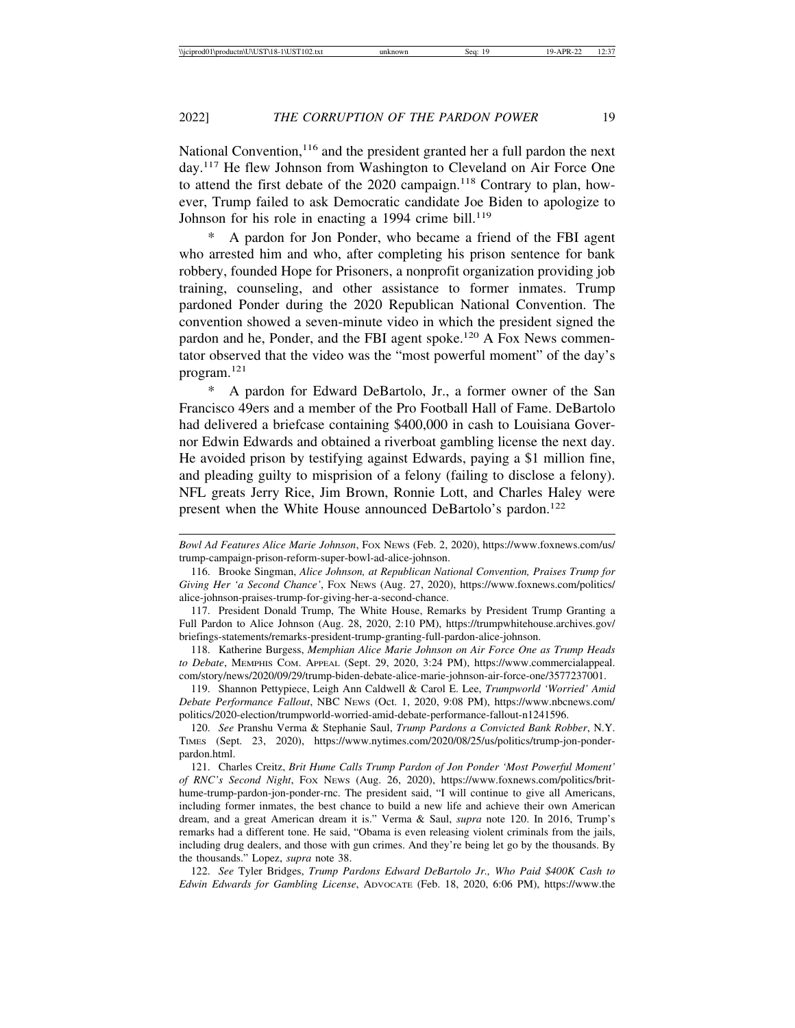National Convention,[116] and the president granted her a full pardon the next day.[117] He flew Johnson from Washington to Cleveland on Air Force One to attend the first debate of the 2020 campaign.[118] Contrary to plan, however, Trump failed to ask Democratic candidate Joe Biden to apologize to Johnson for his role in enacting a 1994 crime bill.[119]

\* A pardon for Jon Ponder, who became a friend of the FBI agent who arrested him and who, after completing his prison sentence for bank robbery, founded Hope for Prisoners, a nonprofit organization providing job training, counseling, and other assistance to former inmates. Trump pardoned Ponder during the 2020 Republican National Convention. The convention showed a seven-minute video in which the president signed the pardon and he, Ponder, and the FBI agent spoke.[120] A Fox News commentator observed that the video was the "most powerful moment" of the day's program.[121]

\* A pardon for Edward DeBartolo, Jr., a former owner of the San Francisco 49ers and a member of the Pro Football Hall of Fame. DeBartolo had delivered a briefcase containing $400,000 in cash to Louisiana Governor Edwin Edwards and obtained a riverboat gambling license the next day. He avoided prison by testifying against Edwards, paying a $1 million fine, and pleading guilty to misprision of a felony (failing to disclose a felony). NFL greats Jerry Rice, Jim Brown, Ronnie Lott, and Charles Haley were present when the White House announced DeBartolo's pardon.[122]

---

*Bowl Ad Features Alice Marie Johnson*, Fox News (Feb. 2, 2020), https://www.foxnews.com/us/trump-campaign-prison-reform-super-bowl-ad-alice-johnson.

116. Brooke Singman, *Alice Johnson, at Republican National Convention, Praises Trump for Giving Her 'a Second Chance'*, Fox News (Aug. 27, 2020), https://www.foxnews.com/politics/alice-johnson-praises-trump-for-giving-her-a-second-chance.

117. President Donald Trump, The White House, Remarks by President Trump Granting a Full Pardon to Alice Johnson (Aug. 28, 2020, 2:10 PM), https://trumpwhitehouse.archives.gov/briefings-statements/remarks-president-trump-granting-full-pardon-alice-johnson.

118. Katherine Burgess, *Memphian Alice Marie Johnson on Air Force One as Trump Heads to Debate*, Memphis Com. Appeal (Sept. 29, 2020, 3:24 PM), https://www.commercialappeal.com/story/news/2020/09/29/trump-biden-debate-alice-marie-johnson-air-force-one/3577237001.

119. Shannon Pettypiece, Leigh Ann Caldwell & Carol E. Lee, *Trumpworld 'Worried' Amid Debate Performance Fallout*, NBC News (Oct. 1, 2020, 9:08 PM), https://www.nbcnews.com/politics/2020-election/trumpworld-worried-amid-debate-performance-fallout-n1241596.

120. *See* Pranshu Verma & Stephanie Saul, *Trump Pardons a Convicted Bank Robber*, N.Y. Times (Sept. 23, 2020), https://www.nytimes.com/2020/08/25/us/politics/trump-jon-ponder-pardon.html.

121. Charles Creitz, *Brit Hume Calls Trump Pardon of Jon Ponder 'Most Powerful Moment' of RNC's Second Night*, Fox News (Aug. 26, 2020), https://www.foxnews.com/politics/brit-hume-trump-pardon-jon-ponder-rnc. The president said, "I will continue to give all Americans, including former inmates, the best chance to build a new life and achieve their own American dream, and a great American dream it is." Verma & Saul, *supra* note 120. In 2016, Trump's remarks had a different tone. He said, "Obama is even releasing violent criminals from the jails, including drug dealers, and those with gun crimes. And they're being let go by the thousands. By the thousands." Lopez, *supra* note 38.

122. *See* Tyler Bridges, *Trump Pardons Edward DeBartolo Jr., Who Paid $400K Cash to Edwin Edwards for Gambling License*, Advocate (Feb. 18, 2020, 6:06 PM), https://www.the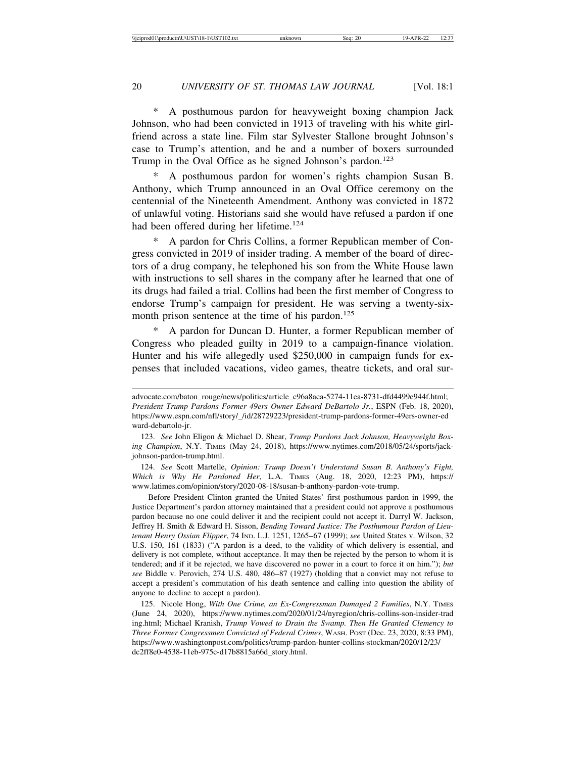\* A posthumous pardon for heavyweight boxing champion Jack Johnson, who had been convicted in 1913 of traveling with his white girlfriend across a state line. Film star Sylvester Stallone brought Johnson's case to Trump's attention, and he and a number of boxers surrounded Trump in the Oval Office as he signed Johnson's pardon.[123]

\* A posthumous pardon for women's rights champion Susan B. Anthony, which Trump announced in an Oval Office ceremony on the centennial of the Nineteenth Amendment. Anthony was convicted in 1872 of unlawful voting. Historians said she would have refused a pardon if one had been offered during her lifetime.[124]

\* A pardon for Chris Collins, a former Republican member of Congress convicted in 2019 of insider trading. A member of the board of directors of a drug company, he telephoned his son from the White House lawn with instructions to sell shares in the company after he learned that one of its drugs had failed a trial. Collins had been the first member of Congress to endorse Trump's campaign for president. He was serving a twenty-six-month prison sentence at the time of his pardon.[125]

\* A pardon for Duncan D. Hunter, a former Republican member of Congress who pleaded guilty in 2019 to a campaign-finance violation. Hunter and his wife allegedly used $250,000 in campaign funds for expenses that included vacations, video games, theatre tickets, and oral sur-

---

advocate.com/baton_rouge/news/politics/article_c96a8aca-5274-11ea-8731-dfd4499e944f.html; *President Trump Pardons Former 49ers Owner Edward DeBartolo Jr.*, ESPN (Feb. 18, 2020), https://www.espn.com/nfl/story/_/id/28729223/president-trump-pardons-former-49ers-owner-edward-debartolo-jr.

123. *See* John Eligon & Michael D. Shear, *Trump Pardons Jack Johnson, Heavyweight Boxing Champion*, N.Y. TIMES (May 24, 2018), https://www.nytimes.com/2018/05/24/sports/jack-johnson-pardon-trump.html.

124. *See* Scott Martelle, *Opinion: Trump Doesn't Understand Susan B. Anthony's Fight, Which is Why He Pardoned Her*, L.A. TIMES (Aug. 18, 2020, 12:23 PM), https://www.latimes.com/opinion/story/2020-08-18/susan-b-anthony-pardon-vote-trump.

Before President Clinton granted the United States' first posthumous pardon in 1999, the Justice Department's pardon attorney maintained that a president could not approve a posthumous pardon because no one could deliver it and the recipient could not accept it. Darryl W. Jackson, Jeffrey H. Smith & Edward H. Sisson, *Bending Toward Justice: The Posthumous Pardon of Lieutenant Henry Ossian Flipper*, 74 IND. L.J. 1251, 1265–67 (1999); *see* United States v. Wilson, 32 U.S. 150, 161 (1833) ("A pardon is a deed, to the validity of which delivery is essential, and delivery is not complete, without acceptance. It may then be rejected by the person to whom it is tendered; and if it be rejected, we have discovered no power in a court to force it on him."); *but see* Biddle v. Perovich, 274 U.S. 480, 486–87 (1927) (holding that a convict may not refuse to accept a president's commutation of his death sentence and calling into question the ability of anyone to decline to accept a pardon).

125. Nicole Hong, *With One Crime, an Ex-Congressman Damaged 2 Families*, N.Y. TIMES (June 24, 2020), https://www.nytimes.com/2020/01/24/nyregion/chris-collins-son-insider-trading.html; Michael Kranish, *Trump Vowed to Drain the Swamp. Then He Granted Clemency to Three Former Congressmen Convicted of Federal Crimes*, WASH. POST (Dec. 23, 2020, 8:33 PM), https://www.washingtonpost.com/politics/trump-pardon-hunter-collins-stockman/2020/12/23/dc2ff8e0-4538-11eb-975c-d17b8815a66d_story.html.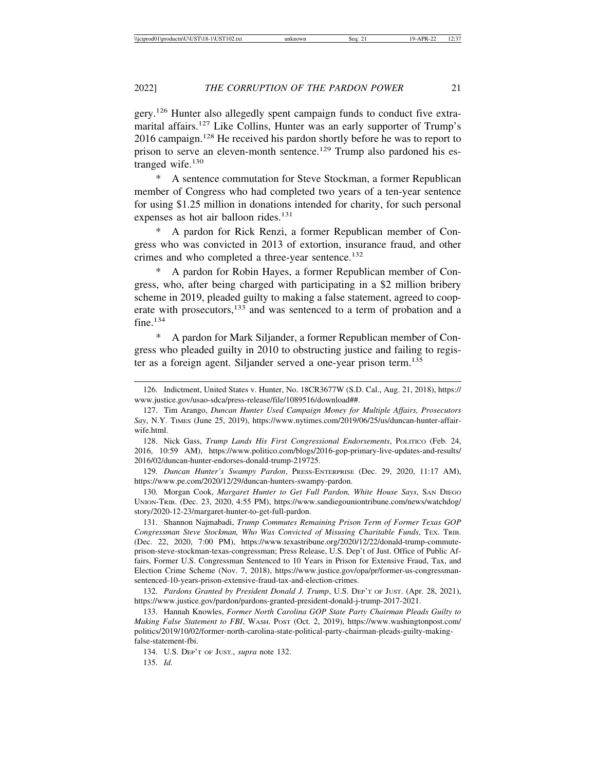gery.[126] Hunter also allegedly spent campaign funds to conduct five extramarital affairs.[127] Like Collins, Hunter was an early supporter of Trump's 2016 campaign.[128] He received his pardon shortly before he was to report to prison to serve an eleven-month sentence.[129] Trump also pardoned his estranged wife.[130]

\* A sentence commutation for Steve Stockman, a former Republican member of Congress who had completed two years of a ten-year sentence for using $1.25 million in donations intended for charity, for such personal expenses as hot air balloon rides.[131]

\* A pardon for Rick Renzi, a former Republican member of Congress who was convicted in 2013 of extortion, insurance fraud, and other crimes and who completed a three-year sentence.[132]

\* A pardon for Robin Hayes, a former Republican member of Congress, who, after being charged with participating in a $2 million bribery scheme in 2019, pleaded guilty to making a false statement, agreed to cooperate with prosecutors,[133] and was sentenced to a term of probation and a fine.[134]

\* A pardon for Mark Siljander, a former Republican member of Congress who pleaded guilty in 2010 to obstructing justice and failing to register as a foreign agent. Siljander served a one-year prison term.[135]

---

126. Indictment, United States v. Hunter, No. 18CR3677W (S.D. Cal., Aug. 21, 2018), https://www.justice.gov/usao-sdca/press-release/file/1089516/download##.

127. Tim Arango, *Duncan Hunter Used Campaign Money for Multiple Affairs, Prosecutors Say*, N.Y. TIMES (June 25, 2019), https://www.nytimes.com/2019/06/25/us/duncan-hunter-affair-wife.html.

128. Nick Gass, *Trump Lands His First Congressional Endorsements*, POLITICO (Feb. 24, 2016, 10:59 AM), https://www.politico.com/blogs/2016-gop-primary-live-updates-and-results/2016/02/duncan-hunter-endorses-donald-trump-219725.

129. *Duncan Hunter's Swampy Pardon*, PRESS-ENTERPRISE (Dec. 29, 2020, 11:17 AM), https://www.pe.com/2020/12/29/duncan-hunters-swampy-pardon.

130. Morgan Cook, *Margaret Hunter to Get Full Pardon, White House Says*, SAN DIEGO UNION-TRIB. (Dec. 23, 2020, 4:55 PM), https://www.sandiegouniontribune.com/news/watchdog/story/2020-12-23/margaret-hunter-to-get-full-pardon.

131. Shannon Najmabadi, *Trump Commutes Remaining Prison Term of Former Texas GOP Congressman Steve Stockman, Who Was Convicted of Misusing Charitable Funds*, TEX. TRIB. (Dec. 22, 2020, 7:00 PM), https://www.texastribune.org/2020/12/22/donald-trump-commute-prison-steve-stockman-texas-congressman; Press Release, U.S. Dep't of Just. Office of Public Affairs, Former U.S. Congressman Sentenced to 10 Years in Prison for Extensive Fraud, Tax, and Election Crime Scheme (Nov. 7, 2018), https://www.justice.gov/opa/pr/former-us-congressman-sentenced-10-years-prison-extensive-fraud-tax-and-election-crimes.

132. *Pardons Granted by President Donald J. Trump*, U.S. DEP'T OF JUST. (Apr. 28, 2021), https://www.justice.gov/pardon/pardons-granted-president-donald-j-trump-2017-2021.

133. Hannah Knowles, *Former North Carolina GOP State Party Chairman Pleads Guilty to Making False Statement to FBI*, WASH. POST (Oct. 2, 2019), https://www.washingtonpost.com/politics/2019/10/02/former-north-carolina-state-political-party-chairman-pleads-guilty-making-false-statement-fbi.

134. U.S. DEP'T OF JUST., *supra* note 132.

135. *Id.*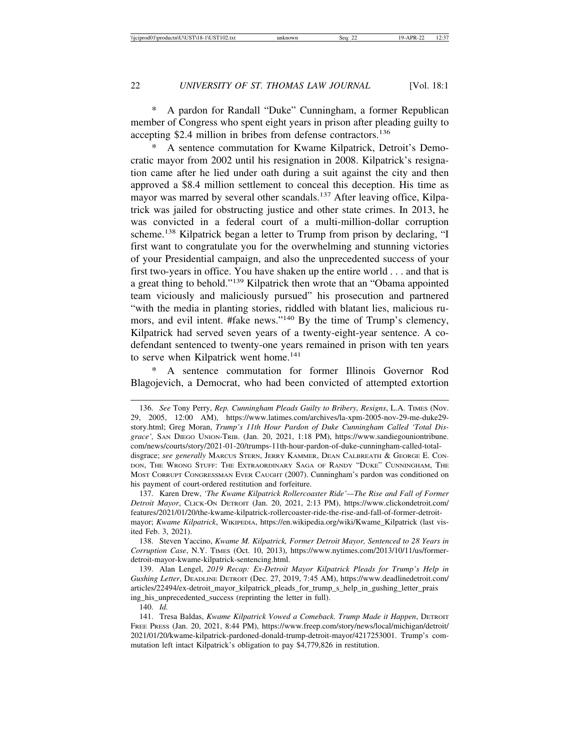\* A pardon for Randall "Duke" Cunningham, a former Republican member of Congress who spent eight years in prison after pleading guilty to accepting $2.4 million in bribes from defense contractors.[136]

\* A sentence commutation for Kwame Kilpatrick, Detroit's Democratic mayor from 2002 until his resignation in 2008. Kilpatrick's resignation came after he lied under oath during a suit against the city and then approved a $8.4 million settlement to conceal this deception. His time as mayor was marred by several other scandals.[137] After leaving office, Kilpatrick was jailed for obstructing justice and other state crimes. In 2013, he was convicted in a federal court of a multi-million-dollar corruption scheme.[138] Kilpatrick began a letter to Trump from prison by declaring, "I first want to congratulate you for the overwhelming and stunning victories of your Presidential campaign, and also the unprecedented success of your first two-years in office. You have shaken up the entire world . . . and that is a great thing to behold."[139] Kilpatrick then wrote that an "Obama appointed team viciously and maliciously pursued" his prosecution and partnered "with the media in planting stories, riddled with blatant lies, malicious rumors, and evil intent. #fake news."[140] By the time of Trump's clemency, Kilpatrick had served seven years of a twenty-eight-year sentence. A co-defendant sentenced to twenty-one years remained in prison with ten years to serve when Kilpatrick went home.[141]

\* A sentence commutation for former Illinois Governor Rod Blagojevich, a Democrat, who had been convicted of attempted extortion

---

136. *See* Tony Perry, *Rep. Cunningham Pleads Guilty to Bribery, Resigns*, L.A. TIMES (Nov. 29, 2005, 12:00 AM), https://www.latimes.com/archives/la-xpm-2005-nov-29-me-duke29-story.html; Greg Moran, *Trump's 11th Hour Pardon of Duke Cunningham Called 'Total Disgrace',* SAN DIEGO UNION-TRIB. (Jan. 20, 2021, 1:18 PM), https://www.sandiegouniontribune.com/news/courts/story/2021-01-20/trumps-11th-hour-pardon-of-duke-cunningham-called-total-disgrace; *see generally* MARCUS STERN, JERRY KAMMER, DEAN CALBREATH & GEORGE E. CONDON, THE WRONG STUFF: THE EXTRAORDINARY SAGA OF RANDY "DUKE" CUNNINGHAM, THE MOST CORRUPT CONGRESSMAN EVER CAUGHT (2007). Cunningham's pardon was conditioned on his payment of court-ordered restitution and forfeiture.

137. Karen Drew, *'The Kwame Kilpatrick Rollercoaster Ride'—The Rise and Fall of Former Detroit Mayor*, CLICK-ON DETROIT (Jan. 20, 2021, 2:13 PM), https://www.clickondetroit.com/features/2021/01/20/the-kwame-kilpatrick-rollercoaster-ride-the-rise-and-fall-of-former-detroit-mayor; *Kwame Kilpatrick*, WIKIPEDIA, https://en.wikipedia.org/wiki/Kwame_Kilpatrick (last visited Feb. 3, 2021).

138. Steven Yaccino, *Kwame M. Kilpatrick, Former Detroit Mayor, Sentenced to 28 Years in Corruption Case*, N.Y. TIMES (Oct. 10, 2013), https://www.nytimes.com/2013/10/11/us/former-detroit-mayor-kwame-kilpatrick-sentencing.html.

139. Alan Lengel, *2019 Recap: Ex-Detroit Mayor Kilpatrick Pleads for Trump's Help in Gushing Letter*, DEADLINE DETROIT (Dec. 27, 2019, 7:45 AM), https://www.deadlinedetroit.com/articles/22494/ex-detroit_mayor_kilpatrick_pleads_for_trump_s_help_in_gushing_letter_praising_his_unprecedented_success (reprinting the letter in full).

140. *Id.*

141. Tresa Baldas, *Kwame Kilpatrick Vowed a Comeback. Trump Made it Happen*, DETROIT FREE PRESS (Jan. 20, 2021, 8:44 PM), https://www.freep.com/story/news/local/michigan/detroit/2021/01/20/kwame-kilpatrick-pardoned-donald-trump-detroit-mayor/4217253001. Trump's commutation left intact Kilpatrick's obligation to pay $4,779,826 in restitution.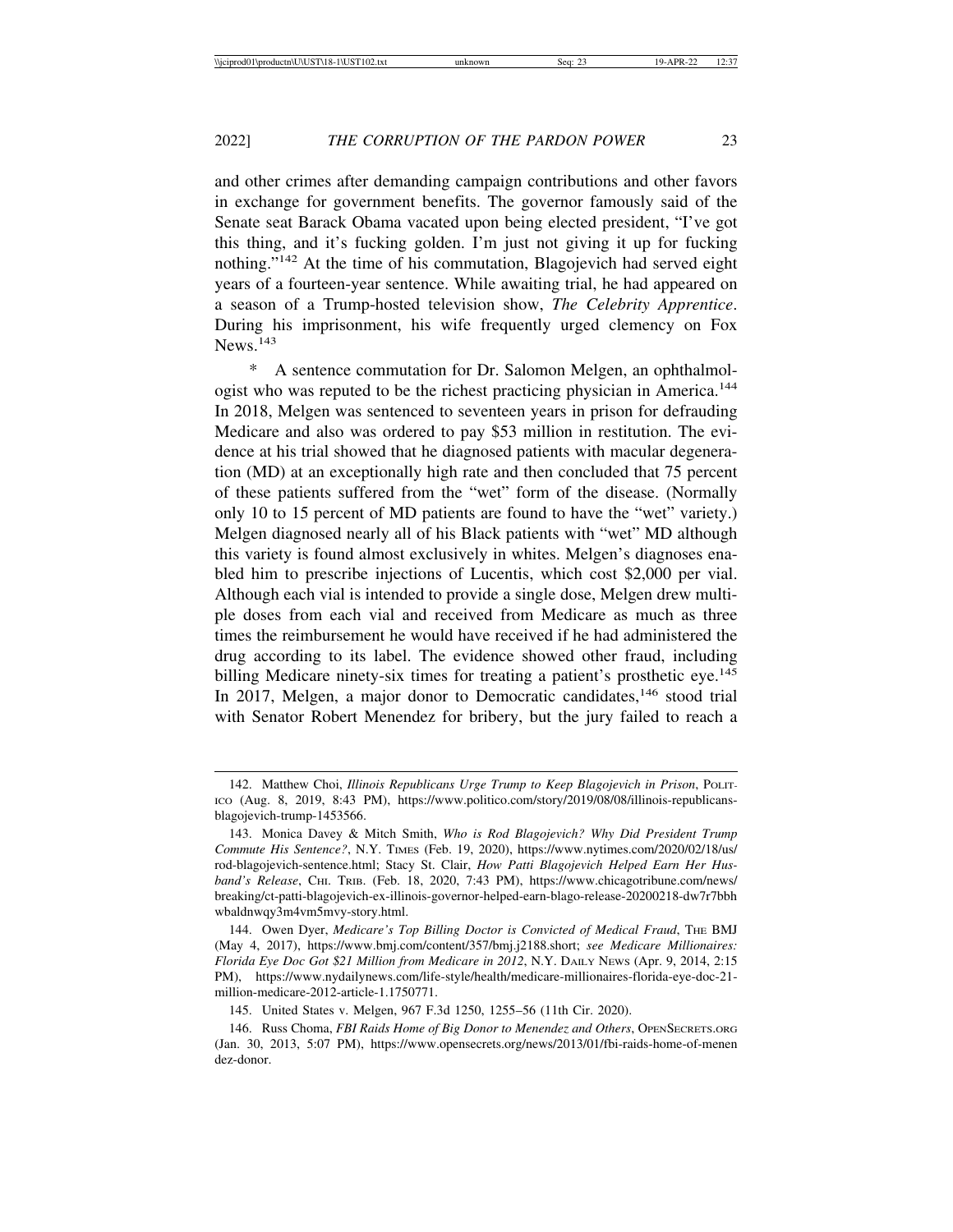and other crimes after demanding campaign contributions and other favors in exchange for government benefits. The governor famously said of the Senate seat Barack Obama vacated upon being elected president, "I've got this thing, and it's fucking golden. I'm just not giving it up for fucking nothing."[142] At the time of his commutation, Blagojevich had served eight years of a fourteen-year sentence. While awaiting trial, he had appeared on a season of a Trump-hosted television show, *The Celebrity Apprentice*. During his imprisonment, his wife frequently urged clemency on Fox News.[143]

* A sentence commutation for Dr. Salomon Melgen, an ophthalmologist who was reputed to be the richest practicing physician in America.[144] In 2018, Melgen was sentenced to seventeen years in prison for defrauding Medicare and also was ordered to pay $53 million in restitution. The evidence at his trial showed that he diagnosed patients with macular degeneration (MD) at an exceptionally high rate and then concluded that 75 percent of these patients suffered from the "wet" form of the disease. (Normally only 10 to 15 percent of MD patients are found to have the "wet" variety.) Melgen diagnosed nearly all of his Black patients with "wet" MD although this variety is found almost exclusively in whites. Melgen's diagnoses enabled him to prescribe injections of Lucentis, which cost $2,000 per vial. Although each vial is intended to provide a single dose, Melgen drew multiple doses from each vial and received from Medicare as much as three times the reimbursement he would have received if he had administered the drug according to its label. The evidence showed other fraud, including billing Medicare ninety-six times for treating a patient's prosthetic eye.[145] In 2017, Melgen, a major donor to Democratic candidates,[146] stood trial with Senator Robert Menendez for bribery, but the jury failed to reach a

---

142. Matthew Choi, *Illinois Republicans Urge Trump to Keep Blagojevich in Prison*, POLITICO (Aug. 8, 2019, 8:43 PM), https://www.politico.com/story/2019/08/08/illinois-republicans-blagojevich-trump-1453566.

143. Monica Davey & Mitch Smith, *Who is Rod Blagojevich? Why Did President Trump Commute His Sentence?*, N.Y. TIMES (Feb. 19, 2020), https://www.nytimes.com/2020/02/18/us/rod-blagojevich-sentence.html; Stacy St. Clair, *How Patti Blagojevich Helped Earn Her Husband's Release*, CHI. TRIB. (Feb. 18, 2020, 7:43 PM), https://www.chicagotribune.com/news/breaking/ct-patti-blagojevich-ex-illinois-governor-helped-earn-blago-release-20200218-dw7r7bbhwbaldnwqy3m4vm5mvy-story.html.

144. Owen Dyer, *Medicare's Top Billing Doctor is Convicted of Medical Fraud*, THE BMJ (May 4, 2017), https://www.bmj.com/content/357/bmj.j2188.short; *see Medicare Millionaires: Florida Eye Doc Got $21 Million from Medicare in 2012*, N.Y. DAILY NEWS (Apr. 9, 2014, 2:15 PM), https://www.nydailynews.com/life-style/health/medicare-millionaires-florida-eye-doc-21-million-medicare-2012-article-1.1750771.

145. United States v. Melgen, 967 F.3d 1250, 1255–56 (11th Cir. 2020).

146. Russ Choma, *FBI Raids Home of Big Donor to Menendez and Others*, OPENSECRETS.ORG (Jan. 30, 2013, 5:07 PM), https://www.opensecrets.org/news/2013/01/fbi-raids-home-of-menendez-donor.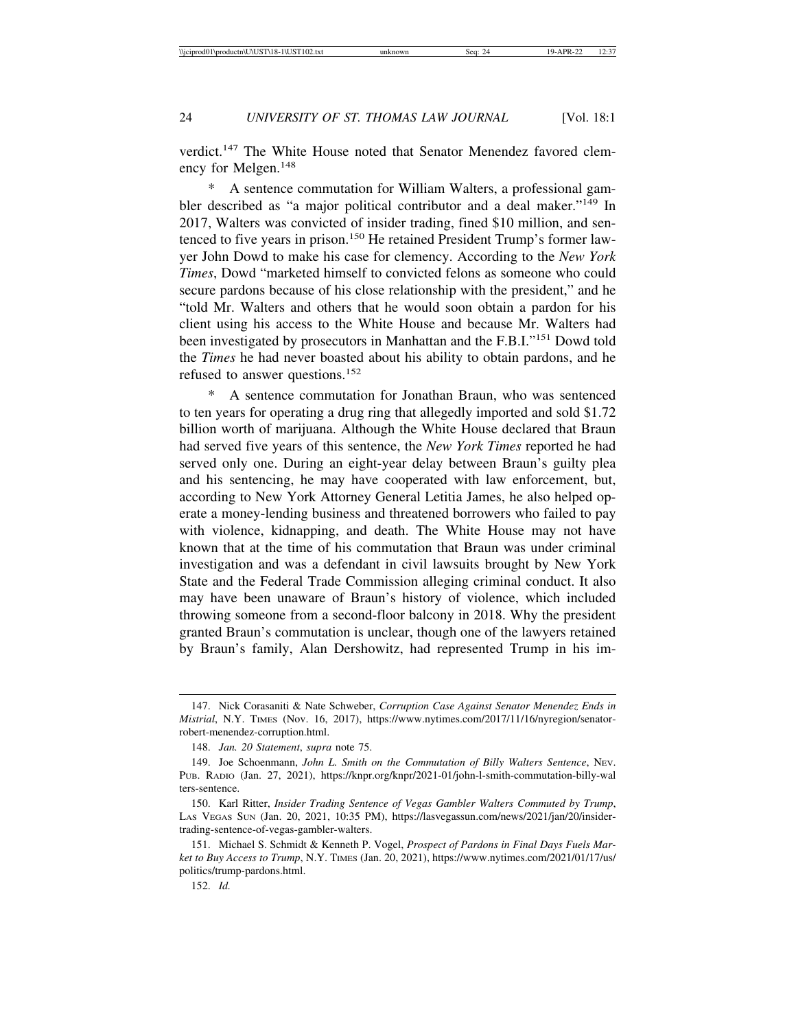verdict.[147] The White House noted that Senator Menendez favored clemency for Melgen.[148]

* A sentence commutation for William Walters, a professional gambler described as "a major political contributor and a deal maker."[149] In 2017, Walters was convicted of insider trading, fined $10 million, and sentenced to five years in prison.[150] He retained President Trump's former lawyer John Dowd to make his case for clemency. According to the *New York Times*, Dowd "marketed himself to convicted felons as someone who could secure pardons because of his close relationship with the president," and he "told Mr. Walters and others that he would soon obtain a pardon for his client using his access to the White House and because Mr. Walters had been investigated by prosecutors in Manhattan and the F.B.I."[151] Dowd told the *Times* he had never boasted about his ability to obtain pardons, and he refused to answer questions.[152]

* A sentence commutation for Jonathan Braun, who was sentenced to ten years for operating a drug ring that allegedly imported and sold $1.72 billion worth of marijuana. Although the White House declared that Braun had served five years of this sentence, the *New York Times* reported he had served only one. During an eight-year delay between Braun's guilty plea and his sentencing, he may have cooperated with law enforcement, but, according to New York Attorney General Letitia James, he also helped operate a money-lending business and threatened borrowers who failed to pay with violence, kidnapping, and death. The White House may not have known that at the time of his commutation that Braun was under criminal investigation and was a defendant in civil lawsuits brought by New York State and the Federal Trade Commission alleging criminal conduct. It also may have been unaware of Braun's history of violence, which included throwing someone from a second-floor balcony in 2018. Why the president granted Braun's commutation is unclear, though one of the lawyers retained by Braun's family, Alan Dershowitz, had represented Trump in his im-

---

147. Nick Corasaniti & Nate Schweber, *Corruption Case Against Senator Menendez Ends in Mistrial*, N.Y. Times (Nov. 16, 2017), https://www.nytimes.com/2017/11/16/nyregion/senator-robert-menendez-corruption.html.

148. *Jan. 20 Statement*, *supra* note 75.

149. Joe Schoenmann, *John L. Smith on the Commutation of Billy Walters Sentence*, Nev. Pub. Radio (Jan. 27, 2021), https://knpr.org/knpr/2021-01/john-l-smith-commutation-billy-walters-sentence.

150. Karl Ritter, *Insider Trading Sentence of Vegas Gambler Walters Commuted by Trump*, Las Vegas Sun (Jan. 20, 2021, 10:35 PM), https://lasvegassun.com/news/2021/jan/20/insider-trading-sentence-of-vegas-gambler-walters.

151. Michael S. Schmidt & Kenneth P. Vogel, *Prospect of Pardons in Final Days Fuels Market to Buy Access to Trump*, N.Y. Times (Jan. 20, 2021), https://www.nytimes.com/2021/01/17/us/politics/trump-pardons.html.

152. *Id.*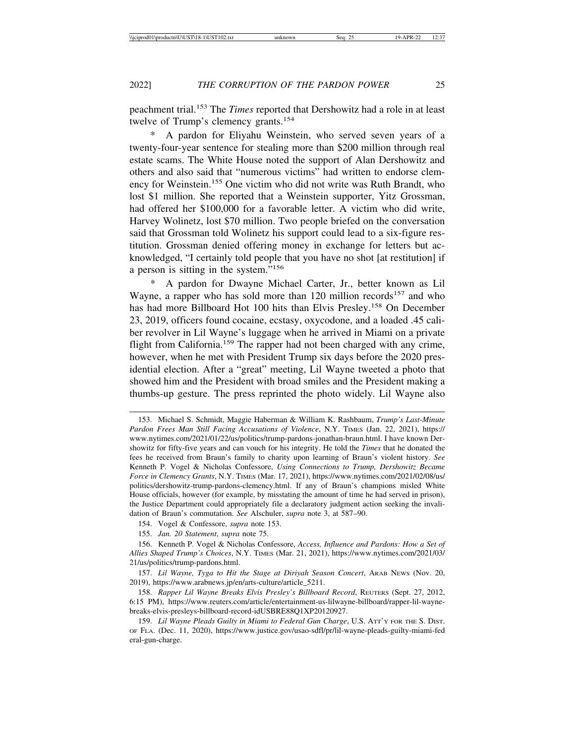peachment trial.[153] The *Times* reported that Dershowitz had a role in at least twelve of Trump's clemency grants.[154]

* A pardon for Eliyahu Weinstein, who served seven years of a twenty-four-year sentence for stealing more than $200 million through real estate scams. The White House noted the support of Alan Dershowitz and others and also said that "numerous victims" had written to endorse clemency for Weinstein.[155] One victim who did not write was Ruth Brandt, who lost $1 million. She reported that a Weinstein supporter, Yitz Grossman, had offered her $100,000 for a favorable letter. A victim who did write, Harvey Wolinetz, lost $70 million. Two people briefed on the conversation said that Grossman told Wolinetz his support could lead to a six-figure restitution. Grossman denied offering money in exchange for letters but acknowledged, "I certainly told people that you have no shot [at restitution] if a person is sitting in the system."[156]

* A pardon for Dwayne Michael Carter, Jr., better known as Lil Wayne, a rapper who has sold more than 120 million records[157] and who has had more Billboard Hot 100 hits than Elvis Presley.[158] On December 23, 2019, officers found cocaine, ecstasy, oxycodone, and a loaded .45 caliber revolver in Lil Wayne's luggage when he arrived in Miami on a private flight from California.[159] The rapper had not been charged with any crime, however, when he met with President Trump six days before the 2020 presidential election. After a "great" meeting, Lil Wayne tweeted a photo that showed him and the President with broad smiles and the President making a thumbs-up gesture. The press reprinted the photo widely. Lil Wayne also

---

153. Michael S. Schmidt, Maggie Haberman & William K. Rashbaum, *Trump's Last-Minute Pardon Frees Man Still Facing Accusations of Violence*, N.Y. TIMES (Jan. 22, 2021), https://www.nytimes.com/2021/01/22/us/politics/trump-pardons-jonathan-braun.html. I have known Dershowitz for fifty-five years and can vouch for his integrity. He told the *Times* that he donated the fees he received from Braun's family to charity upon learning of Braun's violent history. *See* Kenneth P. Vogel & Nicholas Confessore, *Using Connections to Trump, Dershowitz Became Force in Clemency Grants*, N.Y. TIMES (Mar. 17, 2021), https://www.nytimes.com/2021/02/08/us/politics/dershowitz-trump-pardons-clemency.html. If any of Braun's champions misled White House officials, however (for example, by misstating the amount of time he had served in prison), the Justice Department could appropriately file a declaratory judgment action seeking the invalidation of Braun's commutation. *See* Alschuler, *supra* note 3, at 587–90.

154. Vogel & Confessore, *supra* note 153.

155. *Jan. 20 Statement*, *supra* note 75.

156. Kenneth P. Vogel & Nicholas Confessore, *Access, Influence and Pardons: How a Set of Allies Shaped Trump's Choices*, N.Y. TIMES (Mar. 21, 2021), https://www.nytimes.com/2021/03/21/us/politics/trump-pardons.html.

157. *Lil Wayne, Tyga to Hit the Stage at Diriyah Season Concert*, ARAB NEWS (Nov. 20, 2019), https://www.arabnews.jp/en/arts-culture/article_5211.

158. *Rapper Lil Wayne Breaks Elvis Presley's Billboard Record*, REUTERS (Sept. 27, 2012, 6:15 PM), https://www.reuters.com/article/entertainment-us-lilwayne-billboard/rapper-lil-wayne-breaks-elvis-presleys-billboard-record-idUSBRE88Q1XP20120927.

159. *Lil Wayne Pleads Guilty in Miami to Federal Gun Charge*, U.S. ATT'Y FOR THE S. DIST. OF FLA. (Dec. 11, 2020), https://www.justice.gov/usao-sdfl/pr/lil-wayne-pleads-guilty-miami-federal-gun-charge.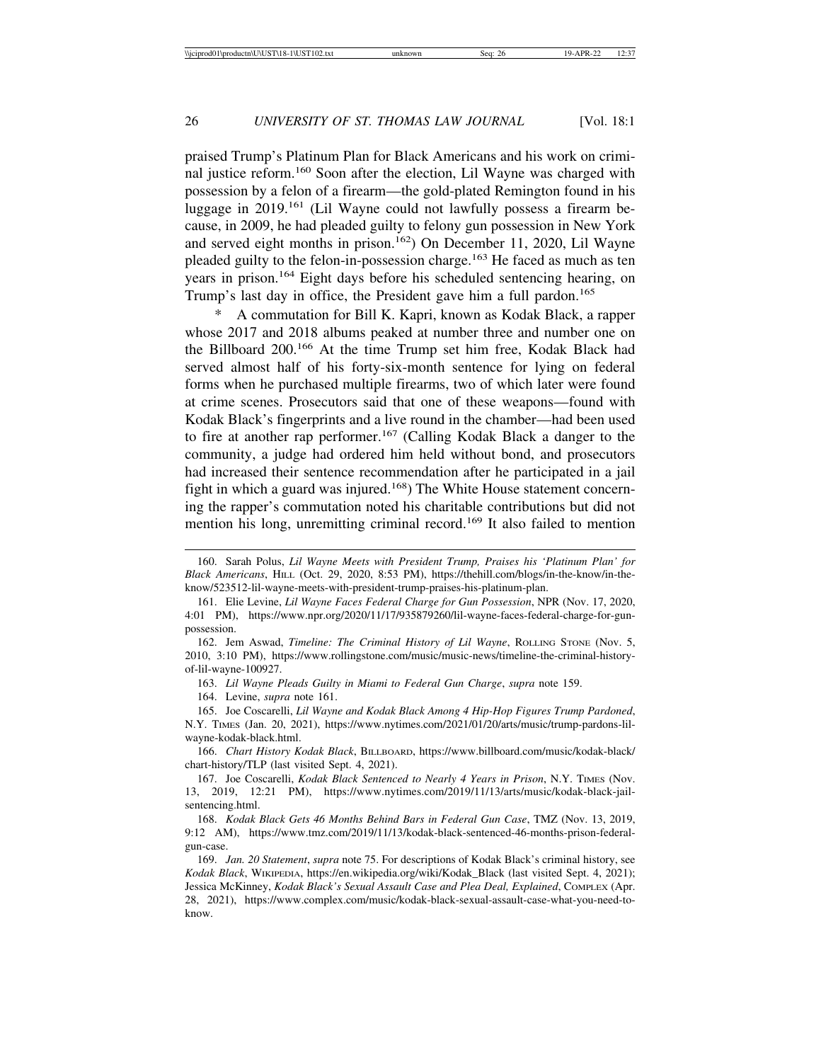praised Trump's Platinum Plan for Black Americans and his work on criminal justice reform.[160] Soon after the election, Lil Wayne was charged with possession by a felon of a firearm—the gold-plated Remington found in his luggage in 2019.[161] (Lil Wayne could not lawfully possess a firearm because, in 2009, he had pleaded guilty to felony gun possession in New York and served eight months in prison.[162]) On December 11, 2020, Lil Wayne pleaded guilty to the felon-in-possession charge.[163] He faced as much as ten years in prison.[164] Eight days before his scheduled sentencing hearing, on Trump's last day in office, the President gave him a full pardon.[165]

\* A commutation for Bill K. Kapri, known as Kodak Black, a rapper whose 2017 and 2018 albums peaked at number three and number one on the Billboard 200.[166] At the time Trump set him free, Kodak Black had served almost half of his forty-six-month sentence for lying on federal forms when he purchased multiple firearms, two of which later were found at crime scenes. Prosecutors said that one of these weapons—found with Kodak Black's fingerprints and a live round in the chamber—had been used to fire at another rap performer.[167] (Calling Kodak Black a danger to the community, a judge had ordered him held without bond, and prosecutors had increased their sentence recommendation after he participated in a jail fight in which a guard was injured.[168]) The White House statement concerning the rapper's commutation noted his charitable contributions but did not mention his long, unremitting criminal record.[169] It also failed to mention

---

160. Sarah Polus, *Lil Wayne Meets with President Trump, Praises his 'Platinum Plan' for Black Americans*, HILL (Oct. 29, 2020, 8:53 PM), https://thehill.com/blogs/in-the-know/in-the-know/523512-lil-wayne-meets-with-president-trump-praises-his-platinum-plan.

161. Elie Levine, *Lil Wayne Faces Federal Charge for Gun Possession*, NPR (Nov. 17, 2020, 4:01 PM), https://www.npr.org/2020/11/17/935879260/lil-wayne-faces-federal-charge-for-gun-possession.

162. Jem Aswad, *Timeline: The Criminal History of Lil Wayne*, ROLLING STONE (Nov. 5, 2010, 3:10 PM), https://www.rollingstone.com/music/music-news/timeline-the-criminal-history-of-lil-wayne-100927.

163. *Lil Wayne Pleads Guilty in Miami to Federal Gun Charge*, *supra* note 159.

164. Levine, *supra* note 161.

165. Joe Coscarelli, *Lil Wayne and Kodak Black Among 4 Hip-Hop Figures Trump Pardoned*, N.Y. TIMES (Jan. 20, 2021), https://www.nytimes.com/2021/01/20/arts/music/trump-pardons-lil-wayne-kodak-black.html.

166. *Chart History Kodak Black*, BILLBOARD, https://www.billboard.com/music/kodak-black/chart-history/TLP (last visited Sept. 4, 2021).

167. Joe Coscarelli, *Kodak Black Sentenced to Nearly 4 Years in Prison*, N.Y. TIMES (Nov. 13, 2019, 12:21 PM), https://www.nytimes.com/2019/11/13/arts/music/kodak-black-jail-sentencing.html.

168. *Kodak Black Gets 46 Months Behind Bars in Federal Gun Case*, TMZ (Nov. 13, 2019, 9:12 AM), https://www.tmz.com/2019/11/13/kodak-black-sentenced-46-months-prison-federal-gun-case.

169. *Jan. 20 Statement*, *supra* note 75. For descriptions of Kodak Black's criminal history, see *Kodak Black*, WIKIPEDIA, https://en.wikipedia.org/wiki/Kodak_Black (last visited Sept. 4, 2021); Jessica McKinney, *Kodak Black's Sexual Assault Case and Plea Deal, Explained*, COMPLEX (Apr. 28, 2021), https://www.complex.com/music/kodak-black-sexual-assault-case-what-you-need-to-know.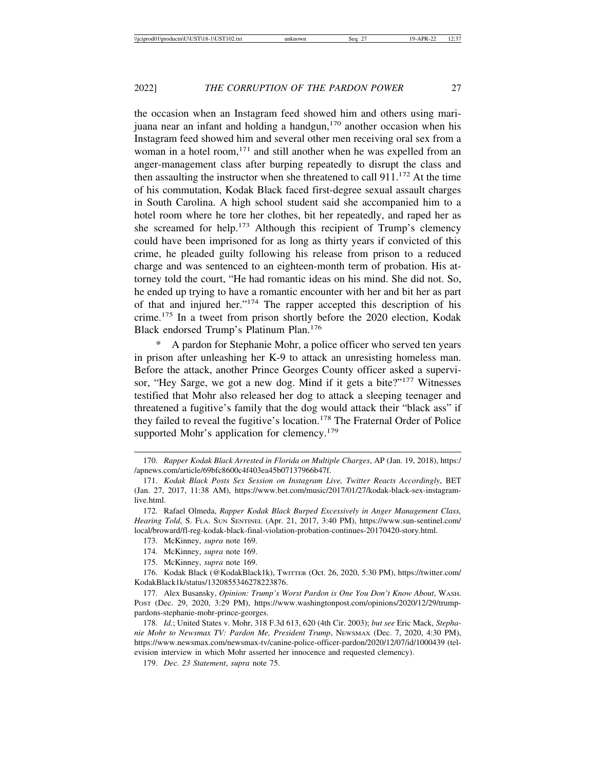the occasion when an Instagram feed showed him and others using marijuana near an infant and holding a handgun,[170] another occasion when his Instagram feed showed him and several other men receiving oral sex from a woman in a hotel room,[171] and still another when he was expelled from an anger-management class after burping repeatedly to disrupt the class and then assaulting the instructor when she threatened to call 911.[172] At the time of his commutation, Kodak Black faced first-degree sexual assault charges in South Carolina. A high school student said she accompanied him to a hotel room where he tore her clothes, bit her repeatedly, and raped her as she screamed for help.[173] Although this recipient of Trump's clemency could have been imprisoned for as long as thirty years if convicted of this crime, he pleaded guilty following his release from prison to a reduced charge and was sentenced to an eighteen-month term of probation. His attorney told the court, "He had romantic ideas on his mind. She did not. So, he ended up trying to have a romantic encounter with her and bit her as part of that and injured her."[174] The rapper accepted this description of his crime.[175] In a tweet from prison shortly before the 2020 election, Kodak Black endorsed Trump's Platinum Plan.[176]

\* A pardon for Stephanie Mohr, a police officer who served ten years in prison after unleashing her K-9 to attack an unresisting homeless man. Before the attack, another Prince Georges County officer asked a supervisor, "Hey Sarge, we got a new dog. Mind if it gets a bite?"[177] Witnesses testified that Mohr also released her dog to attack a sleeping teenager and threatened a fugitive's family that the dog would attack their "black ass" if they failed to reveal the fugitive's location.[178] The Fraternal Order of Police supported Mohr's application for clemency.[179]

---

170. *Rapper Kodak Black Arrested in Florida on Multiple Charges*, AP (Jan. 19, 2018), https://apnews.com/article/69bfc8600c4f403ea45b07137966b47f.

171. *Kodak Black Posts Sex Session on Instagram Live, Twitter Reacts Accordingly*, BET (Jan. 27, 2017, 11:38 AM), https://www.bet.com/music/2017/01/27/kodak-black-sex-instagram-live.html.

172. Rafael Olmeda, *Rapper Kodak Black Burped Excessively in Anger Management Class, Hearing Told*, S. FLA. SUN SENTINEL (Apr. 21, 2017, 3:40 PM), https://www.sun-sentinel.com/local/broward/fl-reg-kodak-black-final-violation-probation-continues-20170420-story.html.

173. McKinney, *supra* note 169.

174. McKinney, *supra* note 169.

175. McKinney, *supra* note 169.

176. Kodak Black (@KodakBlack1k), TWITTER (Oct. 26, 2020, 5:30 PM), https://twitter.com/KodakBlack1k/status/1320855346278223876.

177. Alex Busansky, *Opinion: Trump's Worst Pardon is One You Don't Know About*, WASH. POST (Dec. 29, 2020, 3:29 PM), https://www.washingtonpost.com/opinions/2020/12/29/trump-pardons-stephanie-mohr-prince-georges.

178. *Id.*; United States v. Mohr, 318 F.3d 613, 620 (4th Cir. 2003); *but see* Eric Mack, *Stephanie Mohr to Newsmax TV: Pardon Me, President Trump*, NEWSMAX (Dec. 7, 2020, 4:30 PM), https://www.newsmax.com/newsmax-tv/canine-police-officer-pardon/2020/12/07/id/1000439 (television interview in which Mohr asserted her innocence and requested clemency).

179. *Dec. 23 Statement*, *supra* note 75.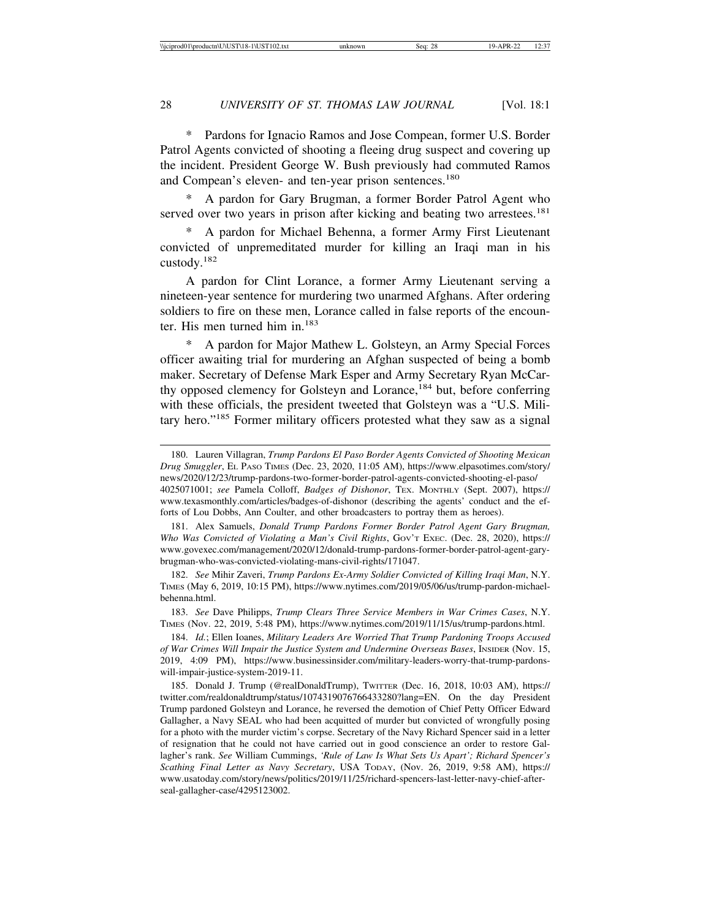\* Pardons for Ignacio Ramos and Jose Compean, former U.S. Border Patrol Agents convicted of shooting a fleeing drug suspect and covering up the incident. President George W. Bush previously had commuted Ramos and Compean's eleven- and ten-year prison sentences.[180]

\* A pardon for Gary Brugman, a former Border Patrol Agent who served over two years in prison after kicking and beating two arrestees.[181]

\* A pardon for Michael Behenna, a former Army First Lieutenant convicted of unpremeditated murder for killing an Iraqi man in his custody.[182]

A pardon for Clint Lorance, a former Army Lieutenant serving a nineteen-year sentence for murdering two unarmed Afghans. After ordering soldiers to fire on these men, Lorance called in false reports of the encounter. His men turned him in.[183]

\* A pardon for Major Mathew L. Golsteyn, an Army Special Forces officer awaiting trial for murdering an Afghan suspected of being a bomb maker. Secretary of Defense Mark Esper and Army Secretary Ryan McCarthy opposed clemency for Golsteyn and Lorance,[184] but, before conferring with these officials, the president tweeted that Golsteyn was a "U.S. Military hero."[185] Former military officers protested what they saw as a signal

---

180. Lauren Villagran, *Trump Pardons El Paso Border Agents Convicted of Shooting Mexican Drug Smuggler*, El Paso Times (Dec. 23, 2020, 11:05 AM), https://www.elpasotimes.com/story/news/2020/12/23/trump-pardons-two-former-border-patrol-agents-convicted-shooting-el-paso/4025071001; *see* Pamela Colloff, *Badges of Dishonor*, Tex. Monthly (Sept. 2007), https://www.texasmonthly.com/articles/badges-of-dishonor (describing the agents' conduct and the efforts of Lou Dobbs, Ann Coulter, and other broadcasters to portray them as heroes).

181. Alex Samuels, *Donald Trump Pardons Former Border Patrol Agent Gary Brugman, Who Was Convicted of Violating a Man's Civil Rights*, Gov't Exec. (Dec. 28, 2020), https://www.govexec.com/management/2020/12/donald-trump-pardons-former-border-patrol-agent-gary-brugman-who-was-convicted-violating-mans-civil-rights/171047.

182. *See* Mihir Zaveri, *Trump Pardons Ex-Army Soldier Convicted of Killing Iraqi Man*, N.Y. Times (May 6, 2019, 10:15 PM), https://www.nytimes.com/2019/05/06/us/trump-pardon-michael-behenna.html.

183. *See* Dave Philipps, *Trump Clears Three Service Members in War Crimes Cases*, N.Y. Times (Nov. 22, 2019, 5:48 PM), https://www.nytimes.com/2019/11/15/us/trump-pardons.html.

184. *Id.*; Ellen Ioanes, *Military Leaders Are Worried That Trump Pardoning Troops Accused of War Crimes Will Impair the Justice System and Undermine Overseas Bases*, Insider (Nov. 15, 2019, 4:09 PM), https://www.businessinsider.com/military-leaders-worry-that-trump-pardons-will-impair-justice-system-2019-11.

185. Donald J. Trump (@realDonaldTrump), Twitter (Dec. 16, 2018, 10:03 AM), https://twitter.com/realdonaldtrump/status/1074319076766433280?lang=EN. On the day President Trump pardoned Golsteyn and Lorance, he reversed the demotion of Chief Petty Officer Edward Gallagher, a Navy SEAL who had been acquitted of murder but convicted of wrongfully posing for a photo with the murder victim's corpse. Secretary of the Navy Richard Spencer said in a letter of resignation that he could not have carried out in good conscience an order to restore Gallagher's rank. *See* William Cummings, *'Rule of Law Is What Sets Us Apart'; Richard Spencer's Scathing Final Letter as Navy Secretary*, USA Today, (Nov. 26, 2019, 9:58 AM), https://www.usatoday.com/story/news/politics/2019/11/25/richard-spencers-last-letter-navy-chief-after-seal-gallagher-case/4295123002.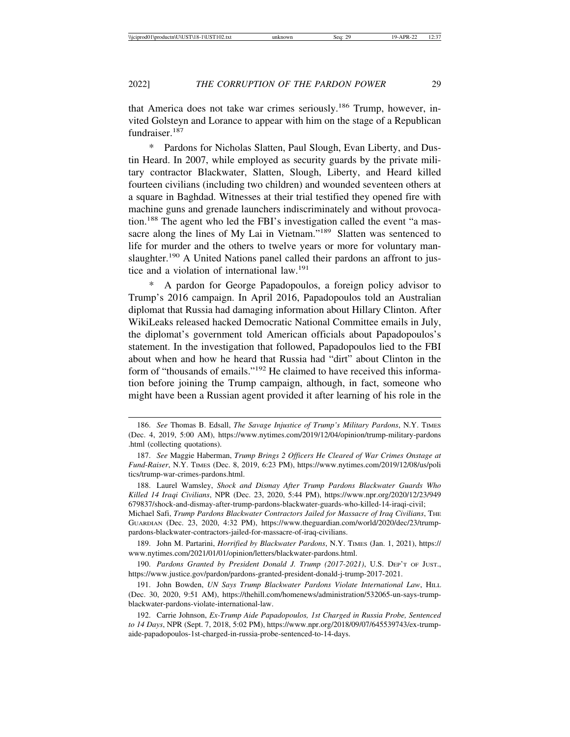that America does not take war crimes seriously.[186] Trump, however, invited Golsteyn and Lorance to appear with him on the stage of a Republican fundraiser.[187]

\* Pardons for Nicholas Slatten, Paul Slough, Evan Liberty, and Dustin Heard. In 2007, while employed as security guards by the private military contractor Blackwater, Slatten, Slough, Liberty, and Heard killed fourteen civilians (including two children) and wounded seventeen others at a square in Baghdad. Witnesses at their trial testified they opened fire with machine guns and grenade launchers indiscriminately and without provocation.[188] The agent who led the FBI's investigation called the event "a massacre along the lines of My Lai in Vietnam."[189] Slatten was sentenced to life for murder and the others to twelve years or more for voluntary manslaughter.[190] A United Nations panel called their pardons an affront to justice and a violation of international law.[191]

\* A pardon for George Papadopoulos, a foreign policy advisor to Trump's 2016 campaign. In April 2016, Papadopoulos told an Australian diplomat that Russia had damaging information about Hillary Clinton. After WikiLeaks released hacked Democratic National Committee emails in July, the diplomat's government told American officials about Papadopoulos's statement. In the investigation that followed, Papadopoulos lied to the FBI about when and how he heard that Russia had "dirt" about Clinton in the form of "thousands of emails."[192] He claimed to have received this information before joining the Trump campaign, although, in fact, someone who might have been a Russian agent provided it after learning of his role in the

---

186. *See* Thomas B. Edsall, *The Savage Injustice of Trump's Military Pardons*, N.Y. TIMES (Dec. 4, 2019, 5:00 AM), https://www.nytimes.com/2019/12/04/opinion/trump-military-pardons.html (collecting quotations).

187. *See* Maggie Haberman, *Trump Brings 2 Officers He Cleared of War Crimes Onstage at Fund-Raiser*, N.Y. TIMES (Dec. 8, 2019, 6:23 PM), https://www.nytimes.com/2019/12/08/us/politics/trump-war-crimes-pardons.html.

188. Laurel Wamsley, *Shock and Dismay After Trump Pardons Blackwater Guards Who Killed 14 Iraqi Civilians*, NPR (Dec. 23, 2020, 5:44 PM), https://www.npr.org/2020/12/23/949679837/shock-and-dismay-after-trump-pardons-blackwater-guards-who-killed-14-iraqi-civil; Michael Safi, *Trump Pardons Blackwater Contractors Jailed for Massacre of Iraq Civilians*, THE GUARDIAN (Dec. 23, 2020, 4:32 PM), https://www.theguardian.com/world/2020/dec/23/trump-pardons-blackwater-contractors-jailed-for-massacre-of-iraq-civilians.

189. John M. Partarini, *Horrified by Blackwater Pardons*, N.Y. TIMES (Jan. 1, 2021), https://www.nytimes.com/2021/01/01/opinion/letters/blackwater-pardons.html.

190. *Pardons Granted by President Donald J. Trump (2017-2021)*, U.S. DEP'T OF JUST., https://www.justice.gov/pardon/pardons-granted-president-donald-j-trump-2017-2021.

191. John Bowden, *UN Says Trump Blackwater Pardons Violate International Law*, HILL (Dec. 30, 2020, 9:51 AM), https://thehill.com/homenews/administration/532065-un-says-trump-blackwater-pardons-violate-international-law.

192. Carrie Johnson, *Ex-Trump Aide Papadopoulos, 1st Charged in Russia Probe, Sentenced to 14 Days*, NPR (Sept. 7, 2018, 5:02 PM), https://www.npr.org/2018/09/07/645539743/ex-trump-aide-papadopoulos-1st-charged-in-russia-probe-sentenced-to-14-days.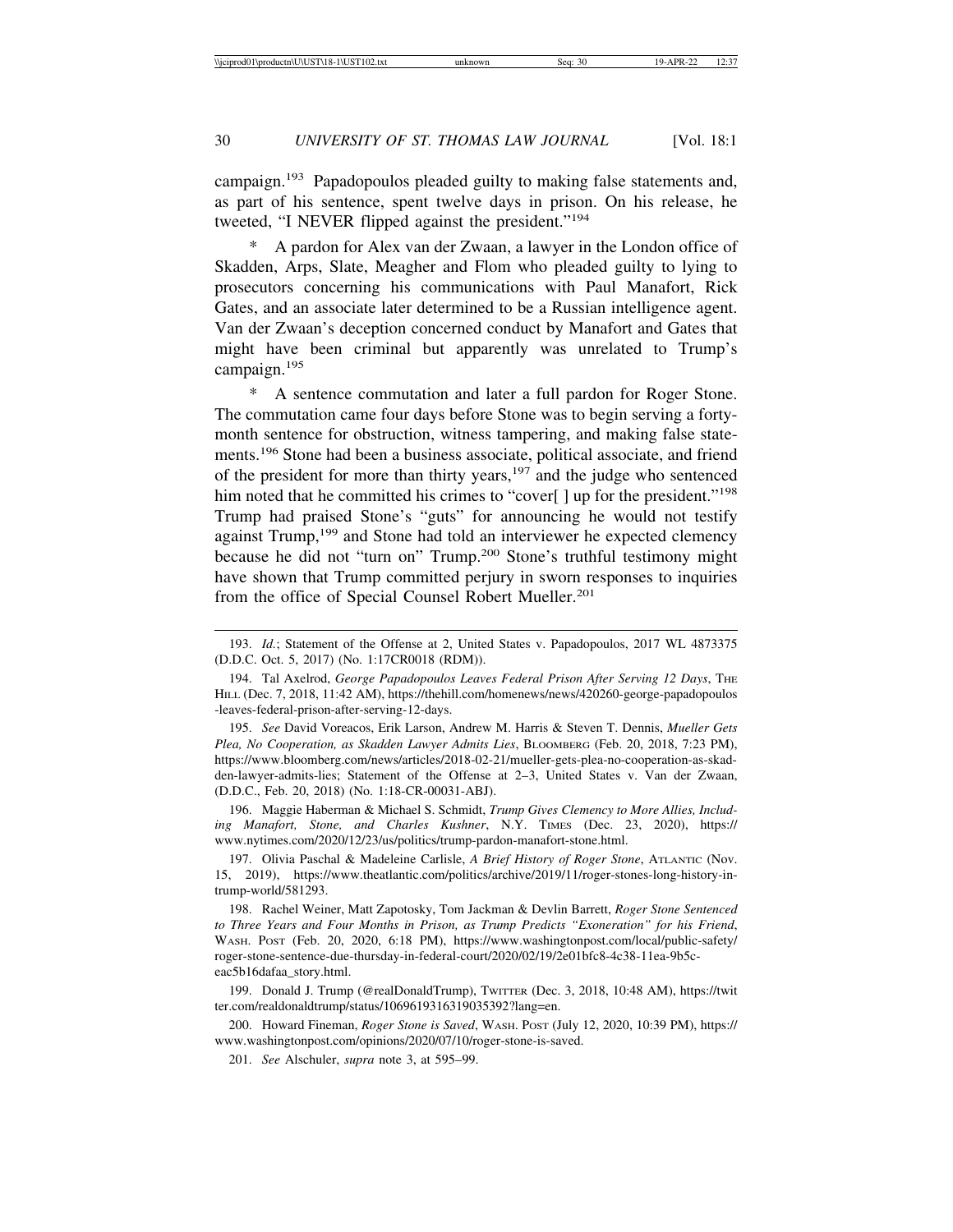campaign.[193] Papadopoulos pleaded guilty to making false statements and, as part of his sentence, spent twelve days in prison. On his release, he tweeted, "I NEVER flipped against the president."[194]

* A pardon for Alex van der Zwaan, a lawyer in the London office of Skadden, Arps, Slate, Meagher and Flom who pleaded guilty to lying to prosecutors concerning his communications with Paul Manafort, Rick Gates, and an associate later determined to be a Russian intelligence agent. Van der Zwaan's deception concerned conduct by Manafort and Gates that might have been criminal but apparently was unrelated to Trump's campaign.[195]

* A sentence commutation and later a full pardon for Roger Stone. The commutation came four days before Stone was to begin serving a forty-month sentence for obstruction, witness tampering, and making false statements.[196] Stone had been a business associate, political associate, and friend of the president for more than thirty years,[197] and the judge who sentenced him noted that he committed his crimes to "cover[ ] up for the president."[198] Trump had praised Stone's "guts" for announcing he would not testify against Trump,[199] and Stone had told an interviewer he expected clemency because he did not "turn on" Trump.[200] Stone's truthful testimony might have shown that Trump committed perjury in sworn responses to inquiries from the office of Special Counsel Robert Mueller.[201]

---

193. *Id.*; Statement of the Offense at 2, United States v. Papadopoulos, 2017 WL 4873375 (D.D.C. Oct. 5, 2017) (No. 1:17CR0018 (RDM)).

194. Tal Axelrod, *George Papadopoulos Leaves Federal Prison After Serving 12 Days*, The Hill (Dec. 7, 2018, 11:42 AM), https://thehill.com/homenews/news/420260-george-papadopoulos-leaves-federal-prison-after-serving-12-days.

195. *See* David Voreacos, Erik Larson, Andrew M. Harris & Steven T. Dennis, *Mueller Gets Plea, No Cooperation, as Skadden Lawyer Admits Lies*, Bloomberg (Feb. 20, 2018, 7:23 PM), https://www.bloomberg.com/news/articles/2018-02-21/mueller-gets-plea-no-cooperation-as-skadden-lawyer-admits-lies; Statement of the Offense at 2–3, United States v. Van der Zwaan, (D.D.C., Feb. 20, 2018) (No. 1:18-CR-00031-ABJ).

196. Maggie Haberman & Michael S. Schmidt, *Trump Gives Clemency to More Allies, Including Manafort, Stone, and Charles Kushner*, N.Y. Times (Dec. 23, 2020), https://www.nytimes.com/2020/12/23/us/politics/trump-pardon-manafort-stone.html.

197. Olivia Paschal & Madeleine Carlisle, *A Brief History of Roger Stone*, Atlantic (Nov. 15, 2019), https://www.theatlantic.com/politics/archive/2019/11/roger-stones-long-history-in-trump-world/581293.

198. Rachel Weiner, Matt Zapotosky, Tom Jackman & Devlin Barrett, *Roger Stone Sentenced to Three Years and Four Months in Prison, as Trump Predicts "Exoneration" for his Friend*, Wash. Post (Feb. 20, 2020, 6:18 PM), https://www.washingtonpost.com/local/public-safety/roger-stone-sentence-due-thursday-in-federal-court/2020/02/19/2e01bfc8-4c38-11ea-9b5c-eac5b16dafaa_story.html.

199. Donald J. Trump (@realDonaldTrump), Twitter (Dec. 3, 2018, 10:48 AM), https://twitter.com/realdonaldtrump/status/1069619316319035392?lang=en.

200. Howard Fineman, *Roger Stone is Saved*, Wash. Post (July 12, 2020, 10:39 PM), https://www.washingtonpost.com/opinions/2020/07/10/roger-stone-is-saved.

201. *See* Alschuler, *supra* note 3, at 595–99.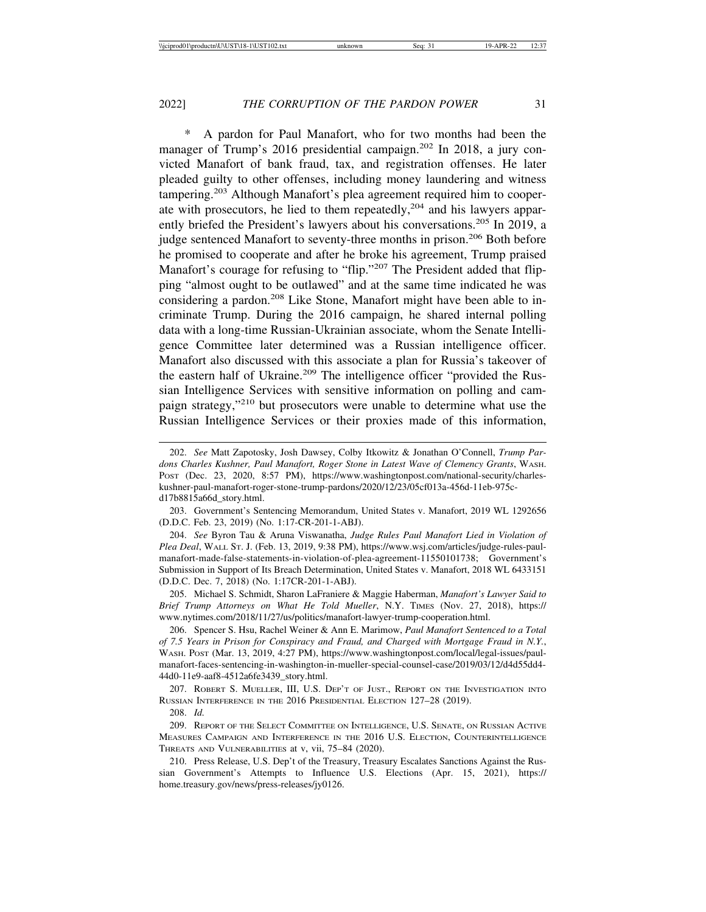* A pardon for Paul Manafort, who for two months had been the manager of Trump's 2016 presidential campaign.[202] In 2018, a jury convicted Manafort of bank fraud, tax, and registration offenses. He later pleaded guilty to other offenses, including money laundering and witness tampering.[203] Although Manafort's plea agreement required him to cooperate with prosecutors, he lied to them repeatedly,[204] and his lawyers apparently briefed the President's lawyers about his conversations.[205] In 2019, a judge sentenced Manafort to seventy-three months in prison.[206] Both before he promised to cooperate and after he broke his agreement, Trump praised Manafort's courage for refusing to "flip."[207] The President added that flipping "almost ought to be outlawed" and at the same time indicated he was considering a pardon.[208] Like Stone, Manafort might have been able to incriminate Trump. During the 2016 campaign, he shared internal polling data with a long-time Russian-Ukrainian associate, whom the Senate Intelligence Committee later determined was a Russian intelligence officer. Manafort also discussed with this associate a plan for Russia's takeover of the eastern half of Ukraine.[209] The intelligence officer "provided the Russian Intelligence Services with sensitive information on polling and campaign strategy,"[210] but prosecutors were unable to determine what use the Russian Intelligence Services or their proxies made of this information,

---

202. *See* Matt Zapotosky, Josh Dawsey, Colby Itkowitz & Jonathan O'Connell, *Trump Pardons Charles Kushner, Paul Manafort, Roger Stone in Latest Wave of Clemency Grants*, WASH. POST (Dec. 23, 2020, 8:57 PM), https://www.washingtonpost.com/national-security/charles-kushner-paul-manafort-roger-stone-trump-pardons/2020/12/23/05cf013a-456d-11eb-975c-d17b8815a66d_story.html.

203. Government's Sentencing Memorandum, United States v. Manafort, 2019 WL 1292656 (D.D.C. Feb. 23, 2019) (No. 1:17-CR-201-1-ABJ).

204. *See* Byron Tau & Aruna Viswanatha, *Judge Rules Paul Manafort Lied in Violation of Plea Deal*, WALL ST. J. (Feb. 13, 2019, 9:38 PM), https://www.wsj.com/articles/judge-rules-paul-manafort-made-false-statements-in-violation-of-plea-agreement-11550101738; Government's Submission in Support of Its Breach Determination, United States v. Manafort, 2018 WL 6433151 (D.D.C. Dec. 7, 2018) (No. 1:17CR-201-1-ABJ).

205. Michael S. Schmidt, Sharon LaFraniere & Maggie Haberman, *Manafort's Lawyer Said to Brief Trump Attorneys on What He Told Mueller*, N.Y. TIMES (Nov. 27, 2018), https://www.nytimes.com/2018/11/27/us/politics/manafort-lawyer-trump-cooperation.html.

206. Spencer S. Hsu, Rachel Weiner & Ann E. Marimow, *Paul Manafort Sentenced to a Total of 7.5 Years in Prison for Conspiracy and Fraud, and Charged with Mortgage Fraud in N.Y.*, WASH. POST (Mar. 13, 2019, 4:27 PM), https://www.washingtonpost.com/local/legal-issues/paul-manafort-faces-sentencing-in-washington-in-mueller-special-counsel-case/2019/03/12/d4d55dd4-44d0-11e9-aaf8-4512a6fe3439_story.html.

207. ROBERT S. MUELLER, III, U.S. DEP'T OF JUST., REPORT ON THE INVESTIGATION INTO RUSSIAN INTERFERENCE IN THE 2016 PRESIDENTIAL ELECTION 127–28 (2019).

208. *Id.*

209. REPORT OF THE SELECT COMMITTEE ON INTELLIGENCE, U.S. SENATE, ON RUSSIAN ACTIVE MEASURES CAMPAIGN AND INTERFERENCE IN THE 2016 U.S. ELECTION, COUNTERINTELLIGENCE THREATS AND VULNERABILITIES at v, vii, 75–84 (2020).

210. Press Release, U.S. Dep't of the Treasury, Treasury Escalates Sanctions Against the Russian Government's Attempts to Influence U.S. Elections (Apr. 15, 2021), https://home.treasury.gov/news/press-releases/jy0126.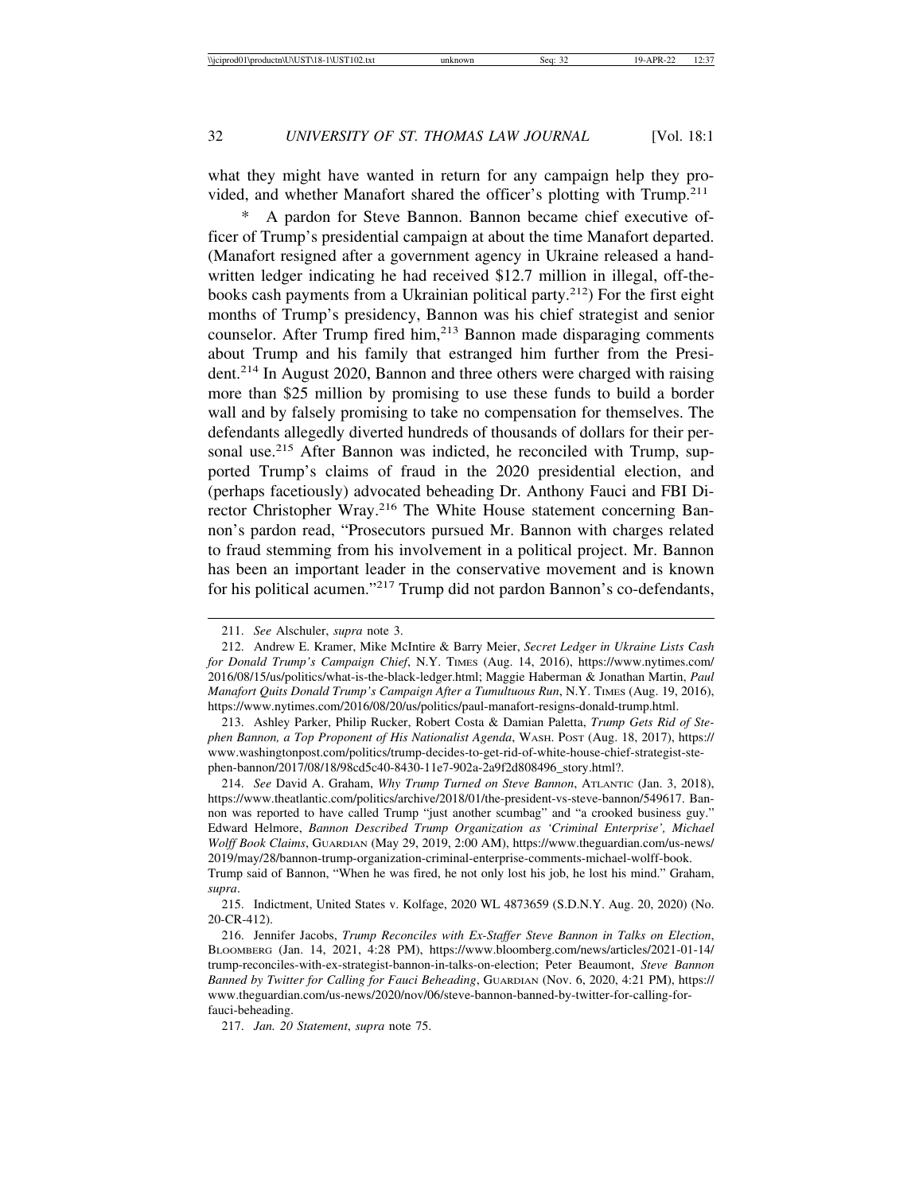what they might have wanted in return for any campaign help they provided, and whether Manafort shared the officer's plotting with Trump.[211]

\* A pardon for Steve Bannon. Bannon became chief executive officer of Trump's presidential campaign at about the time Manafort departed. (Manafort resigned after a government agency in Ukraine released a handwritten ledger indicating he had received $12.7 million in illegal, off-the-books cash payments from a Ukrainian political party.[212]) For the first eight months of Trump's presidency, Bannon was his chief strategist and senior counselor. After Trump fired him,[213] Bannon made disparaging comments about Trump and his family that estranged him further from the President.[214] In August 2020, Bannon and three others were charged with raising more than $25 million by promising to use these funds to build a border wall and by falsely promising to take no compensation for themselves. The defendants allegedly diverted hundreds of thousands of dollars for their personal use.[215] After Bannon was indicted, he reconciled with Trump, supported Trump's claims of fraud in the 2020 presidential election, and (perhaps facetiously) advocated beheading Dr. Anthony Fauci and FBI Director Christopher Wray.[216] The White House statement concerning Bannon's pardon read, "Prosecutors pursued Mr. Bannon with charges related to fraud stemming from his involvement in a political project. Mr. Bannon has been an important leader in the conservative movement and is known for his political acumen."[217] Trump did not pardon Bannon's co-defendants,

---

211. *See* Alschuler, *supra* note 3.

212. Andrew E. Kramer, Mike McIntire & Barry Meier, *Secret Ledger in Ukraine Lists Cash for Donald Trump's Campaign Chief*, N.Y. Times (Aug. 14, 2016), https://www.nytimes.com/2016/08/15/us/politics/what-is-the-black-ledger.html; Maggie Haberman & Jonathan Martin, *Paul Manafort Quits Donald Trump's Campaign After a Tumultuous Run*, N.Y. Times (Aug. 19, 2016), https://www.nytimes.com/2016/08/20/us/politics/paul-manafort-resigns-donald-trump.html.

213. Ashley Parker, Philip Rucker, Robert Costa & Damian Paletta, *Trump Gets Rid of Stephen Bannon, a Top Proponent of His Nationalist Agenda*, Wash. Post (Aug. 18, 2017), https://www.washingtonpost.com/politics/trump-decides-to-get-rid-of-white-house-chief-strategist-stephen-bannon/2017/08/18/98cd5c40-8430-11e7-902a-2a9f2d808496_story.html?.

214. *See* David A. Graham, *Why Trump Turned on Steve Bannon*, Atlantic (Jan. 3, 2018), https://www.theatlantic.com/politics/archive/2018/01/the-president-vs-steve-bannon/549617. Bannon was reported to have called Trump "just another scumbag" and "a crooked business guy." Edward Helmore, *Bannon Described Trump Organization as 'Criminal Enterprise', Michael Wolff Book Claims*, Guardian (May 29, 2019, 2:00 AM), https://www.theguardian.com/us-news/2019/may/28/bannon-trump-organization-criminal-enterprise-comments-michael-wolff-book. Trump said of Bannon, "When he was fired, he not only lost his job, he lost his mind." Graham, *supra*.

215. Indictment, United States v. Kolfage, 2020 WL 4873659 (S.D.N.Y. Aug. 20, 2020) (No. 20-CR-412).

216. Jennifer Jacobs, *Trump Reconciles with Ex-Staffer Steve Bannon in Talks on Election*, Bloomberg (Jan. 14, 2021, 4:28 PM), https://www.bloomberg.com/news/articles/2021-01-14/trump-reconciles-with-ex-strategist-bannon-in-talks-on-election; Peter Beaumont, *Steve Bannon Banned by Twitter for Calling for Fauci Beheading*, Guardian (Nov. 6, 2020, 4:21 PM), https://www.theguardian.com/us-news/2020/nov/06/steve-bannon-banned-by-twitter-for-calling-for-fauci-beheading.

217. *Jan. 20 Statement*, *supra* note 75.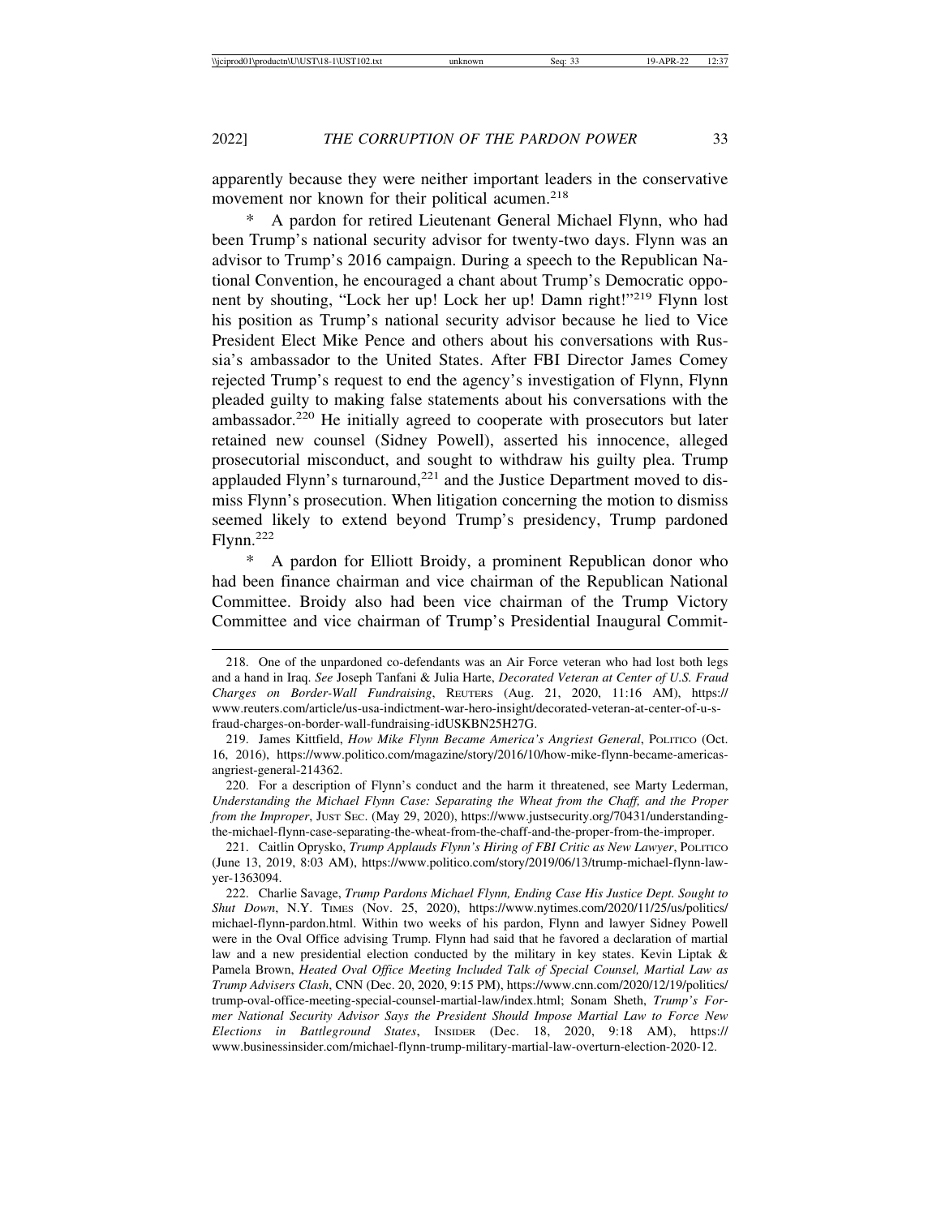apparently because they were neither important leaders in the conservative movement nor known for their political acumen.[218]

\* A pardon for retired Lieutenant General Michael Flynn, who had been Trump's national security advisor for twenty-two days. Flynn was an advisor to Trump's 2016 campaign. During a speech to the Republican National Convention, he encouraged a chant about Trump's Democratic opponent by shouting, "Lock her up! Lock her up! Damn right!"[219] Flynn lost his position as Trump's national security advisor because he lied to Vice President Elect Mike Pence and others about his conversations with Russia's ambassador to the United States. After FBI Director James Comey rejected Trump's request to end the agency's investigation of Flynn, Flynn pleaded guilty to making false statements about his conversations with the ambassador.[220] He initially agreed to cooperate with prosecutors but later retained new counsel (Sidney Powell), asserted his innocence, alleged prosecutorial misconduct, and sought to withdraw his guilty plea. Trump applauded Flynn's turnaround,[221] and the Justice Department moved to dismiss Flynn's prosecution. When litigation concerning the motion to dismiss seemed likely to extend beyond Trump's presidency, Trump pardoned Flynn.[222]

\* A pardon for Elliott Broidy, a prominent Republican donor who had been finance chairman and vice chairman of the Republican National Committee. Broidy also had been vice chairman of the Trump Victory Committee and vice chairman of Trump's Presidential Inaugural Commit-

---

218. One of the unpardoned co-defendants was an Air Force veteran who had lost both legs and a hand in Iraq. *See* Joseph Tanfani & Julia Harte, *Decorated Veteran at Center of U.S. Fraud Charges on Border-Wall Fundraising*, REUTERS (Aug. 21, 2020, 11:16 AM), https://www.reuters.com/article/us-usa-indictment-war-hero-insight/decorated-veteran-at-center-of-u-s-fraud-charges-on-border-wall-fundraising-idUSKBN25H27G.

219. James Kittfield, *How Mike Flynn Became America's Angriest General*, POLITICO (Oct. 16, 2016), https://www.politico.com/magazine/story/2016/10/how-mike-flynn-became-americas-angriest-general-214362.

220. For a description of Flynn's conduct and the harm it threatened, see Marty Lederman, *Understanding the Michael Flynn Case: Separating the Wheat from the Chaff, and the Proper from the Improper*, JUST SEC. (May 29, 2020), https://www.justsecurity.org/70431/understanding-the-michael-flynn-case-separating-the-wheat-from-the-chaff-and-the-proper-from-the-improper.

221. Caitlin Oprysko, *Trump Applauds Flynn's Hiring of FBI Critic as New Lawyer*, POLITICO (June 13, 2019, 8:03 AM), https://www.politico.com/story/2019/06/13/trump-michael-flynn-lawyer-1363094.

222. Charlie Savage, *Trump Pardons Michael Flynn, Ending Case His Justice Dept. Sought to Shut Down*, N.Y. TIMES (Nov. 25, 2020), https://www.nytimes.com/2020/11/25/us/politics/michael-flynn-pardon.html. Within two weeks of his pardon, Flynn and lawyer Sidney Powell were in the Oval Office advising Trump. Flynn had said that he favored a declaration of martial law and a new presidential election conducted by the military in key states. Kevin Liptak & Pamela Brown, *Heated Oval Office Meeting Included Talk of Special Counsel, Martial Law as Trump Advisers Clash*, CNN (Dec. 20, 2020, 9:15 PM), https://www.cnn.com/2020/12/19/politics/trump-oval-office-meeting-special-counsel-martial-law/index.html; Sonam Sheth, *Trump's Former National Security Advisor Says the President Should Impose Martial Law to Force New Elections in Battleground States*, INSIDER (Dec. 18, 2020, 9:18 AM), https://www.businessinsider.com/michael-flynn-trump-military-martial-law-overturn-election-2020-12.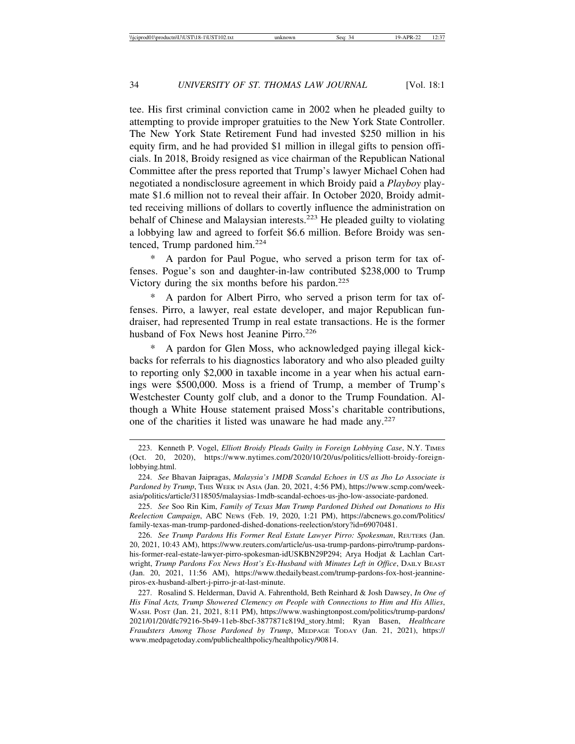tee. His first criminal conviction came in 2002 when he pleaded guilty to attempting to provide improper gratuities to the New York State Controller. The New York State Retirement Fund had invested $250 million in his equity firm, and he had provided $1 million in illegal gifts to pension officials. In 2018, Broidy resigned as vice chairman of the Republican National Committee after the press reported that Trump's lawyer Michael Cohen had negotiated a nondisclosure agreement in which Broidy paid a *Playboy* playmate $1.6 million not to reveal their affair. In October 2020, Broidy admitted receiving millions of dollars to covertly influence the administration on behalf of Chinese and Malaysian interests.[223] He pleaded guilty to violating a lobbying law and agreed to forfeit $6.6 million. Before Broidy was sentenced, Trump pardoned him.[224]

\* A pardon for Paul Pogue, who served a prison term for tax offenses. Pogue's son and daughter-in-law contributed $238,000 to Trump Victory during the six months before his pardon.[225]

\* A pardon for Albert Pirro, who served a prison term for tax offenses. Pirro, a lawyer, real estate developer, and major Republican fundraiser, had represented Trump in real estate transactions. He is the former husband of Fox News host Jeanine Pirro.[226]

\* A pardon for Glen Moss, who acknowledged paying illegal kickbacks for referrals to his diagnostics laboratory and who also pleaded guilty to reporting only $2,000 in taxable income in a year when his actual earnings were $500,000. Moss is a friend of Trump, a member of Trump's Westchester County golf club, and a donor to the Trump Foundation. Although a White House statement praised Moss's charitable contributions, one of the charities it listed was unaware he had made any.[227]

---

223. Kenneth P. Vogel, *Elliott Broidy Pleads Guilty in Foreign Lobbying Case*, N.Y. TIMES (Oct. 20, 2020), https://www.nytimes.com/2020/10/20/us/politics/elliott-broidy-foreign-lobbying.html.

224. *See* Bhavan Jaipragas, *Malaysia's 1MDB Scandal Echoes in US as Jho Lo Associate is Pardoned by Trump*, THIS WEEK IN ASIA (Jan. 20, 2021, 4:56 PM), https://www.scmp.com/week-asia/politics/article/3118505/malaysias-1mdb-scandal-echoes-us-jho-low-associate-pardoned.

225. *See* Soo Rin Kim, *Family of Texas Man Trump Pardoned Dished out Donations to His Reelection Campaign*, ABC NEWS (Feb. 19, 2020, 1:21 PM), https://abcnews.go.com/Politics/family-texas-man-trump-pardoned-dished-donations-reelection/story?id=69070481.

226. *See Trump Pardons His Former Real Estate Lawyer Pirro: Spokesman*, REUTERS (Jan. 20, 2021, 10:43 AM), https://www.reuters.com/article/us-usa-trump-pardons-pirro/trump-pardons-his-former-real-estate-lawyer-pirro-spokesman-idUSKBN29P294; Arya Hodjat & Lachlan Cartwright, *Trump Pardons Fox News Host's Ex-Husband with Minutes Left in Office*, DAILY BEAST (Jan. 20, 2021, 11:56 AM), https://www.thedailybeast.com/trump-pardons-fox-host-jeannine-piros-ex-husband-albert-j-pirro-jr-at-last-minute.

227. Rosalind S. Helderman, David A. Fahrenthold, Beth Reinhard & Josh Dawsey, *In One of His Final Acts, Trump Showered Clemency on People with Connections to Him and His Allies*, WASH. POST (Jan. 21, 2021, 8:11 PM), https://www.washingtonpost.com/politics/trump-pardons/2021/01/20/dfc79216-5b49-11eb-8bcf-3877871c819d_story.html; Ryan Basen, *Healthcare Fraudsters Among Those Pardoned by Trump*, MEDPAGE TODAY (Jan. 21, 2021), https://www.medpagetoday.com/publichealthpolicy/healthpolicy/90814.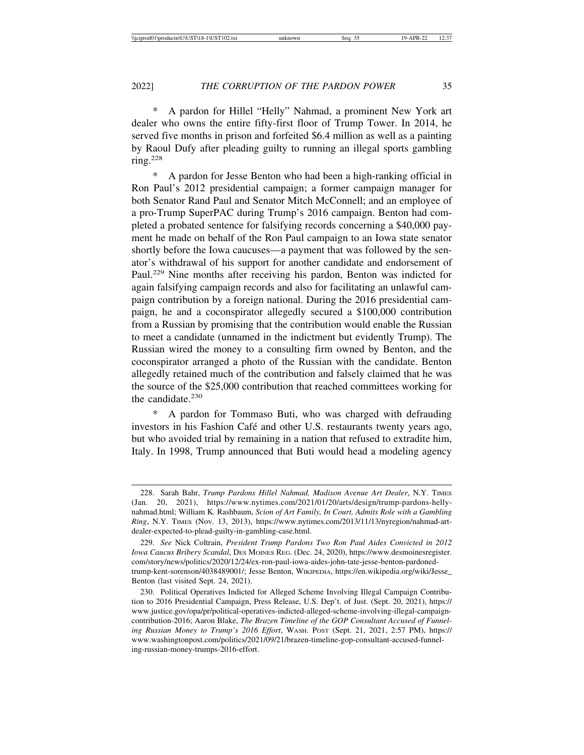\* A pardon for Hillel "Helly" Nahmad, a prominent New York art dealer who owns the entire fifty-first floor of Trump Tower. In 2014, he served five months in prison and forfeited $6.4 million as well as a painting by Raoul Dufy after pleading guilty to running an illegal sports gambling ring.[228]

\* A pardon for Jesse Benton who had been a high-ranking official in Ron Paul's 2012 presidential campaign; a former campaign manager for both Senator Rand Paul and Senator Mitch McConnell; and an employee of a pro-Trump SuperPAC during Trump's 2016 campaign. Benton had completed a probated sentence for falsifying records concerning a $40,000 payment he made on behalf of the Ron Paul campaign to an Iowa state senator shortly before the Iowa caucuses—a payment that was followed by the senator's withdrawal of his support for another candidate and endorsement of Paul.[229] Nine months after receiving his pardon, Benton was indicted for again falsifying campaign records and also for facilitating an unlawful campaign contribution by a foreign national. During the 2016 presidential campaign, he and a coconspirator allegedly secured a $100,000 contribution from a Russian by promising that the contribution would enable the Russian to meet a candidate (unnamed in the indictment but evidently Trump). The Russian wired the money to a consulting firm owned by Benton, and the coconspirator arranged a photo of the Russian with the candidate. Benton allegedly retained much of the contribution and falsely claimed that he was the source of the $25,000 contribution that reached committees working for the candidate.[230]

\* A pardon for Tommaso Buti, who was charged with defrauding investors in his Fashion Café and other U.S. restaurants twenty years ago, but who avoided trial by remaining in a nation that refused to extradite him, Italy. In 1998, Trump announced that Buti would head a modeling agency

---

228. Sarah Bahr, *Trump Pardons Hillel Nahmad, Madison Avenue Art Dealer*, N.Y. TIMES (Jan. 20, 2021), https://www.nytimes.com/2021/01/20/arts/design/trump-pardons-helly-nahmad.html; William K. Rashbaum, *Scion of Art Family, In Court, Admits Role with a Gambling Ring*, N.Y. TIMES (Nov. 13, 2013), https://www.nytimes.com/2013/11/13/nyregion/nahmad-art-dealer-expected-to-plead-guilty-in-gambling-case.html.

229. *See* Nick Coltrain, *President Trump Pardons Two Ron Paul Aides Convicted in 2012 Iowa Caucus Bribery Scandal*, DES MOINES REG. (Dec. 24, 2020), https://www.desmoinesregister.com/story/news/politics/2020/12/24/ex-ron-paul-iowa-aides-john-tate-jesse-benton-pardoned-trump-kent-sorenson/4038489001/; Jesse Benton, WIKIPEDIA, https://en.wikipedia.org/wiki/Jesse_Benton (last visited Sept. 24, 2021).

230. Political Operatives Indicted for Alleged Scheme Involving Illegal Campaign Contribution to 2016 Presidential Campaign, Press Release, U.S. Dep't. of Just. (Sept. 20, 2021), https://www.justice.gov/opa/pr/political-operatives-indicted-alleged-scheme-involving-illegal-campaign-contribution-2016; Aaron Blake, *The Brazen Timeline of the GOP Consultant Accused of Funneling Russian Money to Trump's 2016 Effort*, WASH. POST (Sept. 21, 2021, 2:57 PM), https://www.washingtonpost.com/politics/2021/09/21/brazen-timeline-gop-consultant-accused-funneling-russian-money-trumps-2016-effort.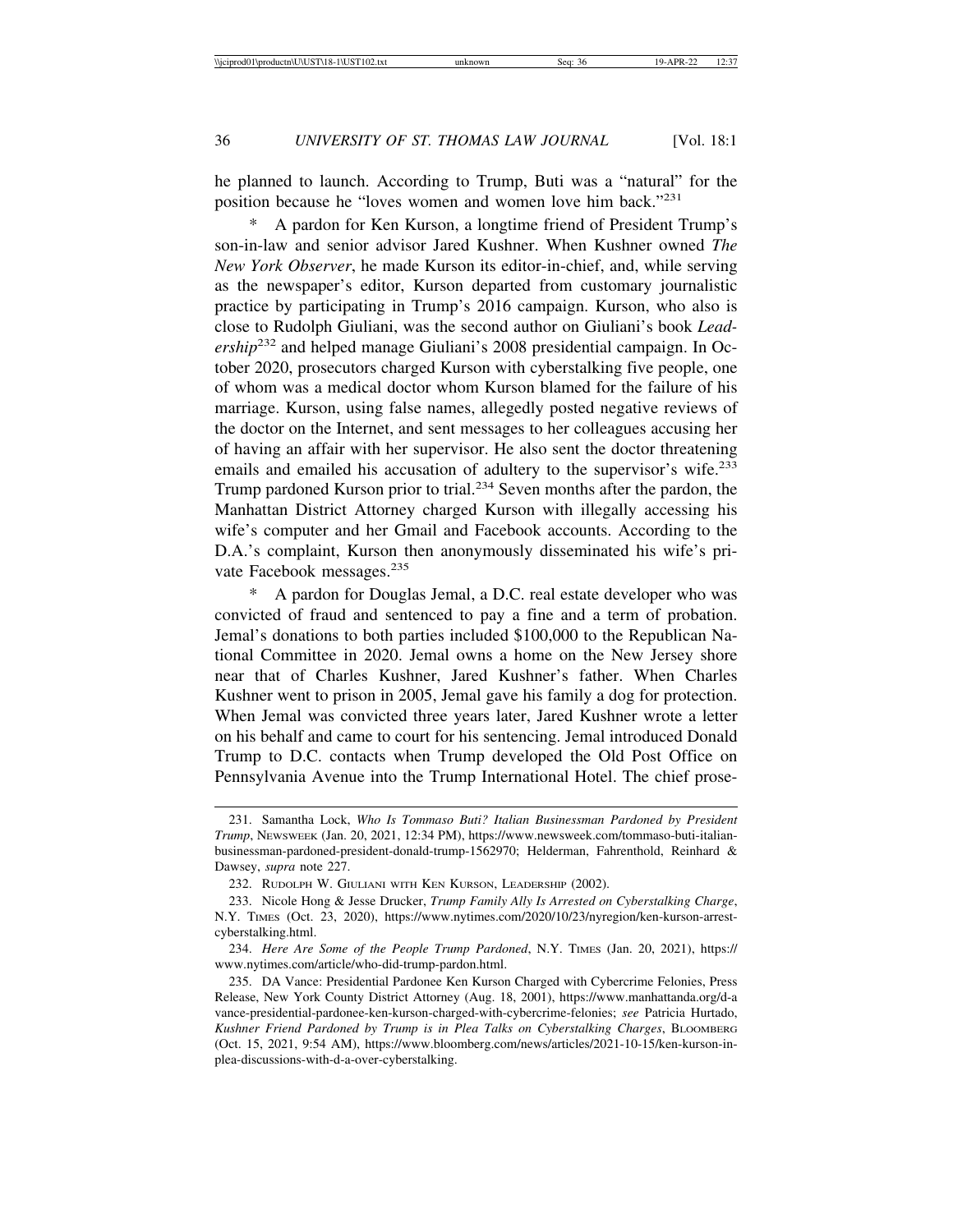he planned to launch. According to Trump, Buti was a "natural" for the position because he "loves women and women love him back."[231]

* A pardon for Ken Kurson, a longtime friend of President Trump's son-in-law and senior advisor Jared Kushner. When Kushner owned *The New York Observer*, he made Kurson its editor-in-chief, and, while serving as the newspaper's editor, Kurson departed from customary journalistic practice by participating in Trump's 2016 campaign. Kurson, who also is close to Rudolph Giuliani, was the second author on Giuliani's book *Leadership*[232] and helped manage Giuliani's 2008 presidential campaign. In October 2020, prosecutors charged Kurson with cyberstalking five people, one of whom was a medical doctor whom Kurson blamed for the failure of his marriage. Kurson, using false names, allegedly posted negative reviews of the doctor on the Internet, and sent messages to her colleagues accusing her of having an affair with her supervisor. He also sent the doctor threatening emails and emailed his accusation of adultery to the supervisor's wife.[233] Trump pardoned Kurson prior to trial.[234] Seven months after the pardon, the Manhattan District Attorney charged Kurson with illegally accessing his wife's computer and her Gmail and Facebook accounts. According to the D.A.'s complaint, Kurson then anonymously disseminated his wife's private Facebook messages.[235]

* A pardon for Douglas Jemal, a D.C. real estate developer who was convicted of fraud and sentenced to pay a fine and a term of probation. Jemal's donations to both parties included $100,000 to the Republican National Committee in 2020. Jemal owns a home on the New Jersey shore near that of Charles Kushner, Jared Kushner's father. When Charles Kushner went to prison in 2005, Jemal gave his family a dog for protection. When Jemal was convicted three years later, Jared Kushner wrote a letter on his behalf and came to court for his sentencing. Jemal introduced Donald Trump to D.C. contacts when Trump developed the Old Post Office on Pennsylvania Avenue into the Trump International Hotel. The chief prose-

---

231. Samantha Lock, *Who Is Tommaso Buti? Italian Businessman Pardoned by President Trump*, NEWSWEEK (Jan. 20, 2021, 12:34 PM), https://www.newsweek.com/tommaso-buti-italian-businessman-pardoned-president-donald-trump-1562970; Helderman, Fahrenthold, Reinhard & Dawsey, *supra* note 227.

232. RUDOLPH W. GIULIANI WITH KEN KURSON, LEADERSHIP (2002).

233. Nicole Hong & Jesse Drucker, *Trump Family Ally Is Arrested on Cyberstalking Charge*, N.Y. TIMES (Oct. 23, 2020), https://www.nytimes.com/2020/10/23/nyregion/ken-kurson-arrest-cyberstalking.html.

234. *Here Are Some of the People Trump Pardoned*, N.Y. TIMES (Jan. 20, 2021), https://www.nytimes.com/article/who-did-trump-pardon.html.

235. DA Vance: Presidential Pardonee Ken Kurson Charged with Cybercrime Felonies, Press Release, New York County District Attorney (Aug. 18, 2001), https://www.manhattanda.org/d-a vance-presidential-pardonee-ken-kurson-charged-with-cybercrime-felonies; *see* Patricia Hurtado, *Kushner Friend Pardoned by Trump is in Plea Talks on Cyberstalking Charges*, BLOOMBERG (Oct. 15, 2021, 9:54 AM), https://www.bloomberg.com/news/articles/2021-10-15/ken-kurson-in-plea-discussions-with-d-a-over-cyberstalking.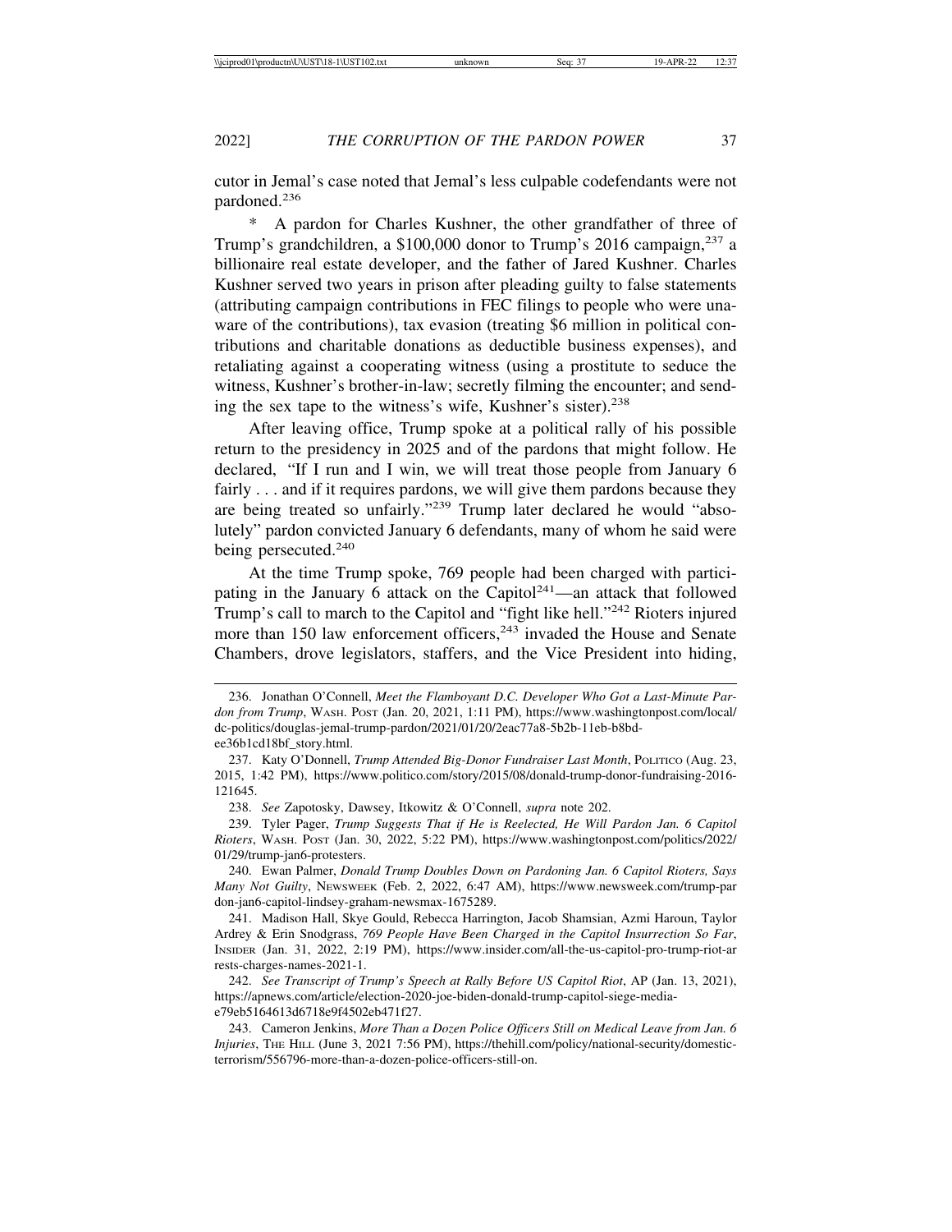cutor in Jemal's case noted that Jemal's less culpable codefendants were not pardoned.[236]

\* A pardon for Charles Kushner, the other grandfather of three of Trump's grandchildren, a $100,000 donor to Trump's 2016 campaign,[237] a billionaire real estate developer, and the father of Jared Kushner. Charles Kushner served two years in prison after pleading guilty to false statements (attributing campaign contributions in FEC filings to people who were unaware of the contributions), tax evasion (treating $6 million in political contributions and charitable donations as deductible business expenses), and retaliating against a cooperating witness (using a prostitute to seduce the witness, Kushner's brother-in-law; secretly filming the encounter; and sending the sex tape to the witness's wife, Kushner's sister).[238]

After leaving office, Trump spoke at a political rally of his possible return to the presidency in 2025 and of the pardons that might follow. He declared, "If I run and I win, we will treat those people from January 6 fairly . . . and if it requires pardons, we will give them pardons because they are being treated so unfairly."[239] Trump later declared he would "absolutely" pardon convicted January 6 defendants, many of whom he said were being persecuted.[240]

At the time Trump spoke, 769 people had been charged with participating in the January 6 attack on the Capitol[241]—an attack that followed Trump's call to march to the Capitol and "fight like hell."[242] Rioters injured more than 150 law enforcement officers,[243] invaded the House and Senate Chambers, drove legislators, staffers, and the Vice President into hiding,

---

236. Jonathan O'Connell, *Meet the Flamboyant D.C. Developer Who Got a Last-Minute Pardon from Trump*, WASH. POST (Jan. 20, 2021, 1:11 PM), https://www.washingtonpost.com/local/dc-politics/douglas-jemal-trump-pardon/2021/01/20/2eac77a8-5b2b-11eb-b8bd-ee36b1cd18bf_story.html.

237. Katy O'Donnell, *Trump Attended Big-Donor Fundraiser Last Month*, POLITICO (Aug. 23, 2015, 1:42 PM), https://www.politico.com/story/2015/08/donald-trump-donor-fundraising-2016-121645.

238. *See* Zapotosky, Dawsey, Itkowitz & O'Connell, *supra* note 202.

239. Tyler Pager, *Trump Suggests That if He is Reelected, He Will Pardon Jan. 6 Capitol Rioters*, WASH. POST (Jan. 30, 2022, 5:22 PM), https://www.washingtonpost.com/politics/2022/01/29/trump-jan6-protesters.

240. Ewan Palmer, *Donald Trump Doubles Down on Pardoning Jan. 6 Capitol Rioters, Says Many Not Guilty*, NEWSWEEK (Feb. 2, 2022, 6:47 AM), https://www.newsweek.com/trump-pardon-jan6-capitol-lindsey-graham-newsmax-1675289.

241. Madison Hall, Skye Gould, Rebecca Harrington, Jacob Shamsian, Azmi Haroun, Taylor Ardrey & Erin Snodgrass, *769 People Have Been Charged in the Capitol Insurrection So Far*, INSIDER (Jan. 31, 2022, 2:19 PM), https://www.insider.com/all-the-us-capitol-pro-trump-riot-arrests-charges-names-2021-1.

242. *See Transcript of Trump's Speech at Rally Before US Capitol Riot*, AP (Jan. 13, 2021), https://apnews.com/article/election-2020-joe-biden-donald-trump-capitol-siege-media-e79eb5164613d6718e9f4502eb471f27.

243. Cameron Jenkins, *More Than a Dozen Police Officers Still on Medical Leave from Jan. 6 Injuries*, THE HILL (June 3, 2021 7:56 PM), https://thehill.com/policy/national-security/domestic-terrorism/556796-more-than-a-dozen-police-officers-still-on.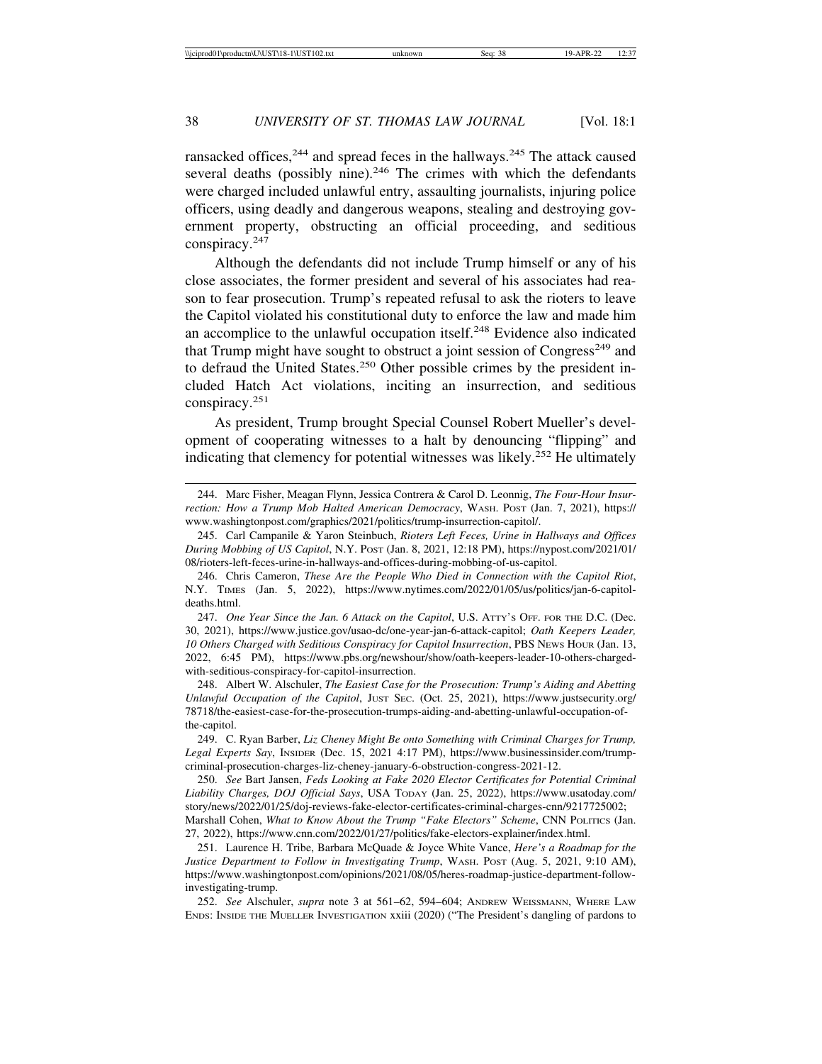ransacked offices,[244] and spread feces in the hallways.[245] The attack caused several deaths (possibly nine).[246] The crimes with which the defendants were charged included unlawful entry, assaulting journalists, injuring police officers, using deadly and dangerous weapons, stealing and destroying government property, obstructing an official proceeding, and seditious conspiracy.[247]

Although the defendants did not include Trump himself or any of his close associates, the former president and several of his associates had reason to fear prosecution. Trump's repeated refusal to ask the rioters to leave the Capitol violated his constitutional duty to enforce the law and made him an accomplice to the unlawful occupation itself.[248] Evidence also indicated that Trump might have sought to obstruct a joint session of Congress[249] and to defraud the United States.[250] Other possible crimes by the president included Hatch Act violations, inciting an insurrection, and seditious conspiracy.[251]

As president, Trump brought Special Counsel Robert Mueller's development of cooperating witnesses to a halt by denouncing "flipping" and indicating that clemency for potential witnesses was likely.[252] He ultimately

---

244. Marc Fisher, Meagan Flynn, Jessica Contrera & Carol D. Leonnig, *The Four-Hour Insurrection: How a Trump Mob Halted American Democracy*, WASH. POST (Jan. 7, 2021), https://www.washingtonpost.com/graphics/2021/politics/trump-insurrection-capitol/.

245. Carl Campanile & Yaron Steinbuch, *Rioters Left Feces, Urine in Hallways and Offices During Mobbing of US Capitol*, N.Y. POST (Jan. 8, 2021, 12:18 PM), https://nypost.com/2021/01/08/rioters-left-feces-urine-in-hallways-and-offices-during-mobbing-of-us-capitol.

246. Chris Cameron, *These Are the People Who Died in Connection with the Capitol Riot*, N.Y. TIMES (Jan. 5, 2022), https://www.nytimes.com/2022/01/05/us/politics/jan-6-capitol-deaths.html.

247. *One Year Since the Jan. 6 Attack on the Capitol*, U.S. ATTY'S OFF. FOR THE D.C. (Dec. 30, 2021), https://www.justice.gov/usao-dc/one-year-jan-6-attack-capitol; *Oath Keepers Leader, 10 Others Charged with Seditious Conspiracy for Capitol Insurrection*, PBS NEWS HOUR (Jan. 13, 2022, 6:45 PM), https://www.pbs.org/newshour/show/oath-keepers-leader-10-others-charged-with-seditious-conspiracy-for-capitol-insurrection.

248. Albert W. Alschuler, *The Easiest Case for the Prosecution: Trump's Aiding and Abetting Unlawful Occupation of the Capitol*, JUST SEC. (Oct. 25, 2021), https://www.justsecurity.org/78718/the-easiest-case-for-the-prosecution-trumps-aiding-and-abetting-unlawful-occupation-of-the-capitol.

249. C. Ryan Barber, *Liz Cheney Might Be onto Something with Criminal Charges for Trump, Legal Experts Say*, INSIDER (Dec. 15, 2021 4:17 PM), https://www.businessinsider.com/trump-criminal-prosecution-charges-liz-cheney-january-6-obstruction-congress-2021-12.

250. *See* Bart Jansen, *Feds Looking at Fake 2020 Elector Certificates for Potential Criminal Liability Charges, DOJ Official Says*, USA TODAY (Jan. 25, 2022), https://www.usatoday.com/story/news/2022/01/25/doj-reviews-fake-elector-certificates-criminal-charges-cnn/9217725002; Marshall Cohen, *What to Know About the Trump "Fake Electors" Scheme*, CNN POLITICS (Jan. 27, 2022), https://www.cnn.com/2022/01/27/politics/fake-electors-explainer/index.html.

251. Laurence H. Tribe, Barbara McQuade & Joyce White Vance, *Here's a Roadmap for the Justice Department to Follow in Investigating Trump*, WASH. POST (Aug. 5, 2021, 9:10 AM), https://www.washingtonpost.com/opinions/2021/08/05/heres-roadmap-justice-department-follow-investigating-trump.

252. *See* Alschuler, *supra* note 3 at 561–62, 594–604; ANDREW WEISSMANN, WHERE LAW ENDS: INSIDE THE MUELLER INVESTIGATION xxiii (2020) ("The President's dangling of pardons to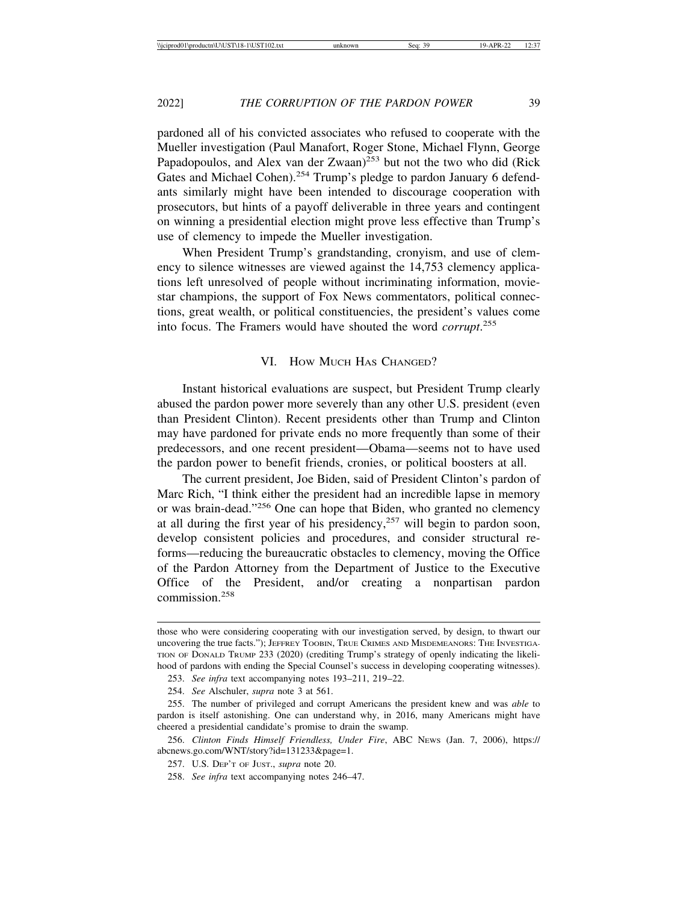pardoned all of his convicted associates who refused to cooperate with the Mueller investigation (Paul Manafort, Roger Stone, Michael Flynn, George Papadopoulos, and Alex van der Zwaan)[253] but not the two who did (Rick Gates and Michael Cohen).[254] Trump's pledge to pardon January 6 defendants similarly might have been intended to discourage cooperation with prosecutors, but hints of a payoff deliverable in three years and contingent on winning a presidential election might prove less effective than Trump's use of clemency to impede the Mueller investigation.

When President Trump's grandstanding, cronyism, and use of clemency to silence witnesses are viewed against the 14,753 clemency applications left unresolved of people without incriminating information, movie-star champions, the support of Fox News commentators, political connections, great wealth, or political constituencies, the president's values come into focus. The Framers would have shouted the word *corrupt*.[255]

## VI. How Much Has Changed?

Instant historical evaluations are suspect, but President Trump clearly abused the pardon power more severely than any other U.S. president (even than President Clinton). Recent presidents other than Trump and Clinton may have pardoned for private ends no more frequently than some of their predecessors, and one recent president—Obama—seems not to have used the pardon power to benefit friends, cronies, or political boosters at all.

The current president, Joe Biden, said of President Clinton's pardon of Marc Rich, "I think either the president had an incredible lapse in memory or was brain-dead."[256] One can hope that Biden, who granted no clemency at all during the first year of his presidency,[257] will begin to pardon soon, develop consistent policies and procedures, and consider structural reforms—reducing the bureaucratic obstacles to clemency, moving the Office of the Pardon Attorney from the Department of Justice to the Executive Office of the President, and/or creating a nonpartisan pardon commission.[258]

---

those who were considering cooperating with our investigation served, by design, to thwart our uncovering the true facts."); Jeffrey Toobin, True Crimes and Misdemeanors: The Investigation of Donald Trump 233 (2020) (crediting Trump's strategy of openly indicating the likelihood of pardons with ending the Special Counsel's success in developing cooperating witnesses).

253. *See infra* text accompanying notes 193–211, 219–22.

254. *See* Alschuler, *supra* note 3 at 561.

255. The number of privileged and corrupt Americans the president knew and was *able* to pardon is itself astonishing. One can understand why, in 2016, many Americans might have cheered a presidential candidate's promise to drain the swamp.

256. *Clinton Finds Himself Friendless, Under Fire*, ABC News (Jan. 7, 2006), https://abcnews.go.com/WNT/story?id=131233&page=1.

257. U.S. Dep't of Just., *supra* note 20.

258. *See infra* text accompanying notes 246–47.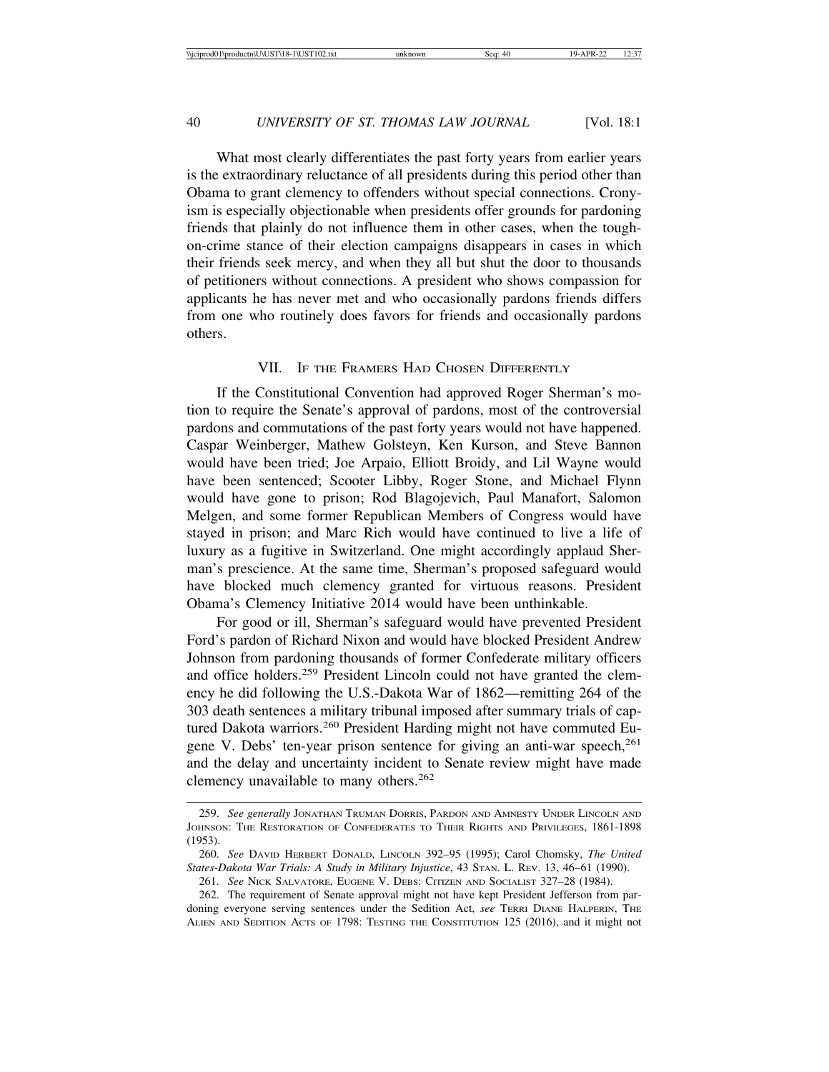What most clearly differentiates the past forty years from earlier years is the extraordinary reluctance of all presidents during this period other than Obama to grant clemency to offenders without special connections. Cronyism is especially objectionable when presidents offer grounds for pardoning friends that plainly do not influence them in other cases, when the tough-on-crime stance of their election campaigns disappears in cases in which their friends seek mercy, and when they all but shut the door to thousands of petitioners without connections. A president who shows compassion for applicants he has never met and who occasionally pardons friends differs from one who routinely does favors for friends and occasionally pardons others.

## VII. If the Framers Had Chosen Differently

If the Constitutional Convention had approved Roger Sherman's motion to require the Senate's approval of pardons, most of the controversial pardons and commutations of the past forty years would not have happened. Caspar Weinberger, Mathew Golsteyn, Ken Kurson, and Steve Bannon would have been tried; Joe Arpaio, Elliott Broidy, and Lil Wayne would have been sentenced; Scooter Libby, Roger Stone, and Michael Flynn would have gone to prison; Rod Blagojevich, Paul Manafort, Salomon Melgen, and some former Republican Members of Congress would have stayed in prison; and Marc Rich would have continued to live a life of luxury as a fugitive in Switzerland. One might accordingly applaud Sherman's prescience. At the same time, Sherman's proposed safeguard would have blocked much clemency granted for virtuous reasons. President Obama's Clemency Initiative 2014 would have been unthinkable.

For good or ill, Sherman's safeguard would have prevented President Ford's pardon of Richard Nixon and would have blocked President Andrew Johnson from pardoning thousands of former Confederate military officers and office holders.[259] President Lincoln could not have granted the clemency he did following the U.S.-Dakota War of 1862—remitting 264 of the 303 death sentences a military tribunal imposed after summary trials of captured Dakota warriors.[260] President Harding might not have commuted Eugene V. Debs' ten-year prison sentence for giving an anti-war speech,[261] and the delay and uncertainty incident to Senate review might have made clemency unavailable to many others.[262]

---

259. *See generally* Jonathan Truman Dorris, Pardon and Amnesty Under Lincoln and Johnson: The Restoration of Confederates to Their Rights and Privileges, 1861-1898 (1953).

260. *See* David Herbert Donald, Lincoln 392–95 (1995); Carol Chomsky, *The United States-Dakota War Trials: A Study in Military Injustice*, 43 Stan. L. Rev. 13, 46–61 (1990).

261. *See* Nick Salvatore, Eugene V. Debs: Citizen and Socialist 327–28 (1984).

262. The requirement of Senate approval might not have kept President Jefferson from pardoning everyone serving sentences under the Sedition Act, *see* Terri Diane Halperin, The Alien and Sedition Acts of 1798: Testing the Constitution 125 (2016), and it might not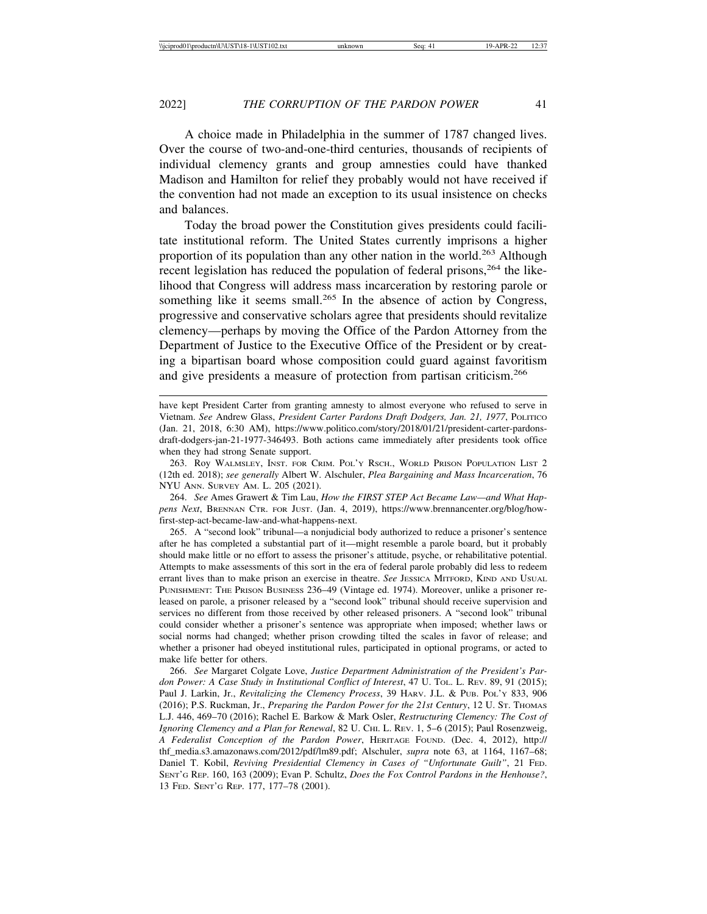A choice made in Philadelphia in the summer of 1787 changed lives. Over the course of two-and-one-third centuries, thousands of recipients of individual clemency grants and group amnesties could have thanked Madison and Hamilton for relief they probably would not have received if the convention had not made an exception to its usual insistence on checks and balances.

Today the broad power the Constitution gives presidents could facilitate institutional reform. The United States currently imprisons a higher proportion of its population than any other nation in the world.[263] Although recent legislation has reduced the population of federal prisons,[264] the likelihood that Congress will address mass incarceration by restoring parole or something like it seems small.[265] In the absence of action by Congress, progressive and conservative scholars agree that presidents should revitalize clemency—perhaps by moving the Office of the Pardon Attorney from the Department of Justice to the Executive Office of the President or by creating a bipartisan board whose composition could guard against favoritism and give presidents a measure of protection from partisan criticism.[266]

---

have kept President Carter from granting amnesty to almost everyone who refused to serve in Vietnam. *See* Andrew Glass, *President Carter Pardons Draft Dodgers, Jan. 21, 1977*, POLITICO (Jan. 21, 2018, 6:30 AM), https://www.politico.com/story/2018/01/21/president-carter-pardons-draft-dodgers-jan-21-1977-346493. Both actions came immediately after presidents took office when they had strong Senate support.

263. Roy Walmsley, Inst. for Crim. Pol'y Rsch., World Prison Population List 2 (12th ed. 2018); *see generally* Albert W. Alschuler, *Plea Bargaining and Mass Incarceration*, 76 NYU Ann. Survey Am. L. 205 (2021).

264. *See* Ames Grawert & Tim Lau, *How the FIRST STEP Act Became Law—and What Happens Next*, Brennan Ctr. for Just. (Jan. 4, 2019), https://www.brennancenter.org/blog/how-first-step-act-became-law-and-what-happens-next.

265. A "second look" tribunal—a nonjudicial body authorized to reduce a prisoner's sentence after he has completed a substantial part of it—might resemble a parole board, but it probably should make little or no effort to assess the prisoner's attitude, psyche, or rehabilitative potential. Attempts to make assessments of this sort in the era of federal parole probably did less to redeem errant lives than to make prison an exercise in theatre. *See* Jessica Mitford, Kind and Usual Punishment: The Prison Business 236–49 (Vintage ed. 1974). Moreover, unlike a prisoner released on parole, a prisoner released by a "second look" tribunal should receive supervision and services no different from those received by other released prisoners. A "second look" tribunal could consider whether a prisoner's sentence was appropriate when imposed; whether laws or social norms had changed; whether prison crowding tilted the scales in favor of release; and whether a prisoner had obeyed institutional rules, participated in optional programs, or acted to make life better for others.

266. *See* Margaret Colgate Love, *Justice Department Administration of the President's Pardon Power: A Case Study in Institutional Conflict of Interest*, 47 U. Tol. L. Rev. 89, 91 (2015); Paul J. Larkin, Jr., *Revitalizing the Clemency Process*, 39 Harv. J.L. & Pub. Pol'y 833, 906 (2016); P.S. Ruckman, Jr., *Preparing the Pardon Power for the 21st Century*, 12 U. St. Thomas L.J. 446, 469–70 (2016); Rachel E. Barkow & Mark Osler, *Restructuring Clemency: The Cost of Ignoring Clemency and a Plan for Renewal*, 82 U. Chi. L. Rev. 1, 5–6 (2015); Paul Rosenzweig, *A Federalist Conception of the Pardon Power*, Heritage Found. (Dec. 4, 2012), http://thf_media.s3.amazonaws.com/2012/pdf/lm89.pdf; Alschuler, *supra* note 63, at 1164, 1167–68; Daniel T. Kobil, *Reviving Presidential Clemency in Cases of "Unfortunate Guilt"*, 21 Fed. Sent'g Rep. 160, 163 (2009); Evan P. Schultz, *Does the Fox Control Pardons in the Henhouse?*, 13 Fed. Sent'g Rep. 177, 177–78 (2001).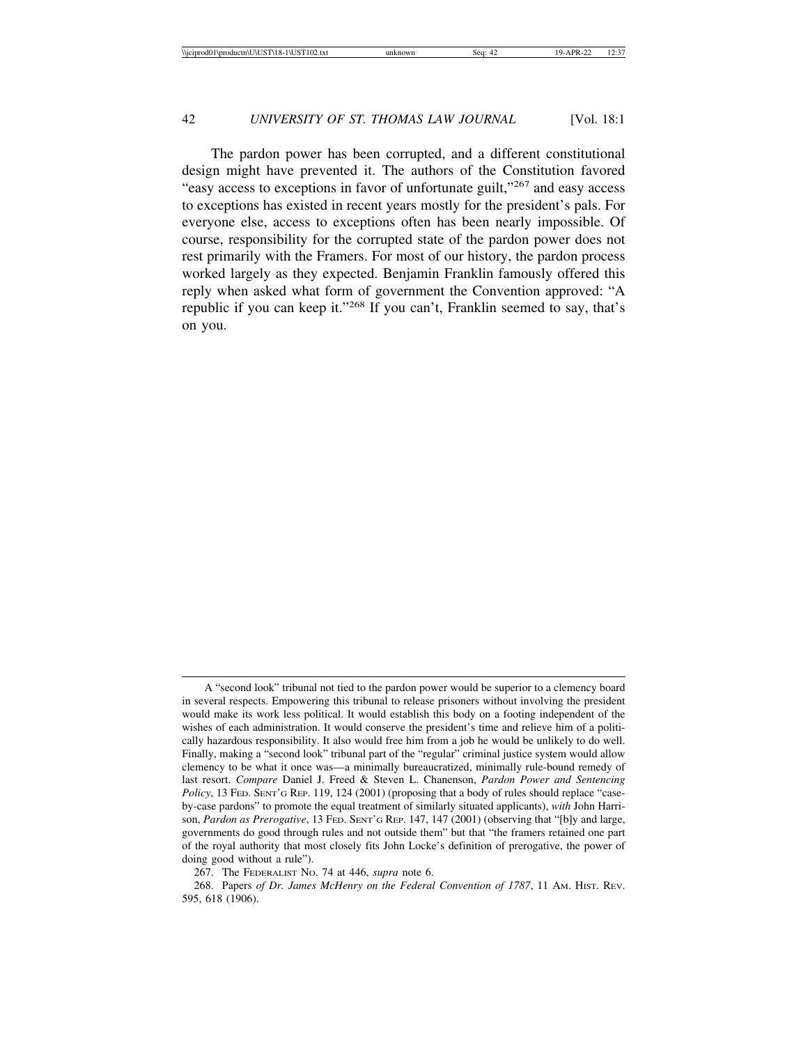The pardon power has been corrupted, and a different constitutional design might have prevented it. The authors of the Constitution favored "easy access to exceptions in favor of unfortunate guilt,"[267] and easy access to exceptions has existed in recent years mostly for the president's pals. For everyone else, access to exceptions often has been nearly impossible. Of course, responsibility for the corrupted state of the pardon power does not rest primarily with the Framers. For most of our history, the pardon process worked largely as they expected. Benjamin Franklin famously offered this reply when asked what form of government the Convention approved: "A republic if you can keep it."[268] If you can't, Franklin seemed to say, that's on you.

---

A "second look" tribunal not tied to the pardon power would be superior to a clemency board in several respects. Empowering this tribunal to release prisoners without involving the president would make its work less political. It would establish this body on a footing independent of the wishes of each administration. It would conserve the president's time and relieve him of a politically hazardous responsibility. It also would free him from a job he would be unlikely to do well. Finally, making a "second look" tribunal part of the "regular" criminal justice system would allow clemency to be what it once was—a minimally bureaucratized, minimally rule-bound remedy of last resort. *Compare* Daniel J. Freed & Steven L. Chanenson, *Pardon Power and Sentencing Policy*, 13 FED. SENT'G REP. 119, 124 (2001) (proposing that a body of rules should replace "case-by-case pardons" to promote the equal treatment of similarly situated applicants), *with* John Harrison, *Pardon as Prerogative*, 13 FED. SENT'G REP. 147, 147 (2001) (observing that "[b]y and large, governments do good through rules and not outside them" but that "the framers retained one part of the royal authority that most closely fits John Locke's definition of prerogative, the power of doing good without a rule").

267. The FEDERALIST NO. 74 at 446, *supra* note 6.

268. Papers *of Dr. James McHenry on the Federal Convention of 1787*, 11 AM. HIST. REV. 595, 618 (1906).